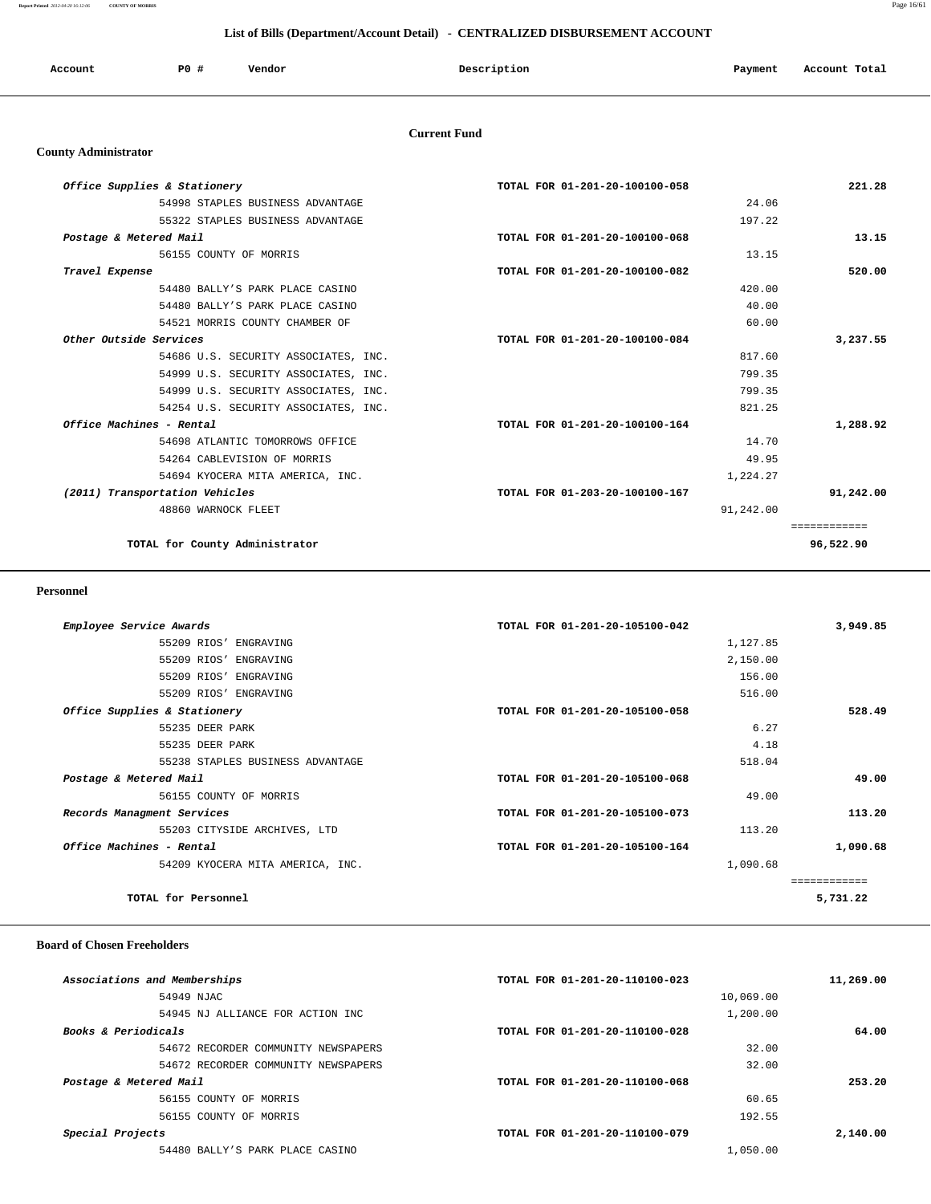# List of Bills (Department/Account Detail) - CENTRALIZED DISBURSEMENT ACCOUNT

| Account | PO # | Vendor | Description | Payment | Account Total |
|---|---|---|---|---|---|

## Current Fund

### County Administrator

| Account | PO # | Vendor | Description | Payment | Account Total |
|---|---|---|---|---|---|
| *Office Supplies & Stationery* | | | TOTAL FOR 01-201-20-100100-058 | | **221.28** |
| | 54998 | STAPLES BUSINESS ADVANTAGE | | 24.06 | |
| | 55322 | STAPLES BUSINESS ADVANTAGE | | 197.22 | |
| *Postage & Metered Mail* | | | TOTAL FOR 01-201-20-100100-068 | | **13.15** |
| | 56155 | COUNTY OF MORRIS | | 13.15 | |
| *Travel Expense* | | | TOTAL FOR 01-201-20-100100-082 | | **520.00** |
| | 54480 | BALLY'S PARK PLACE CASINO | | 420.00 | |
| | 54480 | BALLY'S PARK PLACE CASINO | | 40.00 | |
| | 54521 | MORRIS COUNTY CHAMBER OF | | 60.00 | |
| *Other Outside Services* | | | TOTAL FOR 01-201-20-100100-084 | | **3,237.55** |
| | 54686 | U.S. SECURITY ASSOCIATES, INC. | | 817.60 | |
| | 54999 | U.S. SECURITY ASSOCIATES, INC. | | 799.35 | |
| | 54999 | U.S. SECURITY ASSOCIATES, INC. | | 799.35 | |
| | 54254 | U.S. SECURITY ASSOCIATES, INC. | | 821.25 | |
| *Office Machines - Rental* | | | TOTAL FOR 01-201-20-100100-164 | | **1,288.92** |
| | 54698 | ATLANTIC TOMORROWS OFFICE | | 14.70 | |
| | 54264 | CABLEVISION OF MORRIS | | 49.95 | |
| | 54694 | KYOCERA MITA AMERICA, INC. | | 1,224.27 | |
| *(2011) Transportation Vehicles* | | | TOTAL FOR 01-203-20-100100-167 | | **91,242.00** |
| | 48860 | WARNOCK FLEET | | 91,242.00 | |
| **TOTAL for County Administrator** | | | | | **96,522.90** |

### Personnel

| Account | PO # | Vendor | Description | Payment | Account Total |
|---|---|---|---|---|---|
| *Employee Service Awards* | | | TOTAL FOR 01-201-20-105100-042 | | **3,949.85** |
| | 55209 | RIOS' ENGRAVING | | 1,127.85 | |
| | 55209 | RIOS' ENGRAVING | | 2,150.00 | |
| | 55209 | RIOS' ENGRAVING | | 156.00 | |
| | 55209 | RIOS' ENGRAVING | | 516.00 | |
| *Office Supplies & Stationery* | | | TOTAL FOR 01-201-20-105100-058 | | **528.49** |
| | 55235 | DEER PARK | | 6.27 | |
| | 55235 | DEER PARK | | 4.18 | |
| | 55238 | STAPLES BUSINESS ADVANTAGE | | 518.04 | |
| *Postage & Metered Mail* | | | TOTAL FOR 01-201-20-105100-068 | | **49.00** |
| | 56155 | COUNTY OF MORRIS | | 49.00 | |
| *Records Managment Services* | | | TOTAL FOR 01-201-20-105100-073 | | **113.20** |
| | 55203 | CITYSIDE ARCHIVES, LTD | | 113.20 | |
| *Office Machines - Rental* | | | TOTAL FOR 01-201-20-105100-164 | | **1,090.68** |
| | 54209 | KYOCERA MITA AMERICA, INC. | | 1,090.68 | |
| **TOTAL for Personnel** | | | | | **5,731.22** |

### Board of Chosen Freeholders

| Account | PO # | Vendor | Description | Payment | Account Total |
|---|---|---|---|---|---|
| *Associations and Memberships* | | | TOTAL FOR 01-201-20-110100-023 | | **11,269.00** |
| | 54949 | NJAC | | 10,069.00 | |
| | 54945 | NJ ALLIANCE FOR ACTION INC | | 1,200.00 | |
| *Books & Periodicals* | | | TOTAL FOR 01-201-20-110100-028 | | **64.00** |
| | 54672 | RECORDER COMMUNITY NEWSPAPERS | | 32.00 | |
| | 54672 | RECORDER COMMUNITY NEWSPAPERS | | 32.00 | |
| *Postage & Metered Mail* | | | TOTAL FOR 01-201-20-110100-068 | | **253.20** |
| | 56155 | COUNTY OF MORRIS | | 60.65 | |
| | 56155 | COUNTY OF MORRIS | | 192.55 | |
| *Special Projects* | | | TOTAL FOR 01-201-20-110100-079 | | **2,140.00** |
| | 54480 | BALLY'S PARK PLACE CASINO | | 1,050.00 | |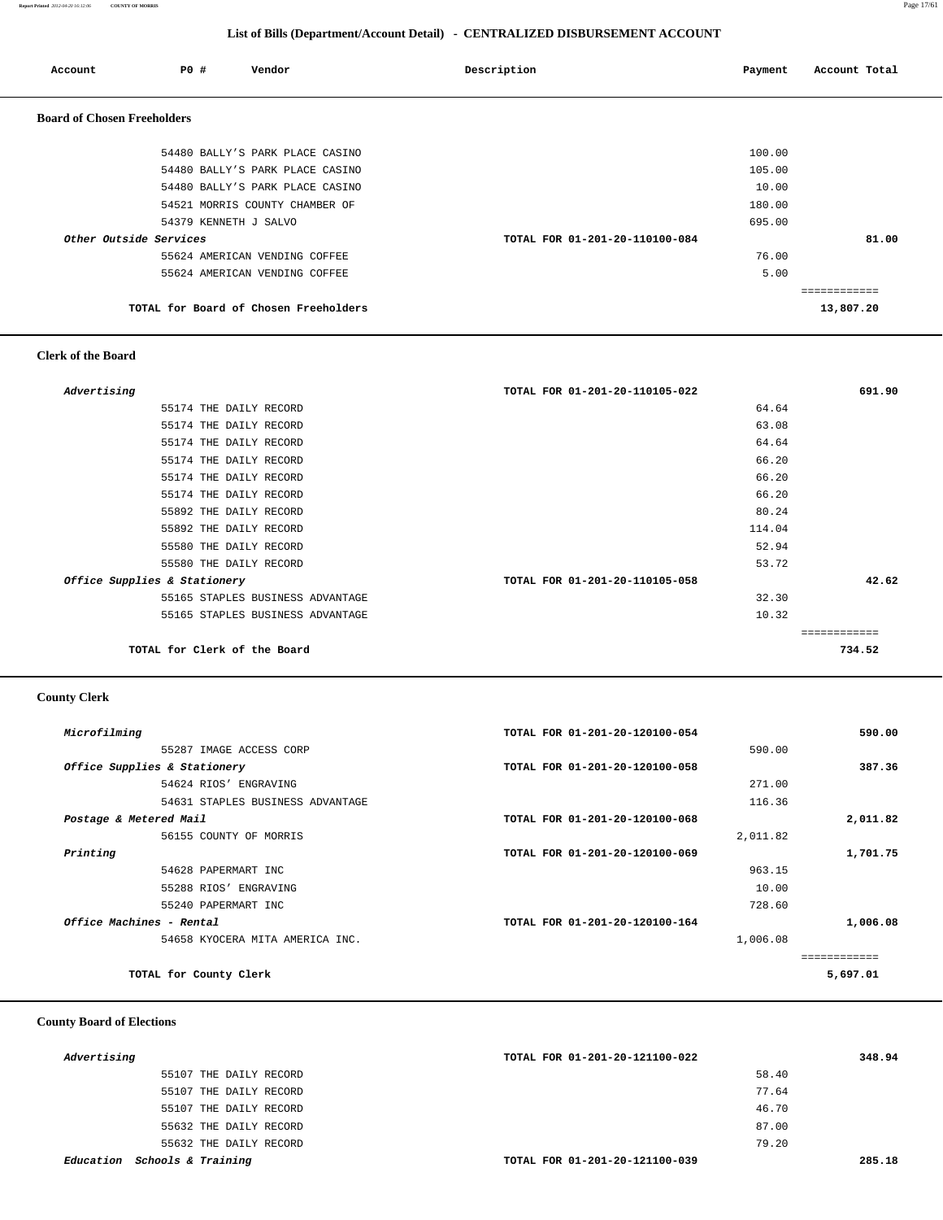## List of Bills (Department/Account Detail) - CENTRALIZED DISBURSEMENT ACCOUNT

| Account | PO # | Vendor | Description | Payment | Account Total |
|---|---|---|---|---|---|

### Board of Chosen Freeholders

| Account | PO # | Vendor | Description | Payment | Account Total |
|---|---|---|---|---|---|
| | 54480 | BALLY'S PARK PLACE CASINO | | 100.00 | |
| | 54480 | BALLY'S PARK PLACE CASINO | | 105.00 | |
| | 54480 | BALLY'S PARK PLACE CASINO | | 10.00 | |
| | 54521 | MORRIS COUNTY CHAMBER OF | | 180.00 | |
| | 54379 | KENNETH J SALVO | | 695.00 | |
| *Other Outside Services* | | | TOTAL FOR 01-201-20-110100-084 | | 81.00 |
| | 55624 | AMERICAN VENDING COFFEE | | 76.00 | |
| | 55624 | AMERICAN VENDING COFFEE | | 5.00 | |
| | | **TOTAL for Board of Chosen Freeholders** | | | **13,807.20** |

### Clerk of the Board

| Account | PO # | Vendor | Description | Payment | Account Total |
|---|---|---|---|---|---|
| *Advertising* | | | TOTAL FOR 01-201-20-110105-022 | | 691.90 |
| | 55174 | THE DAILY RECORD | | 64.64 | |
| | 55174 | THE DAILY RECORD | | 63.08 | |
| | 55174 | THE DAILY RECORD | | 64.64 | |
| | 55174 | THE DAILY RECORD | | 66.20 | |
| | 55174 | THE DAILY RECORD | | 66.20 | |
| | 55174 | THE DAILY RECORD | | 66.20 | |
| | 55892 | THE DAILY RECORD | | 80.24 | |
| | 55892 | THE DAILY RECORD | | 114.04 | |
| | 55580 | THE DAILY RECORD | | 52.94 | |
| | 55580 | THE DAILY RECORD | | 53.72 | |
| *Office Supplies & Stationery* | | | TOTAL FOR 01-201-20-110105-058 | | 42.62 |
| | 55165 | STAPLES BUSINESS ADVANTAGE | | 32.30 | |
| | 55165 | STAPLES BUSINESS ADVANTAGE | | 10.32 | |
| | | **TOTAL for Clerk of the Board** | | | **734.52** |

### County Clerk

| Account | PO # | Vendor | Description | Payment | Account Total |
|---|---|---|---|---|---|
| *Microfilming* | | | TOTAL FOR 01-201-20-120100-054 | | 590.00 |
| | 55287 | IMAGE ACCESS CORP | | 590.00 | |
| *Office Supplies & Stationery* | | | TOTAL FOR 01-201-20-120100-058 | | 387.36 |
| | 54624 | RIOS' ENGRAVING | | 271.00 | |
| | 54631 | STAPLES BUSINESS ADVANTAGE | | 116.36 | |
| *Postage & Metered Mail* | | | TOTAL FOR 01-201-20-120100-068 | | 2,011.82 |
| | 56155 | COUNTY OF MORRIS | | 2,011.82 | |
| *Printing* | | | TOTAL FOR 01-201-20-120100-069 | | 1,701.75 |
| | 54628 | PAPERMART INC | | 963.15 | |
| | 55288 | RIOS' ENGRAVING | | 10.00 | |
| | 55240 | PAPERMART INC | | 728.60 | |
| *Office Machines - Rental* | | | TOTAL FOR 01-201-20-120100-164 | | 1,006.08 |
| | 54658 | KYOCERA MITA AMERICA INC. | | 1,006.08 | |
| | | **TOTAL for County Clerk** | | | **5,697.01** |

### County Board of Elections

| Account | PO # | Vendor | Description | Payment | Account Total |
|---|---|---|---|---|---|
| *Advertising* | | | TOTAL FOR 01-201-20-121100-022 | | 348.94 |
| | 55107 | THE DAILY RECORD | | 58.40 | |
| | 55107 | THE DAILY RECORD | | 77.64 | |
| | 55107 | THE DAILY RECORD | | 46.70 | |
| | 55632 | THE DAILY RECORD | | 87.00 | |
| | 55632 | THE DAILY RECORD | | 79.20 | |
| *Education Schools & Training* | | | TOTAL FOR 01-201-20-121100-039 | | 285.18 |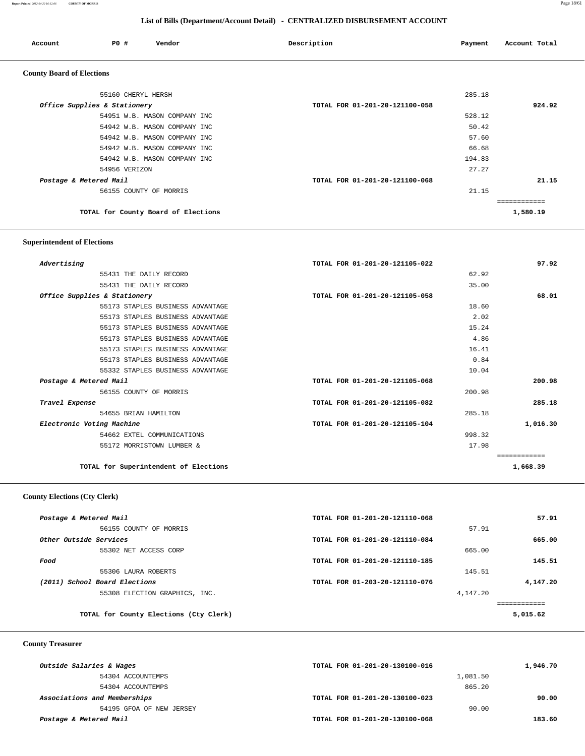## List of Bills (Department/Account Detail) - CENTRALIZED DISBURSEMENT ACCOUNT

| Account | PO # | Vendor | Description | Payment | Account Total |
|---|---|---|---|---|---|

### County Board of Elections

| Account | PO # | Vendor | Description | Payment | Account Total |
|---|---|---|---|---|---|
| | 55160 | CHERYL HERSH | | 285.18 | |
| *Office Supplies & Stationery* | | | TOTAL FOR 01-201-20-121100-058 | | 924.92 |
| | 54951 | W.B. MASON COMPANY INC | | 528.12 | |
| | 54942 | W.B. MASON COMPANY INC | | 50.42 | |
| | 54942 | W.B. MASON COMPANY INC | | 57.60 | |
| | 54942 | W.B. MASON COMPANY INC | | 66.68 | |
| | 54942 | W.B. MASON COMPANY INC | | 194.83 | |
| | 54956 | VERIZON | | 27.27 | |
| *Postage & Metered Mail* | | | TOTAL FOR 01-201-20-121100-068 | | 21.15 |
| | 56155 | COUNTY OF MORRIS | | 21.15 | |
| | | **TOTAL for County Board of Elections** | | | **1,580.19** |

### Superintendent of Elections

| Account | PO # | Vendor | Description | Payment | Account Total |
|---|---|---|---|---|---|
| *Advertising* | | | TOTAL FOR 01-201-20-121105-022 | | 97.92 |
| | 55431 | THE DAILY RECORD | | 62.92 | |
| | 55431 | THE DAILY RECORD | | 35.00 | |
| *Office Supplies & Stationery* | | | TOTAL FOR 01-201-20-121105-058 | | 68.01 |
| | 55173 | STAPLES BUSINESS ADVANTAGE | | 18.60 | |
| | 55173 | STAPLES BUSINESS ADVANTAGE | | 2.02 | |
| | 55173 | STAPLES BUSINESS ADVANTAGE | | 15.24 | |
| | 55173 | STAPLES BUSINESS ADVANTAGE | | 4.86 | |
| | 55173 | STAPLES BUSINESS ADVANTAGE | | 16.41 | |
| | 55173 | STAPLES BUSINESS ADVANTAGE | | 0.84 | |
| | 55332 | STAPLES BUSINESS ADVANTAGE | | 10.04 | |
| *Postage & Metered Mail* | | | TOTAL FOR 01-201-20-121105-068 | | 200.98 |
| | 56155 | COUNTY OF MORRIS | | 200.98 | |
| *Travel Expense* | | | TOTAL FOR 01-201-20-121105-082 | | 285.18 |
| | 54655 | BRIAN HAMILTON | | 285.18 | |
| *Electronic Voting Machine* | | | TOTAL FOR 01-201-20-121105-104 | | 1,016.30 |
| | 54662 | EXTEL COMMUNICATIONS | | 998.32 | |
| | 55172 | MORRISTOWN LUMBER & | | 17.98 | |
| | | **TOTAL for Superintendent of Elections** | | | **1,668.39** |

### County Elections (Cty Clerk)

| Account | PO # | Vendor | Description | Payment | Account Total |
|---|---|---|---|---|---|
| *Postage & Metered Mail* | | | TOTAL FOR 01-201-20-121110-068 | | 57.91 |
| | 56155 | COUNTY OF MORRIS | | 57.91 | |
| *Other Outside Services* | | | TOTAL FOR 01-201-20-121110-084 | | 665.00 |
| | 55302 | NET ACCESS CORP | | 665.00 | |
| *Food* | | | TOTAL FOR 01-201-20-121110-185 | | 145.51 |
| | 55306 | LAURA ROBERTS | | 145.51 | |
| *(2011) School Board Elections* | | | TOTAL FOR 01-203-20-121110-076 | | 4,147.20 |
| | 55308 | ELECTION GRAPHICS, INC. | | 4,147.20 | |
| | | **TOTAL for County Elections (Cty Clerk)** | | | **5,015.62** |

### County Treasurer

| Account | PO # | Vendor | Description | Payment | Account Total |
|---|---|---|---|---|---|
| *Outside Salaries & Wages* | | | TOTAL FOR 01-201-20-130100-016 | | 1,946.70 |
| | 54304 | ACCOUNTEMPS | | 1,081.50 | |
| | 54304 | ACCOUNTEMPS | | 865.20 | |
| *Associations and Memberships* | | | TOTAL FOR 01-201-20-130100-023 | | 90.00 |
| | 54195 | GFOA OF NEW JERSEY | | 90.00 | |
| *Postage & Metered Mail* | | | TOTAL FOR 01-201-20-130100-068 | | 183.60 |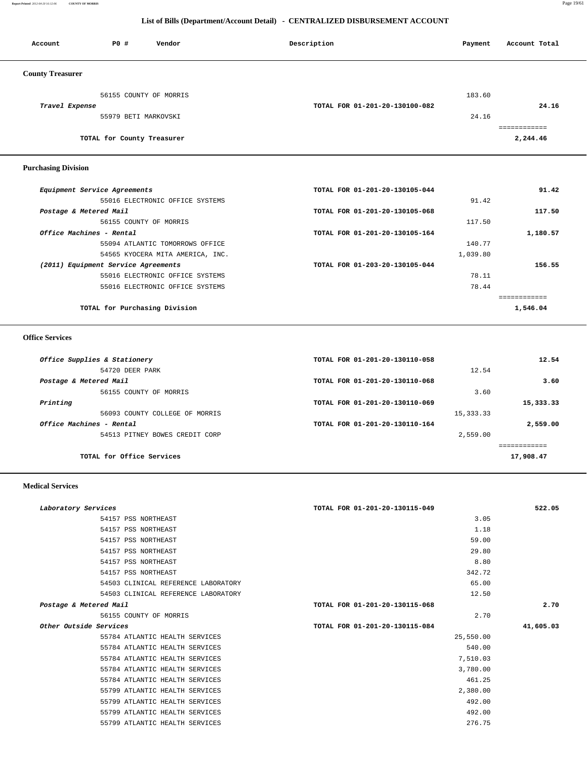## List of Bills (Department/Account Detail) - CENTRALIZED DISBURSEMENT ACCOUNT

| Account | PO # | Vendor | Description | Payment | Account Total |
|---|---|---|---|---|---|

### County Treasurer

| Account | PO # | Vendor | Description | Payment | Account Total |
|---|---|---|---|---|---|
| | 56155 | COUNTY OF MORRIS | | 183.60 | |
| *Travel Expense* | | | TOTAL FOR 01-201-20-130100-082 | | 24.16 |
| | 55979 | BETI MARKOVSKI | | 24.16 | |
| | | | | | ============ |
| | | **TOTAL for County Treasurer** | | | **2,244.46** |

### Purchasing Division

| Account | PO # | Vendor | Description | Payment | Account Total |
|---|---|---|---|---|---|
| *Equipment Service Agreements* | | | TOTAL FOR 01-201-20-130105-044 | | 91.42 |
| | 55016 | ELECTRONIC OFFICE SYSTEMS | | 91.42 | |
| *Postage & Metered Mail* | | | TOTAL FOR 01-201-20-130105-068 | | 117.50 |
| | 56155 | COUNTY OF MORRIS | | 117.50 | |
| *Office Machines - Rental* | | | TOTAL FOR 01-201-20-130105-164 | | 1,180.57 |
| | 55094 | ATLANTIC TOMORROWS OFFICE | | 140.77 | |
| | 54565 | KYOCERA MITA AMERICA, INC. | | 1,039.80 | |
| *(2011) Equipment Service Agreements* | | | TOTAL FOR 01-203-20-130105-044 | | 156.55 |
| | 55016 | ELECTRONIC OFFICE SYSTEMS | | 78.11 | |
| | 55016 | ELECTRONIC OFFICE SYSTEMS | | 78.44 | |
| | | | | | ============ |
| | | **TOTAL for Purchasing Division** | | | **1,546.04** |

### Office Services

| Account | PO # | Vendor | Description | Payment | Account Total |
|---|---|---|---|---|---|
| *Office Supplies & Stationery* | | | TOTAL FOR 01-201-20-130110-058 | | 12.54 |
| | 54720 | DEER PARK | | 12.54 | |
| *Postage & Metered Mail* | | | TOTAL FOR 01-201-20-130110-068 | | 3.60 |
| | 56155 | COUNTY OF MORRIS | | 3.60 | |
| *Printing* | | | TOTAL FOR 01-201-20-130110-069 | | 15,333.33 |
| | 56093 | COUNTY COLLEGE OF MORRIS | | 15,333.33 | |
| *Office Machines - Rental* | | | TOTAL FOR 01-201-20-130110-164 | | 2,559.00 |
| | 54513 | PITNEY BOWES CREDIT CORP | | 2,559.00 | |
| | | | | | ============ |
| | | **TOTAL for Office Services** | | | **17,908.47** |

### Medical Services

| Account | PO # | Vendor | Description | Payment | Account Total |
|---|---|---|---|---|---|
| *Laboratory Services* | | | TOTAL FOR 01-201-20-130115-049 | | 522.05 |
| | 54157 | PSS NORTHEAST | | 3.05 | |
| | 54157 | PSS NORTHEAST | | 1.18 | |
| | 54157 | PSS NORTHEAST | | 59.00 | |
| | 54157 | PSS NORTHEAST | | 29.80 | |
| | 54157 | PSS NORTHEAST | | 8.80 | |
| | 54157 | PSS NORTHEAST | | 342.72 | |
| | 54503 | CLINICAL REFERENCE LABORATORY | | 65.00 | |
| | 54503 | CLINICAL REFERENCE LABORATORY | | 12.50 | |
| *Postage & Metered Mail* | | | TOTAL FOR 01-201-20-130115-068 | | 2.70 |
| | 56155 | COUNTY OF MORRIS | | 2.70 | |
| *Other Outside Services* | | | TOTAL FOR 01-201-20-130115-084 | | 41,605.03 |
| | 55784 | ATLANTIC HEALTH SERVICES | | 25,550.00 | |
| | 55784 | ATLANTIC HEALTH SERVICES | | 540.00 | |
| | 55784 | ATLANTIC HEALTH SERVICES | | 7,510.03 | |
| | 55784 | ATLANTIC HEALTH SERVICES | | 3,780.00 | |
| | 55784 | ATLANTIC HEALTH SERVICES | | 461.25 | |
| | 55799 | ATLANTIC HEALTH SERVICES | | 2,380.00 | |
| | 55799 | ATLANTIC HEALTH SERVICES | | 492.00 | |
| | 55799 | ATLANTIC HEALTH SERVICES | | 492.00 | |
| | 55799 | ATLANTIC HEALTH SERVICES | | 276.75 | |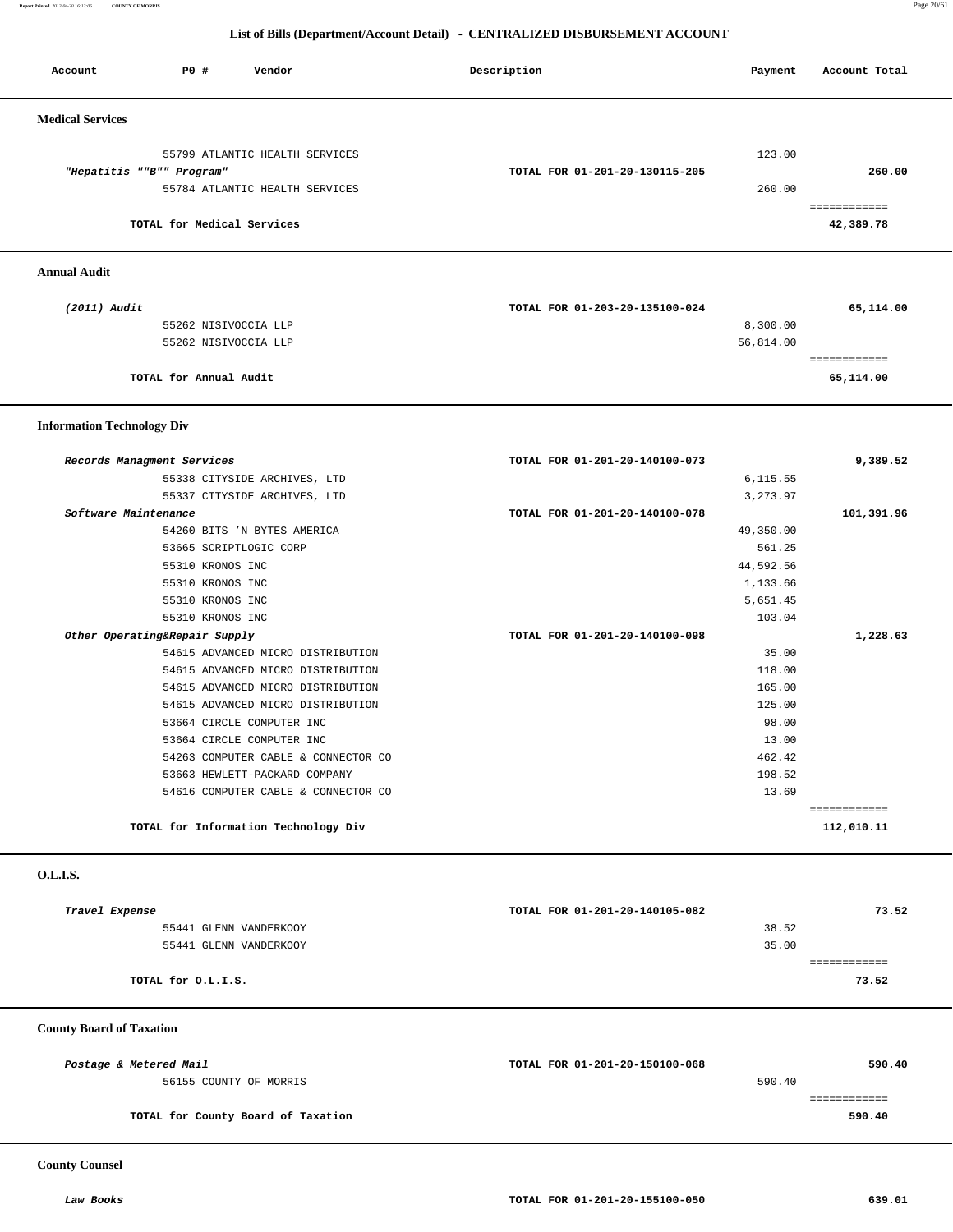## List of Bills (Department/Account Detail) - CENTRALIZED DISBURSEMENT ACCOUNT

| Account | PO # | Vendor | Description | Payment | Account Total |
|---|---|---|---|---|---|

### Medical Services

| Account | PO # | Vendor | Description | Payment | Account Total |
|---|---|---|---|---|---|
| | 55799 | ATLANTIC HEALTH SERVICES | | 123.00 | |
| *"Hepatitis ""B"" Program"* | | | TOTAL FOR 01-201-20-130115-205 | | 260.00 |
| | 55784 | ATLANTIC HEALTH SERVICES | | 260.00 | |
| | | | | | ============ |
| | | TOTAL for Medical Services | | | 42,389.78 |

### Annual Audit

| Account | PO # | Vendor | Description | Payment | Account Total |
|---|---|---|---|---|---|
| *(2011) Audit* | | | TOTAL FOR 01-203-20-135100-024 | | 65,114.00 |
| | 55262 | NISIVOCCIA LLP | | 8,300.00 | |
| | 55262 | NISIVOCCIA LLP | | 56,814.00 | |
| | | | | | ============ |
| | | TOTAL for Annual Audit | | | 65,114.00 |

### Information Technology Div

| Account | PO # | Vendor | Description | Payment | Account Total |
|---|---|---|---|---|---|
| *Records Managment Services* | | | TOTAL FOR 01-201-20-140100-073 | | 9,389.52 |
| | 55338 | CITYSIDE ARCHIVES, LTD | | 6,115.55 | |
| | 55337 | CITYSIDE ARCHIVES, LTD | | 3,273.97 | |
| *Software Maintenance* | | | TOTAL FOR 01-201-20-140100-078 | | 101,391.96 |
| | 54260 | BITS 'N BYTES AMERICA | | 49,350.00 | |
| | 53665 | SCRIPTLOGIC CORP | | 561.25 | |
| | 55310 | KRONOS INC | | 44,592.56 | |
| | 55310 | KRONOS INC | | 1,133.66 | |
| | 55310 | KRONOS INC | | 5,651.45 | |
| | 55310 | KRONOS INC | | 103.04 | |
| *Other Operating&Repair Supply* | | | TOTAL FOR 01-201-20-140100-098 | | 1,228.63 |
| | 54615 | ADVANCED MICRO DISTRIBUTION | | 35.00 | |
| | 54615 | ADVANCED MICRO DISTRIBUTION | | 118.00 | |
| | 54615 | ADVANCED MICRO DISTRIBUTION | | 165.00 | |
| | 54615 | ADVANCED MICRO DISTRIBUTION | | 125.00 | |
| | 53664 | CIRCLE COMPUTER INC | | 98.00 | |
| | 53664 | CIRCLE COMPUTER INC | | 13.00 | |
| | 54263 | COMPUTER CABLE & CONNECTOR CO | | 462.42 | |
| | 53663 | HEWLETT-PACKARD COMPANY | | 198.52 | |
| | 54616 | COMPUTER CABLE & CONNECTOR CO | | 13.69 | |
| | | | | | ============ |
| | | TOTAL for Information Technology Div | | | 112,010.11 |

### O.L.I.S.

| Account | PO # | Vendor | Description | Payment | Account Total |
|---|---|---|---|---|---|
| *Travel Expense* | | | TOTAL FOR 01-201-20-140105-082 | | 73.52 |
| | 55441 | GLENN VANDERKOOY | | 38.52 | |
| | 55441 | GLENN VANDERKOOY | | 35.00 | |
| | | | | | ============ |
| | | TOTAL for O.L.I.S. | | | 73.52 |

### County Board of Taxation

| Account | PO # | Vendor | Description | Payment | Account Total |
|---|---|---|---|---|---|
| *Postage & Metered Mail* | | | TOTAL FOR 01-201-20-150100-068 | | 590.40 |
| | 56155 | COUNTY OF MORRIS | | 590.40 | |
| | | | | | ============ |
| | | TOTAL for County Board of Taxation | | | 590.40 |

### County Counsel

| Account | PO # | Vendor | Description | Payment | Account Total |
|---|---|---|---|---|---|
| *Law Books* | | | TOTAL FOR 01-201-20-155100-050 | | 639.01 |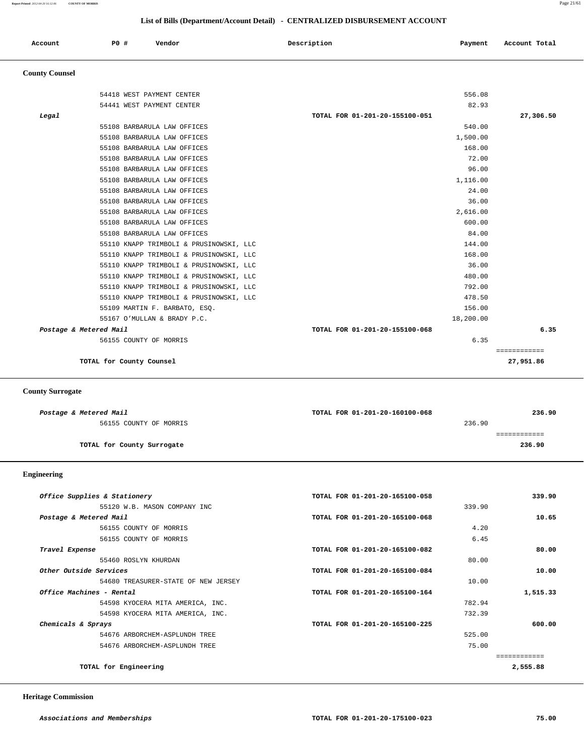## List of Bills (Department/Account Detail) - CENTRALIZED DISBURSEMENT ACCOUNT

| Account | PO # | Vendor | Description | Payment | Account Total |
|---|---|---|---|---|---|

### County Counsel

| Account | PO # | Vendor | Description | Payment | Account Total |
|---|---|---|---|---|---|
| | 54418 | WEST PAYMENT CENTER | | 556.08 | |
| | 54441 | WEST PAYMENT CENTER | | 82.93 | |
| ***Legal*** | | | TOTAL FOR 01-201-20-155100-051 | | **27,306.50** |
| | 55108 | BARBARULA LAW OFFICES | | 540.00 | |
| | 55108 | BARBARULA LAW OFFICES | | 1,500.00 | |
| | 55108 | BARBARULA LAW OFFICES | | 168.00 | |
| | 55108 | BARBARULA LAW OFFICES | | 72.00 | |
| | 55108 | BARBARULA LAW OFFICES | | 96.00 | |
| | 55108 | BARBARULA LAW OFFICES | | 1,116.00 | |
| | 55108 | BARBARULA LAW OFFICES | | 24.00 | |
| | 55108 | BARBARULA LAW OFFICES | | 36.00 | |
| | 55108 | BARBARULA LAW OFFICES | | 2,616.00 | |
| | 55108 | BARBARULA LAW OFFICES | | 600.00 | |
| | 55108 | BARBARULA LAW OFFICES | | 84.00 | |
| | 55110 | KNAPP TRIMBOLI & PRUSINOWSKI, LLC | | 144.00 | |
| | 55110 | KNAPP TRIMBOLI & PRUSINOWSKI, LLC | | 168.00 | |
| | 55110 | KNAPP TRIMBOLI & PRUSINOWSKI, LLC | | 36.00 | |
| | 55110 | KNAPP TRIMBOLI & PRUSINOWSKI, LLC | | 480.00 | |
| | 55110 | KNAPP TRIMBOLI & PRUSINOWSKI, LLC | | 792.00 | |
| | 55110 | KNAPP TRIMBOLI & PRUSINOWSKI, LLC | | 478.50 | |
| | 55109 | MARTIN F. BARBATO, ESQ. | | 156.00 | |
| | 55167 | O'MULLAN & BRADY P.C. | | 18,200.00 | |
| ***Postage & Metered Mail*** | | | TOTAL FOR 01-201-20-155100-068 | | **6.35** |
| | 56155 | COUNTY OF MORRIS | | 6.35 | |
| | | **TOTAL for County Counsel** | | | **27,951.86** |

### County Surrogate

| Account | PO # | Vendor | Description | Payment | Account Total |
|---|---|---|---|---|---|
| ***Postage & Metered Mail*** | | | TOTAL FOR 01-201-20-160100-068 | | **236.90** |
| | 56155 | COUNTY OF MORRIS | | 236.90 | |
| | | **TOTAL for County Surrogate** | | | **236.90** |

### Engineering

| Account | PO # | Vendor | Description | Payment | Account Total |
|---|---|---|---|---|---|
| ***Office Supplies & Stationery*** | | | TOTAL FOR 01-201-20-165100-058 | | **339.90** |
| | 55120 | W.B. MASON COMPANY INC | | 339.90 | |
| ***Postage & Metered Mail*** | | | TOTAL FOR 01-201-20-165100-068 | | **10.65** |
| | 56155 | COUNTY OF MORRIS | | 4.20 | |
| | 56155 | COUNTY OF MORRIS | | 6.45 | |
| ***Travel Expense*** | | | TOTAL FOR 01-201-20-165100-082 | | **80.00** |
| | 55460 | ROSLYN KHURDAN | | 80.00 | |
| ***Other Outside Services*** | | | TOTAL FOR 01-201-20-165100-084 | | **10.00** |
| | 54680 | TREASURER-STATE OF NEW JERSEY | | 10.00 | |
| ***Office Machines - Rental*** | | | TOTAL FOR 01-201-20-165100-164 | | **1,515.33** |
| | 54598 | KYOCERA MITA AMERICA, INC. | | 782.94 | |
| | 54598 | KYOCERA MITA AMERICA, INC. | | 732.39 | |
| ***Chemicals & Sprays*** | | | TOTAL FOR 01-201-20-165100-225 | | **600.00** |
| | 54676 | ARBORCHEM-ASPLUNDH TREE | | 525.00 | |
| | 54676 | ARBORCHEM-ASPLUNDH TREE | | 75.00 | |
| | | **TOTAL for Engineering** | | | **2,555.88** |

### Heritage Commission

| Account | PO # | Vendor | Description | Payment | Account Total |
|---|---|---|---|---|---|
| ***Associations and Memberships*** | | | TOTAL FOR 01-201-20-175100-023 | | **75.00** |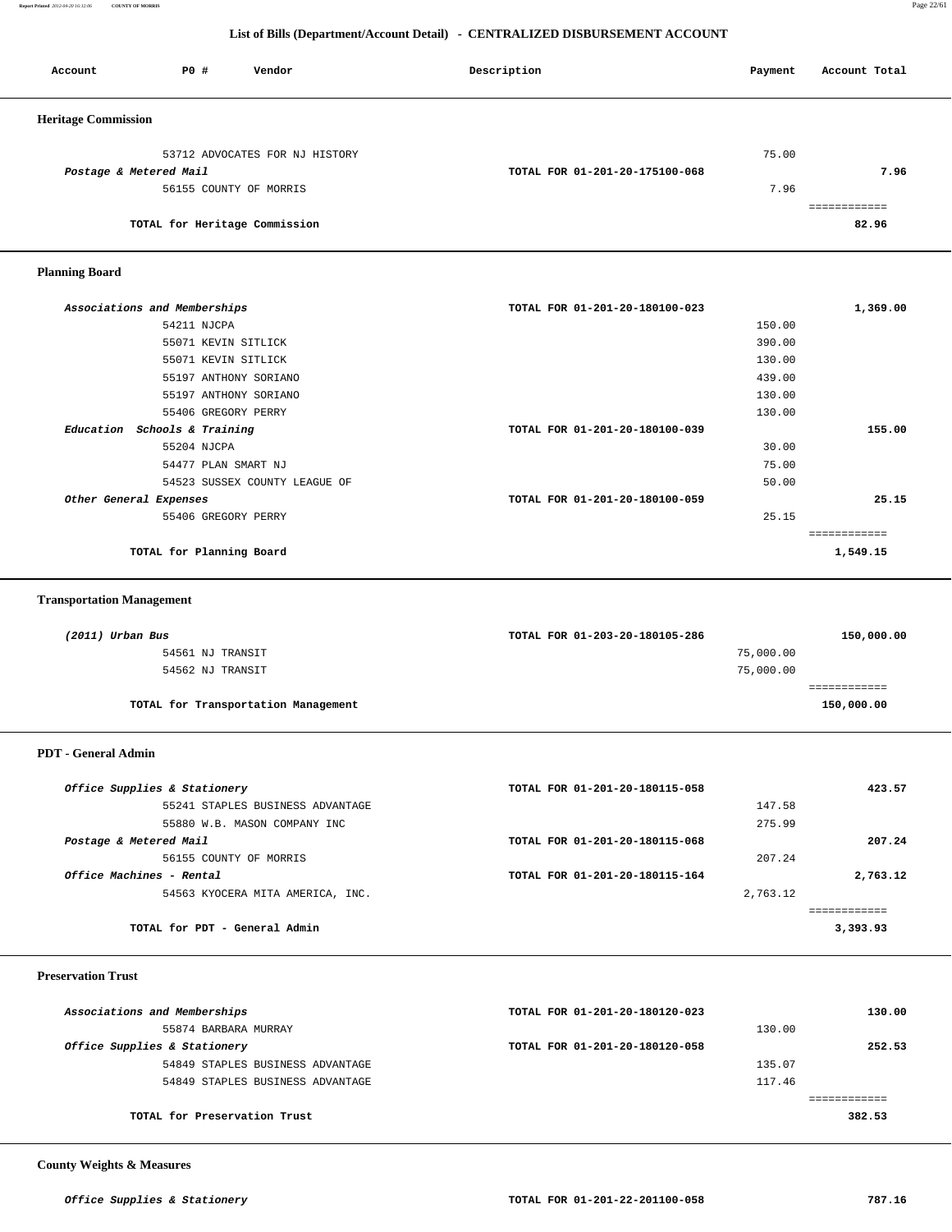## List of Bills (Department/Account Detail) - CENTRALIZED DISBURSEMENT ACCOUNT

| Account | PO # | Vendor | Description | Payment | Account Total |
|---|---|---|---|---|---|

### Heritage Commission

| Account | PO # | Vendor | Description | Payment | Account Total |
|---|---|---|---|---|---|
| | 53712 | ADVOCATES FOR NJ HISTORY | | 75.00 | |
| *Postage & Metered Mail* | | | TOTAL FOR 01-201-20-175100-068 | | 7.96 |
| | 56155 | COUNTY OF MORRIS | | 7.96 | |
| | | TOTAL for Heritage Commission | | | 82.96 |

### Planning Board

| Account | PO # | Vendor | Description | Payment | Account Total |
|---|---|---|---|---|---|
| *Associations and Memberships* | | | TOTAL FOR 01-201-20-180100-023 | | 1,369.00 |
| | 54211 | NJCPA | | 150.00 | |
| | 55071 | KEVIN SITLICK | | 390.00 | |
| | 55071 | KEVIN SITLICK | | 130.00 | |
| | 55197 | ANTHONY SORIANO | | 439.00 | |
| | 55197 | ANTHONY SORIANO | | 130.00 | |
| | 55406 | GREGORY PERRY | | 130.00 | |
| *Education Schools & Training* | | | TOTAL FOR 01-201-20-180100-039 | | 155.00 |
| | 55204 | NJCPA | | 30.00 | |
| | 54477 | PLAN SMART NJ | | 75.00 | |
| | 54523 | SUSSEX COUNTY LEAGUE OF | | 50.00 | |
| *Other General Expenses* | | | TOTAL FOR 01-201-20-180100-059 | | 25.15 |
| | 55406 | GREGORY PERRY | | 25.15 | |
| | | TOTAL for Planning Board | | | 1,549.15 |

### Transportation Management

| Account | PO # | Vendor | Description | Payment | Account Total |
|---|---|---|---|---|---|
| *(2011) Urban Bus* | | | TOTAL FOR 01-203-20-180105-286 | | 150,000.00 |
| | 54561 | NJ TRANSIT | | 75,000.00 | |
| | 54562 | NJ TRANSIT | | 75,000.00 | |
| | | TOTAL for Transportation Management | | | 150,000.00 |

### PDT - General Admin

| Account | PO # | Vendor | Description | Payment | Account Total |
|---|---|---|---|---|---|
| *Office Supplies & Stationery* | | | TOTAL FOR 01-201-20-180115-058 | | 423.57 |
| | 55241 | STAPLES BUSINESS ADVANTAGE | | 147.58 | |
| | 55880 | W.B. MASON COMPANY INC | | 275.99 | |
| *Postage & Metered Mail* | | | TOTAL FOR 01-201-20-180115-068 | | 207.24 |
| | 56155 | COUNTY OF MORRIS | | 207.24 | |
| *Office Machines - Rental* | | | TOTAL FOR 01-201-20-180115-164 | | 2,763.12 |
| | 54563 | KYOCERA MITA AMERICA, INC. | | 2,763.12 | |
| | | TOTAL for PDT - General Admin | | | 3,393.93 |

### Preservation Trust

| Account | PO # | Vendor | Description | Payment | Account Total |
|---|---|---|---|---|---|
| *Associations and Memberships* | | | TOTAL FOR 01-201-20-180120-023 | | 130.00 |
| | 55874 | BARBARA MURRAY | | 130.00 | |
| *Office Supplies & Stationery* | | | TOTAL FOR 01-201-20-180120-058 | | 252.53 |
| | 54849 | STAPLES BUSINESS ADVANTAGE | | 135.07 | |
| | 54849 | STAPLES BUSINESS ADVANTAGE | | 117.46 | |
| | | TOTAL for Preservation Trust | | | 382.53 |

### County Weights & Measures

| Account | PO # | Vendor | Description | Payment | Account Total |
|---|---|---|---|---|---|
| *Office Supplies & Stationery* | | | TOTAL FOR 01-201-22-201100-058 | | 787.16 |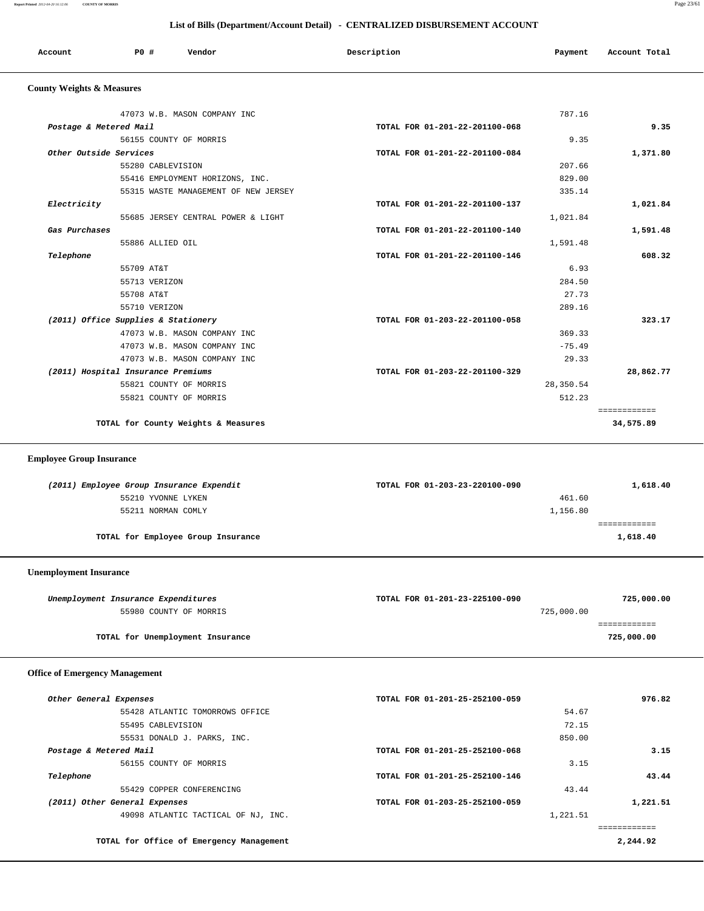## List of Bills (Department/Account Detail) - CENTRALIZED DISBURSEMENT ACCOUNT

| Account | PO # | Vendor | Description | Payment | Account Total |
|---|---|---|---|---|---|

### County Weights & Measures

| Account | PO # | Vendor | Description | Payment | Account Total |
|---|---|---|---|---|---|
| | 47073 | W.B. MASON COMPANY INC | | 787.16 | |
| *Postage & Metered Mail* | | | TOTAL FOR 01-201-22-201100-068 | | 9.35 |
| | 56155 | COUNTY OF MORRIS | | 9.35 | |
| *Other Outside Services* | | | TOTAL FOR 01-201-22-201100-084 | | 1,371.80 |
| | 55280 | CABLEVISION | | 207.66 | |
| | 55416 | EMPLOYMENT HORIZONS, INC. | | 829.00 | |
| | 55315 | WASTE MANAGEMENT OF NEW JERSEY | | 335.14 | |
| *Electricity* | | | TOTAL FOR 01-201-22-201100-137 | | 1,021.84 |
| | 55685 | JERSEY CENTRAL POWER & LIGHT | | 1,021.84 | |
| *Gas Purchases* | | | TOTAL FOR 01-201-22-201100-140 | | 1,591.48 |
| | 55886 | ALLIED OIL | | 1,591.48 | |
| *Telephone* | | | TOTAL FOR 01-201-22-201100-146 | | 608.32 |
| | 55709 | AT&T | | 6.93 | |
| | 55713 | VERIZON | | 284.50 | |
| | 55708 | AT&T | | 27.73 | |
| | 55710 | VERIZON | | 289.16 | |
| *(2011) Office Supplies & Stationery* | | | TOTAL FOR 01-203-22-201100-058 | | 323.17 |
| | 47073 | W.B. MASON COMPANY INC | | 369.33 | |
| | 47073 | W.B. MASON COMPANY INC | | -75.49 | |
| | 47073 | W.B. MASON COMPANY INC | | 29.33 | |
| *(2011) Hospital Insurance Premiums* | | | TOTAL FOR 01-203-22-201100-329 | | 28,862.77 |
| | 55821 | COUNTY OF MORRIS | | 28,350.54 | |
| | 55821 | COUNTY OF MORRIS | | 512.23 | |
| | | **TOTAL for County Weights & Measures** | | | **34,575.89** |

### Employee Group Insurance

| Account | PO # | Vendor | Description | Payment | Account Total |
|---|---|---|---|---|---|
| *(2011) Employee Group Insurance Expendit* | | | TOTAL FOR 01-203-23-220100-090 | | 1,618.40 |
| | 55210 | YVONNE LYKEN | | 461.60 | |
| | 55211 | NORMAN COMLY | | 1,156.80 | |
| | | **TOTAL for Employee Group Insurance** | | | **1,618.40** |

### Unemployment Insurance

| Account | PO # | Vendor | Description | Payment | Account Total |
|---|---|---|---|---|---|
| *Unemployment Insurance Expenditures* | | | TOTAL FOR 01-201-23-225100-090 | | 725,000.00 |
| | 55980 | COUNTY OF MORRIS | | 725,000.00 | |
| | | **TOTAL for Unemployment Insurance** | | | **725,000.00** |

### Office of Emergency Management

| Account | PO # | Vendor | Description | Payment | Account Total |
|---|---|---|---|---|---|
| *Other General Expenses* | | | TOTAL FOR 01-201-25-252100-059 | | 976.82 |
| | 55428 | ATLANTIC TOMORROWS OFFICE | | 54.67 | |
| | 55495 | CABLEVISION | | 72.15 | |
| | 55531 | DONALD J. PARKS, INC. | | 850.00 | |
| *Postage & Metered Mail* | | | TOTAL FOR 01-201-25-252100-068 | | 3.15 |
| | 56155 | COUNTY OF MORRIS | | 3.15 | |
| *Telephone* | | | TOTAL FOR 01-201-25-252100-146 | | 43.44 |
| | 55429 | COPPER CONFERENCING | | 43.44 | |
| *(2011) Other General Expenses* | | | TOTAL FOR 01-203-25-252100-059 | | 1,221.51 |
| | 49098 | ATLANTIC TACTICAL OF NJ, INC. | | 1,221.51 | |
| | | **TOTAL for Office of Emergency Management** | | | **2,244.92** |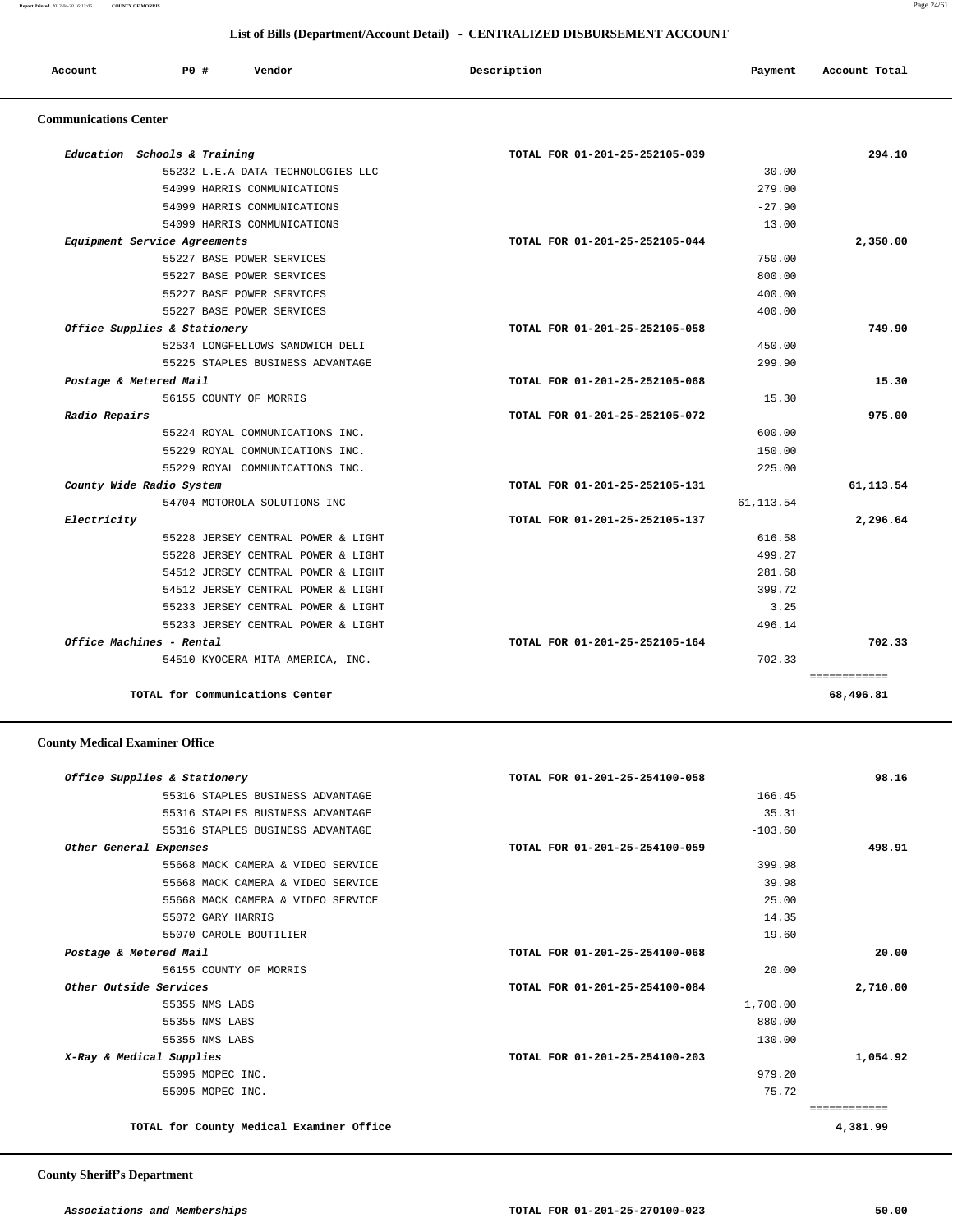## List of Bills (Department/Account Detail) - CENTRALIZED DISBURSEMENT ACCOUNT

| Account | PO # | Vendor | Description | Payment | Account Total |
|---|---|---|---|---|---|

### Communications Center

| Account | PO # | Vendor | Description | Payment | Account Total |
|---|---|---|---|---|---|
| *Education Schools & Training* | | | TOTAL FOR 01-201-25-252105-039 | | 294.10 |
| | 55232 | L.E.A DATA TECHNOLOGIES LLC | | 30.00 | |
| | 54099 | HARRIS COMMUNICATIONS | | 279.00 | |
| | 54099 | HARRIS COMMUNICATIONS | | -27.90 | |
| | 54099 | HARRIS COMMUNICATIONS | | 13.00 | |
| *Equipment Service Agreements* | | | TOTAL FOR 01-201-25-252105-044 | | 2,350.00 |
| | 55227 | BASE POWER SERVICES | | 750.00 | |
| | 55227 | BASE POWER SERVICES | | 800.00 | |
| | 55227 | BASE POWER SERVICES | | 400.00 | |
| | 55227 | BASE POWER SERVICES | | 400.00 | |
| *Office Supplies & Stationery* | | | TOTAL FOR 01-201-25-252105-058 | | 749.90 |
| | 52534 | LONGFELLOWS SANDWICH DELI | | 450.00 | |
| | 55225 | STAPLES BUSINESS ADVANTAGE | | 299.90 | |
| *Postage & Metered Mail* | | | TOTAL FOR 01-201-25-252105-068 | | 15.30 |
| | 56155 | COUNTY OF MORRIS | | 15.30 | |
| *Radio Repairs* | | | TOTAL FOR 01-201-25-252105-072 | | 975.00 |
| | 55224 | ROYAL COMMUNICATIONS INC. | | 600.00 | |
| | 55229 | ROYAL COMMUNICATIONS INC. | | 150.00 | |
| | 55229 | ROYAL COMMUNICATIONS INC. | | 225.00 | |
| *County Wide Radio System* | | | TOTAL FOR 01-201-25-252105-131 | | 61,113.54 |
| | 54704 | MOTOROLA SOLUTIONS INC | | 61,113.54 | |
| *Electricity* | | | TOTAL FOR 01-201-25-252105-137 | | 2,296.64 |
| | 55228 | JERSEY CENTRAL POWER & LIGHT | | 616.58 | |
| | 55228 | JERSEY CENTRAL POWER & LIGHT | | 499.27 | |
| | 54512 | JERSEY CENTRAL POWER & LIGHT | | 281.68 | |
| | 54512 | JERSEY CENTRAL POWER & LIGHT | | 399.72 | |
| | 55233 | JERSEY CENTRAL POWER & LIGHT | | 3.25 | |
| | 55233 | JERSEY CENTRAL POWER & LIGHT | | 496.14 | |
| *Office Machines - Rental* | | | TOTAL FOR 01-201-25-252105-164 | | 702.33 |
| | 54510 | KYOCERA MITA AMERICA, INC. | | 702.33 | |
| | | **TOTAL for Communications Center** | | | ============ **68,496.81** |

### County Medical Examiner Office

| Account | PO # | Vendor | Description | Payment | Account Total |
|---|---|---|---|---|---|
| *Office Supplies & Stationery* | | | TOTAL FOR 01-201-25-254100-058 | | 98.16 |
| | 55316 | STAPLES BUSINESS ADVANTAGE | | 166.45 | |
| | 55316 | STAPLES BUSINESS ADVANTAGE | | 35.31 | |
| | 55316 | STAPLES BUSINESS ADVANTAGE | | -103.60 | |
| *Other General Expenses* | | | TOTAL FOR 01-201-25-254100-059 | | 498.91 |
| | 55668 | MACK CAMERA & VIDEO SERVICE | | 399.98 | |
| | 55668 | MACK CAMERA & VIDEO SERVICE | | 39.98 | |
| | 55668 | MACK CAMERA & VIDEO SERVICE | | 25.00 | |
| | 55072 | GARY HARRIS | | 14.35 | |
| | 55070 | CAROLE BOUTILIER | | 19.60 | |
| *Postage & Metered Mail* | | | TOTAL FOR 01-201-25-254100-068 | | 20.00 |
| | 56155 | COUNTY OF MORRIS | | 20.00 | |
| *Other Outside Services* | | | TOTAL FOR 01-201-25-254100-084 | | 2,710.00 |
| | 55355 | NMS LABS | | 1,700.00 | |
| | 55355 | NMS LABS | | 880.00 | |
| | 55355 | NMS LABS | | 130.00 | |
| *X-Ray & Medical Supplies* | | | TOTAL FOR 01-201-25-254100-203 | | 1,054.92 |
| | 55095 | MOPEC INC. | | 979.20 | |
| | 55095 | MOPEC INC. | | 75.72 | |
| | | **TOTAL for County Medical Examiner Office** | | | ============ **4,381.99** |

### County Sheriff's Department

| Account | PO # | Vendor | Description | Payment | Account Total |
|---|---|---|---|---|---|
| *Associations and Memberships* | | | TOTAL FOR 01-201-25-270100-023 | | 50.00 |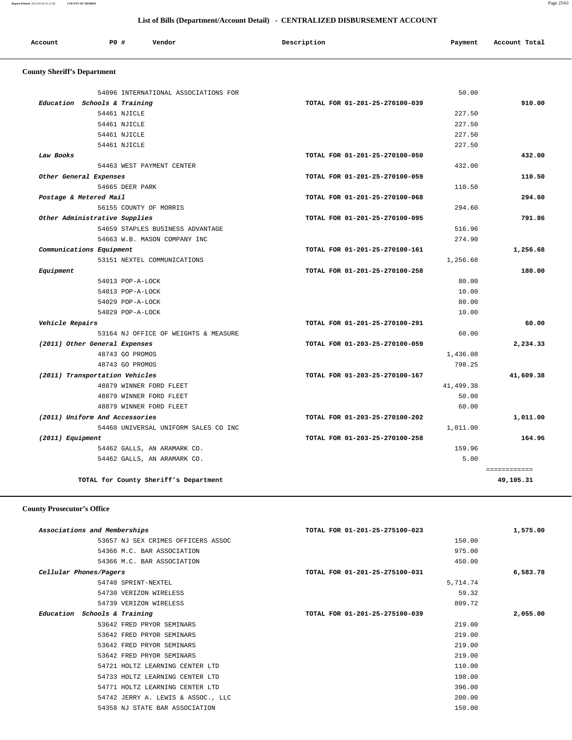## List of Bills (Department/Account Detail) - CENTRALIZED DISBURSEMENT ACCOUNT

| Account | PO # | Vendor | Description | Payment | Account Total |
|---|---|---|---|---|---|

### County Sheriff's Department

| Account | PO # | Vendor | Description | Payment | Account Total |
|---|---|---|---|---|---|
| | 54096 | INTERNATIONAL ASSOCIATIONS FOR | | 50.00 | |
| *Education Schools & Training* | | | TOTAL FOR 01-201-25-270100-039 | | 910.00 |
| | 54461 | NJICLE | | 227.50 | |
| | 54461 | NJICLE | | 227.50 | |
| | 54461 | NJICLE | | 227.50 | |
| | 54461 | NJICLE | | 227.50 | |
| *Law Books* | | | TOTAL FOR 01-201-25-270100-050 | | 432.00 |
| | 54463 | WEST PAYMENT CENTER | | 432.00 | |
| *Other General Expenses* | | | TOTAL FOR 01-201-25-270100-059 | | 110.50 |
| | 54665 | DEER PARK | | 110.50 | |
| *Postage & Metered Mail* | | | TOTAL FOR 01-201-25-270100-068 | | 294.60 |
| | 56155 | COUNTY OF MORRIS | | 294.60 | |
| *Other Administrative Supplies* | | | TOTAL FOR 01-201-25-270100-095 | | 791.86 |
| | 54659 | STAPLES BUSINESS ADVANTAGE | | 516.96 | |
| | 54663 | W.B. MASON COMPANY INC | | 274.90 | |
| *Communications Equipment* | | | TOTAL FOR 01-201-25-270100-161 | | 1,256.68 |
| | 53151 | NEXTEL COMMUNICATIONS | | 1,256.68 | |
| *Equipment* | | | TOTAL FOR 01-201-25-270100-258 | | 180.00 |
| | 54013 | POP-A-LOCK | | 80.00 | |
| | 54013 | POP-A-LOCK | | 10.00 | |
| | 54029 | POP-A-LOCK | | 80.00 | |
| | 54029 | POP-A-LOCK | | 10.00 | |
| *Vehicle Repairs* | | | TOTAL FOR 01-201-25-270100-291 | | 60.00 |
| | 53164 | NJ OFFICE OF WEIGHTS & MEASURE | | 60.00 | |
| *(2011) Other General Expenses* | | | TOTAL FOR 01-203-25-270100-059 | | 2,234.33 |
| | 48743 | GO PROMOS | | 1,436.08 | |
| | 48743 | GO PROMOS | | 798.25 | |
| *(2011) Transportation Vehicles* | | | TOTAL FOR 01-203-25-270100-167 | | 41,609.38 |
| | 48879 | WINNER FORD FLEET | | 41,499.38 | |
| | 48879 | WINNER FORD FLEET | | 50.00 | |
| | 48879 | WINNER FORD FLEET | | 60.00 | |
| *(2011) Uniform And Accessories* | | | TOTAL FOR 01-203-25-270100-202 | | 1,011.00 |
| | 54460 | UNIVERSAL UNIFORM SALES CO INC | | 1,011.00 | |
| *(2011) Equipment* | | | TOTAL FOR 01-203-25-270100-258 | | 164.96 |
| | 54462 | GALLS, AN ARAMARK CO. | | 159.96 | |
| | 54462 | GALLS, AN ARAMARK CO. | | 5.00 | |
| | | **TOTAL for County Sheriff's Department** | | | **49,105.31** |

### County Prosecutor's Office

| Account | PO # | Vendor | Description | Payment | Account Total |
|---|---|---|---|---|---|
| *Associations and Memberships* | | | TOTAL FOR 01-201-25-275100-023 | | 1,575.00 |
| | 53657 | NJ SEX CRIMES OFFICERS ASSOC | | 150.00 | |
| | 54366 | M.C. BAR ASSOCIATION | | 975.00 | |
| | 54366 | M.C. BAR ASSOCIATION | | 450.00 | |
| *Cellular Phones/Pagers* | | | TOTAL FOR 01-201-25-275100-031 | | 6,583.78 |
| | 54740 | SPRINT-NEXTEL | | 5,714.74 | |
| | 54730 | VERIZON WIRELESS | | 59.32 | |
| | 54739 | VERIZON WIRELESS | | 809.72 | |
| *Education Schools & Training* | | | TOTAL FOR 01-201-25-275100-039 | | 2,055.00 |
| | 53642 | FRED PRYOR SEMINARS | | 219.00 | |
| | 53642 | FRED PRYOR SEMINARS | | 219.00 | |
| | 53642 | FRED PRYOR SEMINARS | | 219.00 | |
| | 53642 | FRED PRYOR SEMINARS | | 219.00 | |
| | 54721 | HOLTZ LEARNING CENTER LTD | | 110.00 | |
| | 54733 | HOLTZ LEARNING CENTER LTD | | 198.00 | |
| | 54771 | HOLTZ LEARNING CENTER LTD | | 396.00 | |
| | 54742 | JERRY A. LEWIS & ASSOC., LLC | | 200.00 | |
| | 54358 | NJ STATE BAR ASSOCIATION | | 150.00 | |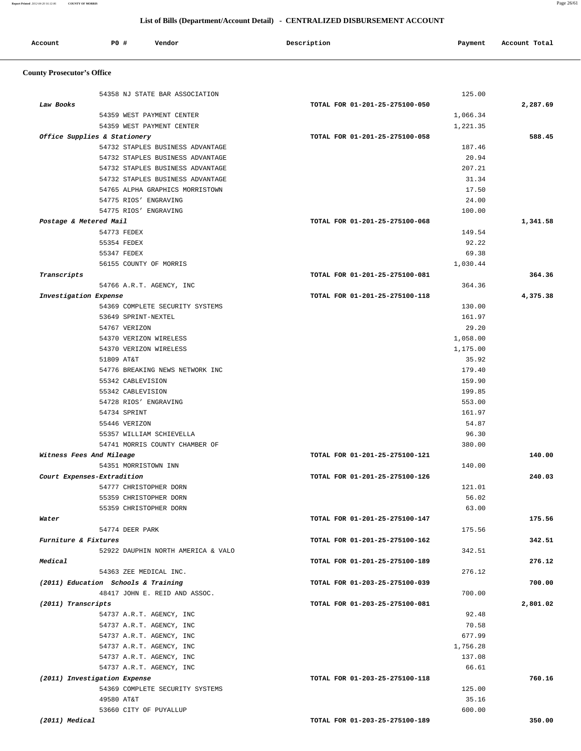## List of Bills (Department/Account Detail) - CENTRALIZED DISBURSEMENT ACCOUNT

| Account | PO # | Vendor | Description | Payment | Account Total |
|---|---|---|---|---|---|
| **County Prosecutor's Office** | | | | | |
| | 54358 | NJ STATE BAR ASSOCIATION | | 125.00 | |
| *Law Books* | | | TOTAL FOR 01-201-25-275100-050 | | 2,287.69 |
| | 54359 | WEST PAYMENT CENTER | | 1,066.34 | |
| | 54359 | WEST PAYMENT CENTER | | 1,221.35 | |
| *Office Supplies & Stationery* | | | TOTAL FOR 01-201-25-275100-058 | | 588.45 |
| | 54732 | STAPLES BUSINESS ADVANTAGE | | 187.46 | |
| | 54732 | STAPLES BUSINESS ADVANTAGE | | 20.94 | |
| | 54732 | STAPLES BUSINESS ADVANTAGE | | 207.21 | |
| | 54732 | STAPLES BUSINESS ADVANTAGE | | 31.34 | |
| | 54765 | ALPHA GRAPHICS MORRISTOWN | | 17.50 | |
| | 54775 | RIOS' ENGRAVING | | 24.00 | |
| | 54775 | RIOS' ENGRAVING | | 100.00 | |
| *Postage & Metered Mail* | | | TOTAL FOR 01-201-25-275100-068 | | 1,341.58 |
| | 54773 | FEDEX | | 149.54 | |
| | 55354 | FEDEX | | 92.22 | |
| | 55347 | FEDEX | | 69.38 | |
| | 56155 | COUNTY OF MORRIS | | 1,030.44 | |
| *Transcripts* | | | TOTAL FOR 01-201-25-275100-081 | | 364.36 |
| | 54766 | A.R.T. AGENCY, INC | | 364.36 | |
| *Investigation Expense* | | | TOTAL FOR 01-201-25-275100-118 | | 4,375.38 |
| | 54369 | COMPLETE SECURITY SYSTEMS | | 130.00 | |
| | 53649 | SPRINT-NEXTEL | | 161.97 | |
| | 54767 | VERIZON | | 29.20 | |
| | 54370 | VERIZON WIRELESS | | 1,058.00 | |
| | 54370 | VERIZON WIRELESS | | 1,175.00 | |
| | 51809 | AT&T | | 35.92 | |
| | 54776 | BREAKING NEWS NETWORK INC | | 179.40 | |
| | 55342 | CABLEVISION | | 159.90 | |
| | 55342 | CABLEVISION | | 199.85 | |
| | 54728 | RIOS' ENGRAVING | | 553.00 | |
| | 54734 | SPRINT | | 161.97 | |
| | 55446 | VERIZON | | 54.87 | |
| | 55357 | WILLIAM SCHIEVELLA | | 96.30 | |
| | 54741 | MORRIS COUNTY CHAMBER OF | | 380.00 | |
| *Witness Fees And Mileage* | | | TOTAL FOR 01-201-25-275100-121 | | 140.00 |
| | 54351 | MORRISTOWN INN | | 140.00 | |
| *Court Expenses-Extradition* | | | TOTAL FOR 01-201-25-275100-126 | | 240.03 |
| | 54777 | CHRISTOPHER DORN | | 121.01 | |
| | 55359 | CHRISTOPHER DORN | | 56.02 | |
| | 55359 | CHRISTOPHER DORN | | 63.00 | |
| *Water* | | | TOTAL FOR 01-201-25-275100-147 | | 175.56 |
| | 54774 | DEER PARK | | 175.56 | |
| *Furniture & Fixtures* | | | TOTAL FOR 01-201-25-275100-162 | | 342.51 |
| | 52922 | DAUPHIN NORTH AMERICA & VALO | | 342.51 | |
| *Medical* | | | TOTAL FOR 01-201-25-275100-189 | | 276.12 |
| | 54363 | ZEE MEDICAL INC. | | 276.12 | |
| *(2011) Education Schools & Training* | | | TOTAL FOR 01-203-25-275100-039 | | 700.00 |
| | 48417 | JOHN E. REID AND ASSOC. | | 700.00 | |
| *(2011) Transcripts* | | | TOTAL FOR 01-203-25-275100-081 | | 2,801.02 |
| | 54737 | A.R.T. AGENCY, INC | | 92.48 | |
| | 54737 | A.R.T. AGENCY, INC | | 70.58 | |
| | 54737 | A.R.T. AGENCY, INC | | 677.99 | |
| | 54737 | A.R.T. AGENCY, INC | | 1,756.28 | |
| | 54737 | A.R.T. AGENCY, INC | | 137.08 | |
| | 54737 | A.R.T. AGENCY, INC | | 66.61 | |
| *(2011) Investigation Expense* | | | TOTAL FOR 01-203-25-275100-118 | | 760.16 |
| | 54369 | COMPLETE SECURITY SYSTEMS | | 125.00 | |
| | 49580 | AT&T | | 35.16 | |
| | 53660 | CITY OF PUYALLUP | | 600.00 | |
| *(2011) Medical* | | | TOTAL FOR 01-203-25-275100-189 | | 350.00 |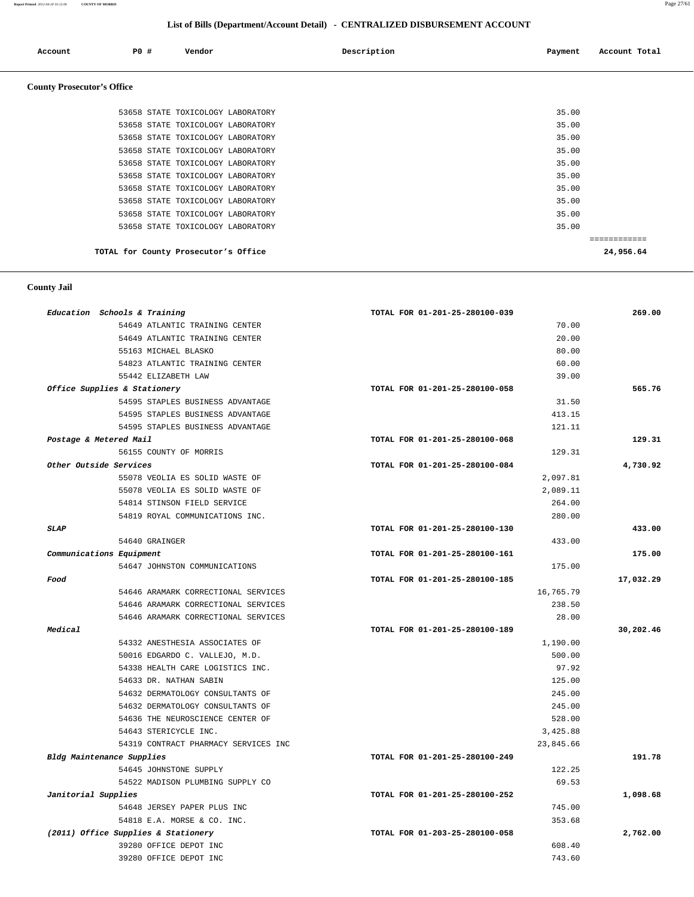## List of Bills (Department/Account Detail) - CENTRALIZED DISBURSEMENT ACCOUNT

| Account | PO # | Vendor | Description | Payment | Account Total |
|---|---|---|---|---|---|

### County Prosecutor's Office

| Account | PO # | Vendor | Description | Payment | Account Total |
|---|---|---|---|---|---|
| | 53658 | STATE TOXICOLOGY LABORATORY | | 35.00 | |
| | 53658 | STATE TOXICOLOGY LABORATORY | | 35.00 | |
| | 53658 | STATE TOXICOLOGY LABORATORY | | 35.00 | |
| | 53658 | STATE TOXICOLOGY LABORATORY | | 35.00 | |
| | 53658 | STATE TOXICOLOGY LABORATORY | | 35.00 | |
| | 53658 | STATE TOXICOLOGY LABORATORY | | 35.00 | |
| | 53658 | STATE TOXICOLOGY LABORATORY | | 35.00 | |
| | 53658 | STATE TOXICOLOGY LABORATORY | | 35.00 | |
| | 53658 | STATE TOXICOLOGY LABORATORY | | 35.00 | |
| | 53658 | STATE TOXICOLOGY LABORATORY | | 35.00 | |
| | | **TOTAL for County Prosecutor's Office** | | | **24,956.64** |

### County Jail

| Account | PO # | Vendor | Description | Payment | Account Total |
|---|---|---|---|---|---|
| *Education Schools & Training* | | | TOTAL FOR 01-201-25-280100-039 | | **269.00** |
| | 54649 | ATLANTIC TRAINING CENTER | | 70.00 | |
| | 54649 | ATLANTIC TRAINING CENTER | | 20.00 | |
| | 55163 | MICHAEL BLASKO | | 80.00 | |
| | 54823 | ATLANTIC TRAINING CENTER | | 60.00 | |
| | 55442 | ELIZABETH LAW | | 39.00 | |
| *Office Supplies & Stationery* | | | TOTAL FOR 01-201-25-280100-058 | | **565.76** |
| | 54595 | STAPLES BUSINESS ADVANTAGE | | 31.50 | |
| | 54595 | STAPLES BUSINESS ADVANTAGE | | 413.15 | |
| | 54595 | STAPLES BUSINESS ADVANTAGE | | 121.11 | |
| *Postage & Metered Mail* | | | TOTAL FOR 01-201-25-280100-068 | | **129.31** |
| | 56155 | COUNTY OF MORRIS | | 129.31 | |
| *Other Outside Services* | | | TOTAL FOR 01-201-25-280100-084 | | **4,730.92** |
| | 55078 | VEOLIA ES SOLID WASTE OF | | 2,097.81 | |
| | 55078 | VEOLIA ES SOLID WASTE OF | | 2,089.11 | |
| | 54814 | STINSON FIELD SERVICE | | 264.00 | |
| | 54819 | ROYAL COMMUNICATIONS INC. | | 280.00 | |
| *SLAP* | | | TOTAL FOR 01-201-25-280100-130 | | **433.00** |
| | 54640 | GRAINGER | | 433.00 | |
| *Communications Equipment* | | | TOTAL FOR 01-201-25-280100-161 | | **175.00** |
| | 54647 | JOHNSTON COMMUNICATIONS | | 175.00 | |
| *Food* | | | TOTAL FOR 01-201-25-280100-185 | | **17,032.29** |
| | 54646 | ARAMARK CORRECTIONAL SERVICES | | 16,765.79 | |
| | 54646 | ARAMARK CORRECTIONAL SERVICES | | 238.50 | |
| | 54646 | ARAMARK CORRECTIONAL SERVICES | | 28.00 | |
| *Medical* | | | TOTAL FOR 01-201-25-280100-189 | | **30,202.46** |
| | 54332 | ANESTHESIA ASSOCIATES OF | | 1,190.00 | |
| | 50016 | EDGARDO C. VALLEJO, M.D. | | 500.00 | |
| | 54338 | HEALTH CARE LOGISTICS INC. | | 97.92 | |
| | 54633 | DR. NATHAN SABIN | | 125.00 | |
| | 54632 | DERMATOLOGY CONSULTANTS OF | | 245.00 | |
| | 54632 | DERMATOLOGY CONSULTANTS OF | | 245.00 | |
| | 54636 | THE NEUROSCIENCE CENTER OF | | 528.00 | |
| | 54643 | STERICYCLE INC. | | 3,425.88 | |
| | 54319 | CONTRACT PHARMACY SERVICES INC | | 23,845.66 | |
| *Bldg Maintenance Supplies* | | | TOTAL FOR 01-201-25-280100-249 | | **191.78** |
| | 54645 | JOHNSTONE SUPPLY | | 122.25 | |
| | 54522 | MADISON PLUMBING SUPPLY CO | | 69.53 | |
| *Janitorial Supplies* | | | TOTAL FOR 01-201-25-280100-252 | | **1,098.68** |
| | 54648 | JERSEY PAPER PLUS INC | | 745.00 | |
| | 54818 | E.A. MORSE & CO. INC. | | 353.68 | |
| *(2011) Office Supplies & Stationery* | | | TOTAL FOR 01-203-25-280100-058 | | **2,762.00** |
| | 39280 | OFFICE DEPOT INC | | 608.40 | |
| | 39280 | OFFICE DEPOT INC | | 743.60 | |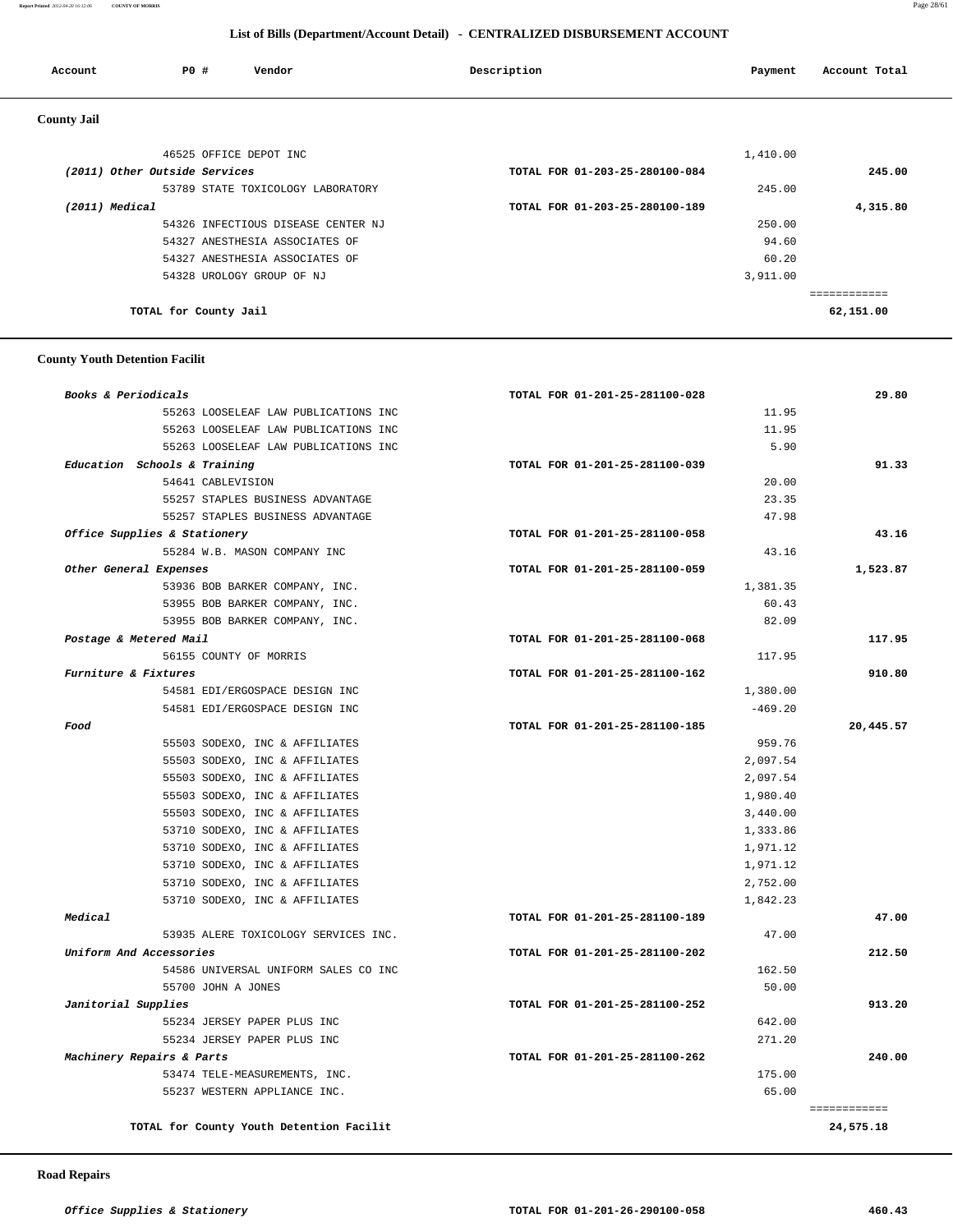## List of Bills (Department/Account Detail) - CENTRALIZED DISBURSEMENT ACCOUNT

| Account | PO # | Vendor | Description | Payment | Account Total |
|---|---|---|---|---|---|

### County Jail

| Account | PO # | Vendor | Description | Payment | Account Total |
|---|---|---|---|---|---|
| | 46525 | OFFICE DEPOT INC | | 1,410.00 | |
| *(2011) Other Outside Services* | | | TOTAL FOR 01-203-25-280100-084 | | 245.00 |
| | 53789 | STATE TOXICOLOGY LABORATORY | | 245.00 | |
| *(2011) Medical* | | | TOTAL FOR 01-203-25-280100-189 | | 4,315.80 |
| | 54326 | INFECTIOUS DISEASE CENTER NJ | | 250.00 | |
| | 54327 | ANESTHESIA ASSOCIATES OF | | 94.60 | |
| | 54327 | ANESTHESIA ASSOCIATES OF | | 60.20 | |
| | 54328 | UROLOGY GROUP OF NJ | | 3,911.00 | |
| | | | | | ============ |
| **TOTAL for County Jail** | | | | | **62,151.00** |

### County Youth Detention Facilit

| Account | PO # | Vendor | Description | Payment | Account Total |
|---|---|---|---|---|---|
| *Books & Periodicals* | | | TOTAL FOR 01-201-25-281100-028 | | 29.80 |
| | 55263 | LOOSELEAF LAW PUBLICATIONS INC | | 11.95 | |
| | 55263 | LOOSELEAF LAW PUBLICATIONS INC | | 11.95 | |
| | 55263 | LOOSELEAF LAW PUBLICATIONS INC | | 5.90 | |
| *Education Schools & Training* | | | TOTAL FOR 01-201-25-281100-039 | | 91.33 |
| | 54641 | CABLEVISION | | 20.00 | |
| | 55257 | STAPLES BUSINESS ADVANTAGE | | 23.35 | |
| | 55257 | STAPLES BUSINESS ADVANTAGE | | 47.98 | |
| *Office Supplies & Stationery* | | | TOTAL FOR 01-201-25-281100-058 | | 43.16 |
| | 55284 | W.B. MASON COMPANY INC | | 43.16 | |
| *Other General Expenses* | | | TOTAL FOR 01-201-25-281100-059 | | 1,523.87 |
| | 53936 | BOB BARKER COMPANY, INC. | | 1,381.35 | |
| | 53955 | BOB BARKER COMPANY, INC. | | 60.43 | |
| | 53955 | BOB BARKER COMPANY, INC. | | 82.09 | |
| *Postage & Metered Mail* | | | TOTAL FOR 01-201-25-281100-068 | | 117.95 |
| | 56155 | COUNTY OF MORRIS | | 117.95 | |
| *Furniture & Fixtures* | | | TOTAL FOR 01-201-25-281100-162 | | 910.80 |
| | 54581 | EDI/ERGOSPACE DESIGN INC | | 1,380.00 | |
| | 54581 | EDI/ERGOSPACE DESIGN INC | | -469.20 | |
| *Food* | | | TOTAL FOR 01-201-25-281100-185 | | 20,445.57 |
| | 55503 | SODEXO, INC & AFFILIATES | | 959.76 | |
| | 55503 | SODEXO, INC & AFFILIATES | | 2,097.54 | |
| | 55503 | SODEXO, INC & AFFILIATES | | 2,097.54 | |
| | 55503 | SODEXO, INC & AFFILIATES | | 1,980.40 | |
| | 55503 | SODEXO, INC & AFFILIATES | | 3,440.00 | |
| | 53710 | SODEXO, INC & AFFILIATES | | 1,333.86 | |
| | 53710 | SODEXO, INC & AFFILIATES | | 1,971.12 | |
| | 53710 | SODEXO, INC & AFFILIATES | | 1,971.12 | |
| | 53710 | SODEXO, INC & AFFILIATES | | 2,752.00 | |
| | 53710 | SODEXO, INC & AFFILIATES | | 1,842.23 | |
| *Medical* | | | TOTAL FOR 01-201-25-281100-189 | | 47.00 |
| | 53935 | ALERE TOXICOLOGY SERVICES INC. | | 47.00 | |
| *Uniform And Accessories* | | | TOTAL FOR 01-201-25-281100-202 | | 212.50 |
| | 54586 | UNIVERSAL UNIFORM SALES CO INC | | 162.50 | |
| | 55700 | JOHN A JONES | | 50.00 | |
| *Janitorial Supplies* | | | TOTAL FOR 01-201-25-281100-252 | | 913.20 |
| | 55234 | JERSEY PAPER PLUS INC | | 642.00 | |
| | 55234 | JERSEY PAPER PLUS INC | | 271.20 | |
| *Machinery Repairs & Parts* | | | TOTAL FOR 01-201-25-281100-262 | | 240.00 |
| | 53474 | TELE-MEASUREMENTS, INC. | | 175.00 | |
| | 55237 | WESTERN APPLIANCE INC. | | 65.00 | |
| | | | | | ============ |
| **TOTAL for County Youth Detention Facilit** | | | | | **24,575.18** |

### Road Repairs

| Account | PO # | Vendor | Description | Payment | Account Total |
|---|---|---|---|---|---|
| *Office Supplies & Stationery* | | | TOTAL FOR 01-201-26-290100-058 | | 460.43 |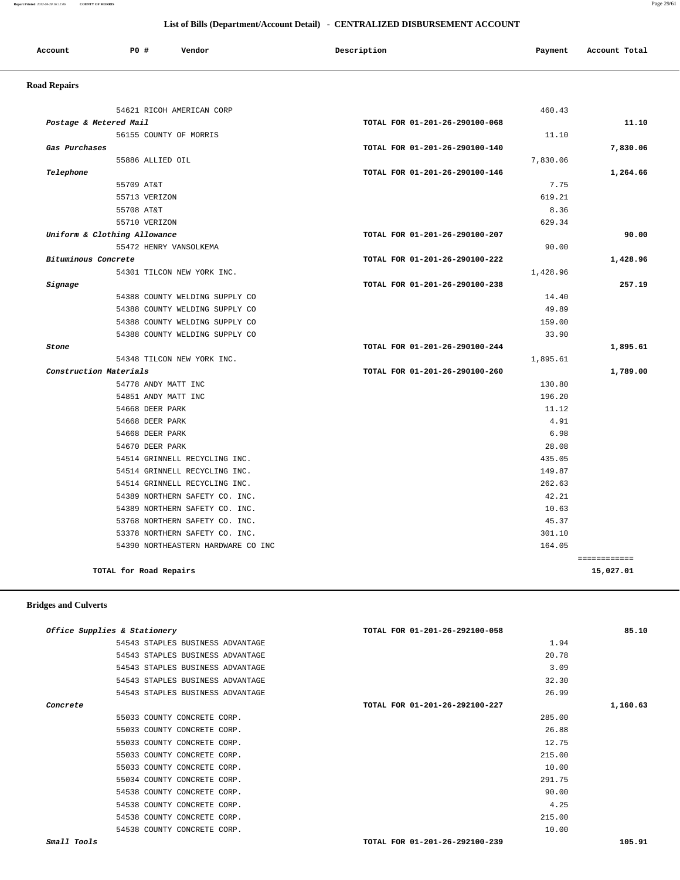## List of Bills (Department/Account Detail) - CENTRALIZED DISBURSEMENT ACCOUNT

| Account | PO # | Vendor | Description | Payment | Account Total |
|---|---|---|---|---|---|

### Road Repairs

| Account | PO # | Vendor | Description | Payment | Account Total |
|---|---|---|---|---|---|
| | 54621 | RICOH AMERICAN CORP | | 460.43 | |
| *Postage & Metered Mail* | | | TOTAL FOR 01-201-26-290100-068 | | 11.10 |
| | 56155 | COUNTY OF MORRIS | | 11.10 | |
| *Gas Purchases* | | | TOTAL FOR 01-201-26-290100-140 | | 7,830.06 |
| | 55886 | ALLIED OIL | | 7,830.06 | |
| *Telephone* | | | TOTAL FOR 01-201-26-290100-146 | | 1,264.66 |
| | 55709 | AT&T | | 7.75 | |
| | 55713 | VERIZON | | 619.21 | |
| | 55708 | AT&T | | 8.36 | |
| | 55710 | VERIZON | | 629.34 | |
| *Uniform & Clothing Allowance* | | | TOTAL FOR 01-201-26-290100-207 | | 90.00 |
| | 55472 | HENRY VANSOLKEMA | | 90.00 | |
| *Bituminous Concrete* | | | TOTAL FOR 01-201-26-290100-222 | | 1,428.96 |
| | 54301 | TILCON NEW YORK INC. | | 1,428.96 | |
| *Signage* | | | TOTAL FOR 01-201-26-290100-238 | | 257.19 |
| | 54388 | COUNTY WELDING SUPPLY CO | | 14.40 | |
| | 54388 | COUNTY WELDING SUPPLY CO | | 49.89 | |
| | 54388 | COUNTY WELDING SUPPLY CO | | 159.00 | |
| | 54388 | COUNTY WELDING SUPPLY CO | | 33.90 | |
| *Stone* | | | TOTAL FOR 01-201-26-290100-244 | | 1,895.61 |
| | 54348 | TILCON NEW YORK INC. | | 1,895.61 | |
| *Construction Materials* | | | TOTAL FOR 01-201-26-290100-260 | | 1,789.00 |
| | 54778 | ANDY MATT INC | | 130.80 | |
| | 54851 | ANDY MATT INC | | 196.20 | |
| | 54668 | DEER PARK | | 11.12 | |
| | 54668 | DEER PARK | | 4.91 | |
| | 54668 | DEER PARK | | 6.98 | |
| | 54670 | DEER PARK | | 28.08 | |
| | 54514 | GRINNELL RECYCLING INC. | | 435.05 | |
| | 54514 | GRINNELL RECYCLING INC. | | 149.87 | |
| | 54514 | GRINNELL RECYCLING INC. | | 262.63 | |
| | 54389 | NORTHERN SAFETY CO. INC. | | 42.21 | |
| | 54389 | NORTHERN SAFETY CO. INC. | | 10.63 | |
| | 53768 | NORTHERN SAFETY CO. INC. | | 45.37 | |
| | 53378 | NORTHERN SAFETY CO. INC. | | 301.10 | |
| | 54390 | NORTHEASTERN HARDWARE CO INC | | 164.05 | |
| **TOTAL for Road Repairs** | | | | | **15,027.01** |

### Bridges and Culverts

| Account | PO # | Vendor | Description | Payment | Account Total |
|---|---|---|---|---|---|
| *Office Supplies & Stationery* | | | TOTAL FOR 01-201-26-292100-058 | | 85.10 |
| | 54543 | STAPLES BUSINESS ADVANTAGE | | 1.94 | |
| | 54543 | STAPLES BUSINESS ADVANTAGE | | 20.78 | |
| | 54543 | STAPLES BUSINESS ADVANTAGE | | 3.09 | |
| | 54543 | STAPLES BUSINESS ADVANTAGE | | 32.30 | |
| | 54543 | STAPLES BUSINESS ADVANTAGE | | 26.99 | |
| *Concrete* | | | TOTAL FOR 01-201-26-292100-227 | | 1,160.63 |
| | 55033 | COUNTY CONCRETE CORP. | | 285.00 | |
| | 55033 | COUNTY CONCRETE CORP. | | 26.88 | |
| | 55033 | COUNTY CONCRETE CORP. | | 12.75 | |
| | 55033 | COUNTY CONCRETE CORP. | | 215.00 | |
| | 55033 | COUNTY CONCRETE CORP. | | 10.00 | |
| | 55034 | COUNTY CONCRETE CORP. | | 291.75 | |
| | 54538 | COUNTY CONCRETE CORP. | | 90.00 | |
| | 54538 | COUNTY CONCRETE CORP. | | 4.25 | |
| | 54538 | COUNTY CONCRETE CORP. | | 215.00 | |
| | 54538 | COUNTY CONCRETE CORP. | | 10.00 | |
| *Small Tools* | | | TOTAL FOR 01-201-26-292100-239 | | 105.91 |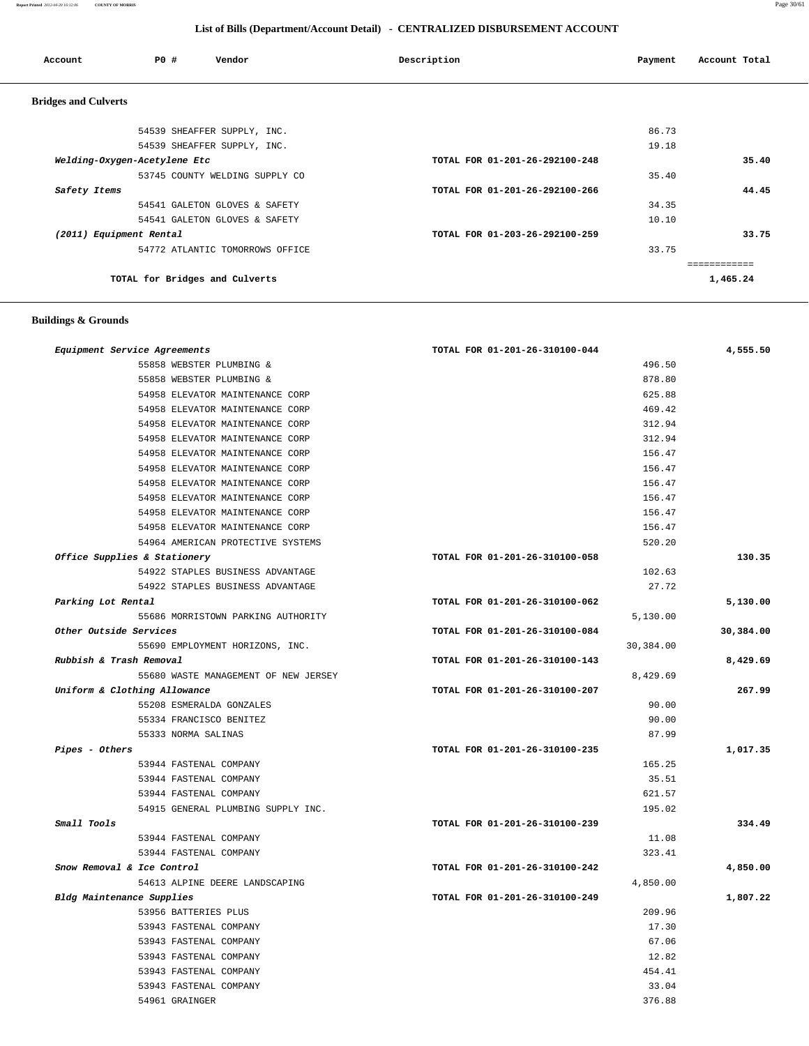## List of Bills (Department/Account Detail) - CENTRALIZED DISBURSEMENT ACCOUNT

| Account | PO # | Vendor | Description | Payment | Account Total |
|---|---|---|---|---|---|

### Bridges and Culverts

| Account | PO # | Vendor | Description | Payment | Account Total |
|---|---|---|---|---|---|
| | 54539 | SHEAFFER SUPPLY, INC. | | 86.73 | |
| | 54539 | SHEAFFER SUPPLY, INC. | | 19.18 | |
| *Welding-Oxygen-Acetylene Etc* | | | TOTAL FOR 01-201-26-292100-248 | | 35.40 |
| | 53745 | COUNTY WELDING SUPPLY CO | | 35.40 | |
| *Safety Items* | | | TOTAL FOR 01-201-26-292100-266 | | 44.45 |
| | 54541 | GALETON GLOVES & SAFETY | | 34.35 | |
| | 54541 | GALETON GLOVES & SAFETY | | 10.10 | |
| *(2011) Equipment Rental* | | | TOTAL FOR 01-203-26-292100-259 | | 33.75 |
| | 54772 | ATLANTIC TOMORROWS OFFICE | | 33.75 | |
| | | | | | ============ |
| | | TOTAL for Bridges and Culverts | | | 1,465.24 |

### Buildings & Grounds

| Account | PO # | Vendor | Description | Payment | Account Total |
|---|---|---|---|---|---|
| *Equipment Service Agreements* | | | TOTAL FOR 01-201-26-310100-044 | | 4,555.50 |
| | 55858 | WEBSTER PLUMBING & | | 496.50 | |
| | 55858 | WEBSTER PLUMBING & | | 878.80 | |
| | 54958 | ELEVATOR MAINTENANCE CORP | | 625.88 | |
| | 54958 | ELEVATOR MAINTENANCE CORP | | 469.42 | |
| | 54958 | ELEVATOR MAINTENANCE CORP | | 312.94 | |
| | 54958 | ELEVATOR MAINTENANCE CORP | | 312.94 | |
| | 54958 | ELEVATOR MAINTENANCE CORP | | 156.47 | |
| | 54958 | ELEVATOR MAINTENANCE CORP | | 156.47 | |
| | 54958 | ELEVATOR MAINTENANCE CORP | | 156.47 | |
| | 54958 | ELEVATOR MAINTENANCE CORP | | 156.47 | |
| | 54958 | ELEVATOR MAINTENANCE CORP | | 156.47 | |
| | 54958 | ELEVATOR MAINTENANCE CORP | | 156.47 | |
| | 54964 | AMERICAN PROTECTIVE SYSTEMS | | 520.20 | |
| *Office Supplies & Stationery* | | | TOTAL FOR 01-201-26-310100-058 | | 130.35 |
| | 54922 | STAPLES BUSINESS ADVANTAGE | | 102.63 | |
| | 54922 | STAPLES BUSINESS ADVANTAGE | | 27.72 | |
| *Parking Lot Rental* | | | TOTAL FOR 01-201-26-310100-062 | | 5,130.00 |
| | 55686 | MORRISTOWN PARKING AUTHORITY | | 5,130.00 | |
| *Other Outside Services* | | | TOTAL FOR 01-201-26-310100-084 | | 30,384.00 |
| | 55690 | EMPLOYMENT HORIZONS, INC. | | 30,384.00 | |
| *Rubbish & Trash Removal* | | | TOTAL FOR 01-201-26-310100-143 | | 8,429.69 |
| | 55680 | WASTE MANAGEMENT OF NEW JERSEY | | 8,429.69 | |
| *Uniform & Clothing Allowance* | | | TOTAL FOR 01-201-26-310100-207 | | 267.99 |
| | 55208 | ESMERALDA GONZALES | | 90.00 | |
| | 55334 | FRANCISCO BENITEZ | | 90.00 | |
| | 55333 | NORMA SALINAS | | 87.99 | |
| *Pipes - Others* | | | TOTAL FOR 01-201-26-310100-235 | | 1,017.35 |
| | 53944 | FASTENAL COMPANY | | 165.25 | |
| | 53944 | FASTENAL COMPANY | | 35.51 | |
| | 53944 | FASTENAL COMPANY | | 621.57 | |
| | 54915 | GENERAL PLUMBING SUPPLY INC. | | 195.02 | |
| *Small Tools* | | | TOTAL FOR 01-201-26-310100-239 | | 334.49 |
| | 53944 | FASTENAL COMPANY | | 11.08 | |
| | 53944 | FASTENAL COMPANY | | 323.41 | |
| *Snow Removal & Ice Control* | | | TOTAL FOR 01-201-26-310100-242 | | 4,850.00 |
| | 54613 | ALPINE DEERE LANDSCAPING | | 4,850.00 | |
| *Bldg Maintenance Supplies* | | | TOTAL FOR 01-201-26-310100-249 | | 1,807.22 |
| | 53956 | BATTERIES PLUS | | 209.96 | |
| | 53943 | FASTENAL COMPANY | | 17.30 | |
| | 53943 | FASTENAL COMPANY | | 67.06 | |
| | 53943 | FASTENAL COMPANY | | 12.82 | |
| | 53943 | FASTENAL COMPANY | | 454.41 | |
| | 53943 | FASTENAL COMPANY | | 33.04 | |
| | 54961 | GRAINGER | | 376.88 | |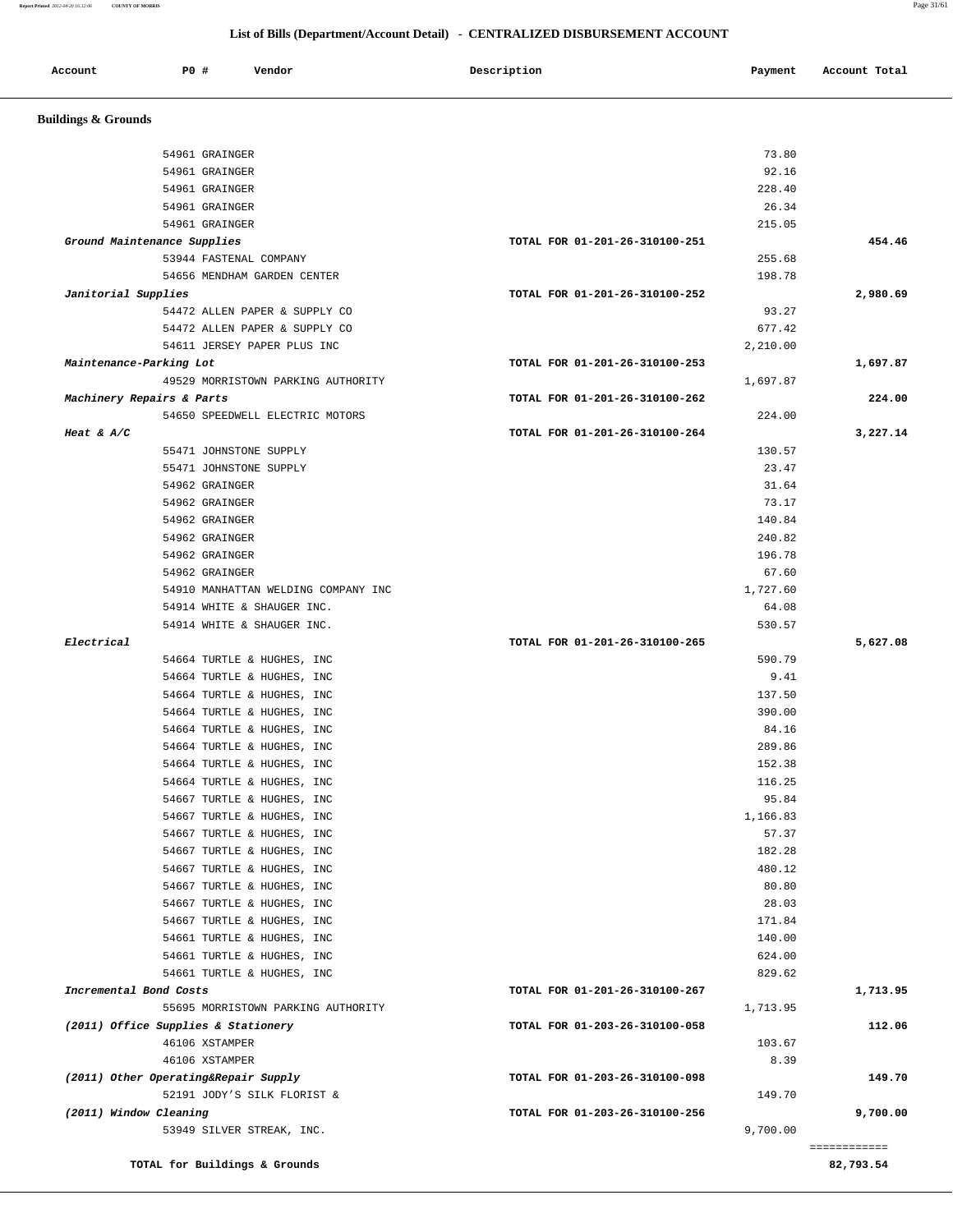## List of Bills (Department/Account Detail) - CENTRALIZED DISBURSEMENT ACCOUNT

| Account | PO # | Vendor | Description | Payment | Account Total |
|---|---|---|---|---|---|
| **Buildings & Grounds** | | | | | |
| | 54961 | GRAINGER | | 73.80 | |
| | 54961 | GRAINGER | | 92.16 | |
| | 54961 | GRAINGER | | 228.40 | |
| | 54961 | GRAINGER | | 26.34 | |
| | 54961 | GRAINGER | | 215.05 | |
| *Ground Maintenance Supplies* | | | TOTAL FOR 01-201-26-310100-251 | | 454.46 |
| | 53944 | FASTENAL COMPANY | | 255.68 | |
| | 54656 | MENDHAM GARDEN CENTER | | 198.78 | |
| *Janitorial Supplies* | | | TOTAL FOR 01-201-26-310100-252 | | 2,980.69 |
| | 54472 | ALLEN PAPER & SUPPLY CO | | 93.27 | |
| | 54472 | ALLEN PAPER & SUPPLY CO | | 677.42 | |
| | 54611 | JERSEY PAPER PLUS INC | | 2,210.00 | |
| *Maintenance-Parking Lot* | | | TOTAL FOR 01-201-26-310100-253 | | 1,697.87 |
| | 49529 | MORRISTOWN PARKING AUTHORITY | | 1,697.87 | |
| *Machinery Repairs & Parts* | | | TOTAL FOR 01-201-26-310100-262 | | 224.00 |
| | 54650 | SPEEDWELL ELECTRIC MOTORS | | 224.00 | |
| *Heat & A/C* | | | TOTAL FOR 01-201-26-310100-264 | | 3,227.14 |
| | 55471 | JOHNSTONE SUPPLY | | 130.57 | |
| | 55471 | JOHNSTONE SUPPLY | | 23.47 | |
| | 54962 | GRAINGER | | 31.64 | |
| | 54962 | GRAINGER | | 73.17 | |
| | 54962 | GRAINGER | | 140.84 | |
| | 54962 | GRAINGER | | 240.82 | |
| | 54962 | GRAINGER | | 196.78 | |
| | 54962 | GRAINGER | | 67.60 | |
| | 54910 | MANHATTAN WELDING COMPANY INC | | 1,727.60 | |
| | 54914 | WHITE & SHAUGER INC. | | 64.08 | |
| | 54914 | WHITE & SHAUGER INC. | | 530.57 | |
| *Electrical* | | | TOTAL FOR 01-201-26-310100-265 | | 5,627.08 |
| | 54664 | TURTLE & HUGHES, INC | | 590.79 | |
| | 54664 | TURTLE & HUGHES, INC | | 9.41 | |
| | 54664 | TURTLE & HUGHES, INC | | 137.50 | |
| | 54664 | TURTLE & HUGHES, INC | | 390.00 | |
| | 54664 | TURTLE & HUGHES, INC | | 84.16 | |
| | 54664 | TURTLE & HUGHES, INC | | 289.86 | |
| | 54664 | TURTLE & HUGHES, INC | | 152.38 | |
| | 54664 | TURTLE & HUGHES, INC | | 116.25 | |
| | 54667 | TURTLE & HUGHES, INC | | 95.84 | |
| | 54667 | TURTLE & HUGHES, INC | | 1,166.83 | |
| | 54667 | TURTLE & HUGHES, INC | | 57.37 | |
| | 54667 | TURTLE & HUGHES, INC | | 182.28 | |
| | 54667 | TURTLE & HUGHES, INC | | 480.12 | |
| | 54667 | TURTLE & HUGHES, INC | | 80.80 | |
| | 54667 | TURTLE & HUGHES, INC | | 28.03 | |
| | 54667 | TURTLE & HUGHES, INC | | 171.84 | |
| | 54661 | TURTLE & HUGHES, INC | | 140.00 | |
| | 54661 | TURTLE & HUGHES, INC | | 624.00 | |
| | 54661 | TURTLE & HUGHES, INC | | 829.62 | |
| *Incremental Bond Costs* | | | TOTAL FOR 01-201-26-310100-267 | | 1,713.95 |
| | 55695 | MORRISTOWN PARKING AUTHORITY | | 1,713.95 | |
| *(2011) Office Supplies & Stationery* | | | TOTAL FOR 01-203-26-310100-058 | | 112.06 |
| | 46106 | XSTAMPER | | 103.67 | |
| | 46106 | XSTAMPER | | 8.39 | |
| *(2011) Other Operating&Repair Supply* | | | TOTAL FOR 01-203-26-310100-098 | | 149.70 |
| | 52191 | JODY'S SILK FLORIST & | | 149.70 | |
| *(2011) Window Cleaning* | | | TOTAL FOR 01-203-26-310100-256 | | 9,700.00 |
| | 53949 | SILVER STREAK, INC. | | 9,700.00 | |
| | | **TOTAL for Buildings & Grounds** | | | **82,793.54** |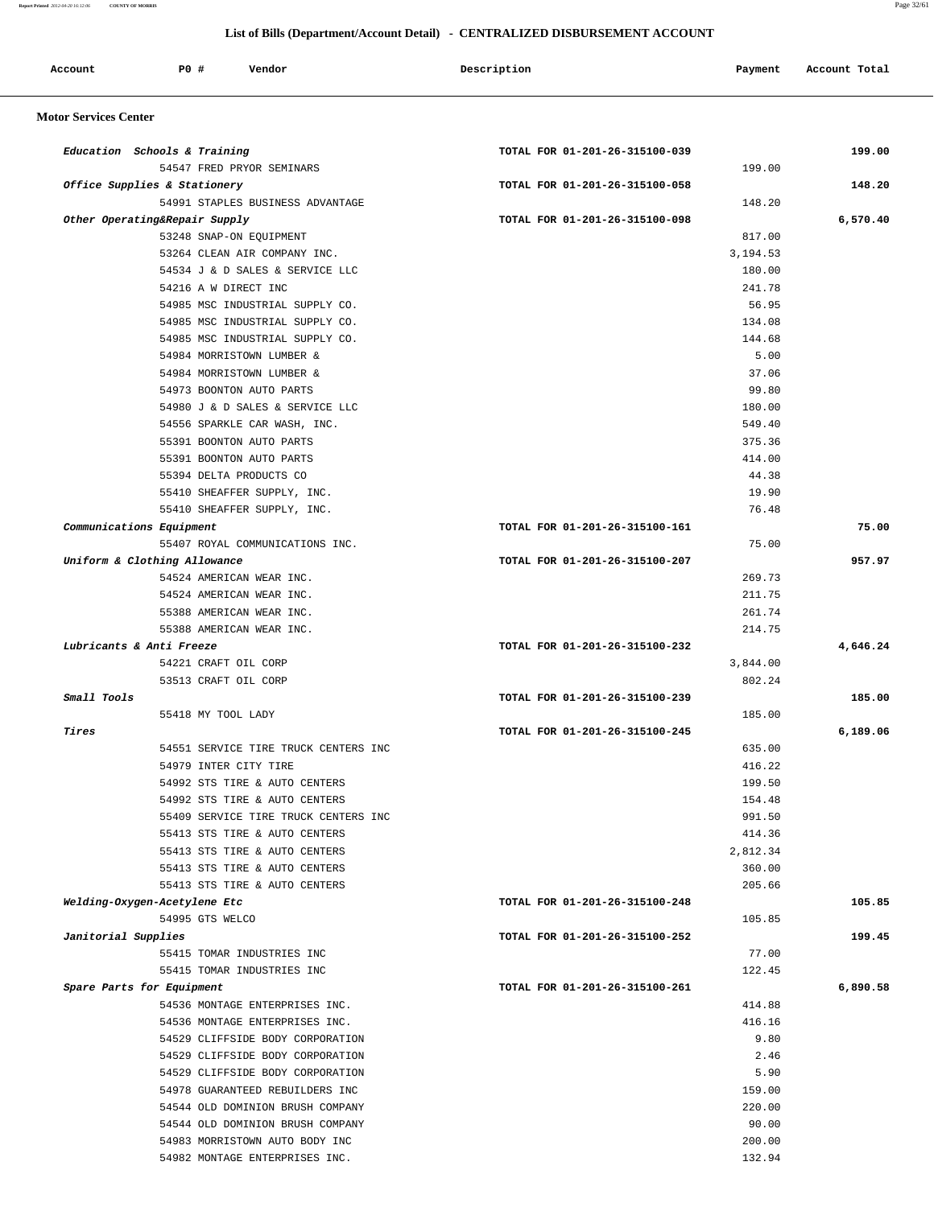## List of Bills (Department/Account Detail) - CENTRALIZED DISBURSEMENT ACCOUNT

| Account | PO # | Vendor | Description | Payment | Account Total |
|---|---|---|---|---|---|

### Motor Services Center

| Account | PO # | Vendor | Description | Payment | Account Total |
|---|---|---|---|---|---|
| *Education Schools & Training* | | | TOTAL FOR 01-201-26-315100-039 | | 199.00 |
| | 54547 | FRED PRYOR SEMINARS | | 199.00 | |
| *Office Supplies & Stationery* | | | TOTAL FOR 01-201-26-315100-058 | | 148.20 |
| | 54991 | STAPLES BUSINESS ADVANTAGE | | 148.20 | |
| *Other Operating&Repair Supply* | | | TOTAL FOR 01-201-26-315100-098 | | 6,570.40 |
| | 53248 | SNAP-ON EQUIPMENT | | 817.00 | |
| | 53264 | CLEAN AIR COMPANY INC. | | 3,194.53 | |
| | 54534 | J & D SALES & SERVICE LLC | | 180.00 | |
| | 54216 | A W DIRECT INC | | 241.78 | |
| | 54985 | MSC INDUSTRIAL SUPPLY CO. | | 56.95 | |
| | 54985 | MSC INDUSTRIAL SUPPLY CO. | | 134.08 | |
| | 54985 | MSC INDUSTRIAL SUPPLY CO. | | 144.68 | |
| | 54984 | MORRISTOWN LUMBER & | | 5.00 | |
| | 54984 | MORRISTOWN LUMBER & | | 37.06 | |
| | 54973 | BOONTON AUTO PARTS | | 99.80 | |
| | 54980 | J & D SALES & SERVICE LLC | | 180.00 | |
| | 54556 | SPARKLE CAR WASH, INC. | | 549.40 | |
| | 55391 | BOONTON AUTO PARTS | | 375.36 | |
| | 55391 | BOONTON AUTO PARTS | | 414.00 | |
| | 55394 | DELTA PRODUCTS CO | | 44.38 | |
| | 55410 | SHEAFFER SUPPLY, INC. | | 19.90 | |
| | 55410 | SHEAFFER SUPPLY, INC. | | 76.48 | |
| *Communications Equipment* | | | TOTAL FOR 01-201-26-315100-161 | | 75.00 |
| | 55407 | ROYAL COMMUNICATIONS INC. | | 75.00 | |
| *Uniform & Clothing Allowance* | | | TOTAL FOR 01-201-26-315100-207 | | 957.97 |
| | 54524 | AMERICAN WEAR INC. | | 269.73 | |
| | 54524 | AMERICAN WEAR INC. | | 211.75 | |
| | 55388 | AMERICAN WEAR INC. | | 261.74 | |
| | 55388 | AMERICAN WEAR INC. | | 214.75 | |
| *Lubricants & Anti Freeze* | | | TOTAL FOR 01-201-26-315100-232 | | 4,646.24 |
| | 54221 | CRAFT OIL CORP | | 3,844.00 | |
| | 53513 | CRAFT OIL CORP | | 802.24 | |
| *Small Tools* | | | TOTAL FOR 01-201-26-315100-239 | | 185.00 |
| | 55418 | MY TOOL LADY | | 185.00 | |
| *Tires* | | | TOTAL FOR 01-201-26-315100-245 | | 6,189.06 |
| | 54551 | SERVICE TIRE TRUCK CENTERS INC | | 635.00 | |
| | 54979 | INTER CITY TIRE | | 416.22 | |
| | 54992 | STS TIRE & AUTO CENTERS | | 199.50 | |
| | 54992 | STS TIRE & AUTO CENTERS | | 154.48 | |
| | 55409 | SERVICE TIRE TRUCK CENTERS INC | | 991.50 | |
| | 55413 | STS TIRE & AUTO CENTERS | | 414.36 | |
| | 55413 | STS TIRE & AUTO CENTERS | | 2,812.34 | |
| | 55413 | STS TIRE & AUTO CENTERS | | 360.00 | |
| | 55413 | STS TIRE & AUTO CENTERS | | 205.66 | |
| *Welding-Oxygen-Acetylene Etc* | | | TOTAL FOR 01-201-26-315100-248 | | 105.85 |
| | 54995 | GTS WELCO | | 105.85 | |
| *Janitorial Supplies* | | | TOTAL FOR 01-201-26-315100-252 | | 199.45 |
| | 55415 | TOMAR INDUSTRIES INC | | 77.00 | |
| | 55415 | TOMAR INDUSTRIES INC | | 122.45 | |
| *Spare Parts for Equipment* | | | TOTAL FOR 01-201-26-315100-261 | | 6,890.58 |
| | 54536 | MONTAGE ENTERPRISES INC. | | 414.88 | |
| | 54536 | MONTAGE ENTERPRISES INC. | | 416.16 | |
| | 54529 | CLIFFSIDE BODY CORPORATION | | 9.80 | |
| | 54529 | CLIFFSIDE BODY CORPORATION | | 2.46 | |
| | 54529 | CLIFFSIDE BODY CORPORATION | | 5.90 | |
| | 54978 | GUARANTEED REBUILDERS INC | | 159.00 | |
| | 54544 | OLD DOMINION BRUSH COMPANY | | 220.00 | |
| | 54544 | OLD DOMINION BRUSH COMPANY | | 90.00 | |
| | 54983 | MORRISTOWN AUTO BODY INC | | 200.00 | |
| | 54982 | MONTAGE ENTERPRISES INC. | | 132.94 | |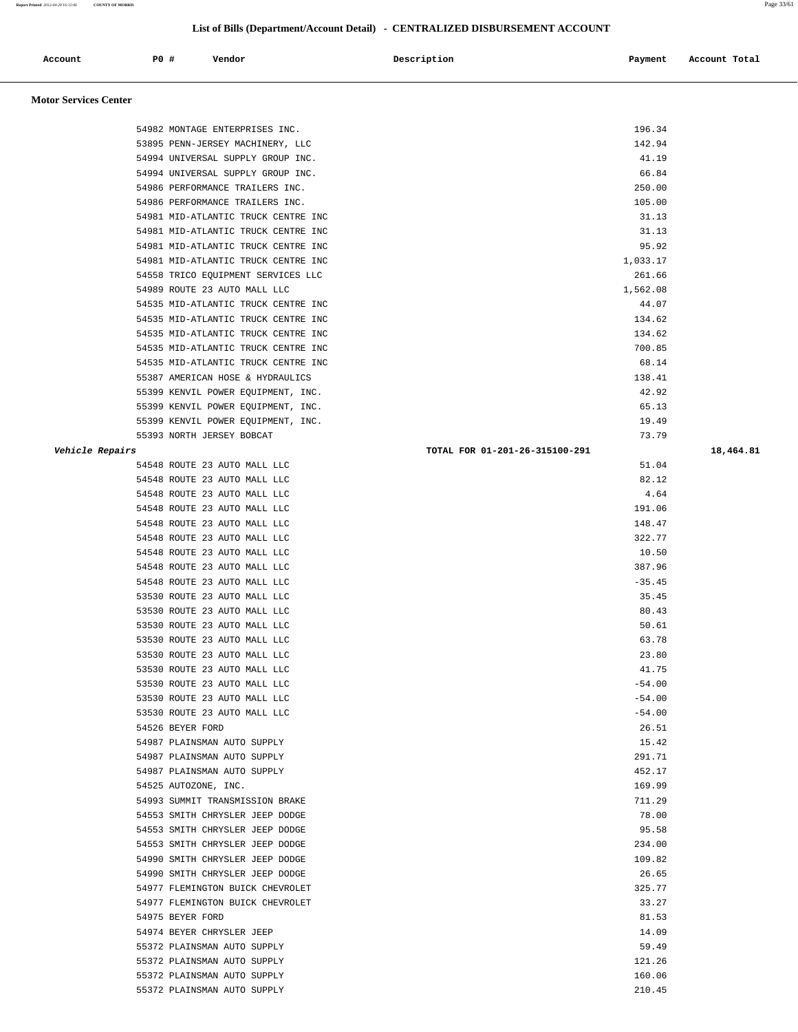## List of Bills (Department/Account Detail) - CENTRALIZED DISBURSEMENT ACCOUNT

| Account | PO # | Vendor | Description | Payment | Account Total |
|---|---|---|---|---|---|

### Motor Services Center

| Account | PO # | Vendor | Description | Payment | Account Total |
|---|---|---|---|---|---|
| | 54982 | MONTAGE ENTERPRISES INC. | | 196.34 | |
| | 53895 | PENN-JERSEY MACHINERY, LLC | | 142.94 | |
| | 54994 | UNIVERSAL SUPPLY GROUP INC. | | 41.19 | |
| | 54994 | UNIVERSAL SUPPLY GROUP INC. | | 66.84 | |
| | 54986 | PERFORMANCE TRAILERS INC. | | 250.00 | |
| | 54986 | PERFORMANCE TRAILERS INC. | | 105.00 | |
| | 54981 | MID-ATLANTIC TRUCK CENTRE INC | | 31.13 | |
| | 54981 | MID-ATLANTIC TRUCK CENTRE INC | | 31.13 | |
| | 54981 | MID-ATLANTIC TRUCK CENTRE INC | | 95.92 | |
| | 54981 | MID-ATLANTIC TRUCK CENTRE INC | | 1,033.17 | |
| | 54558 | TRICO EQUIPMENT SERVICES LLC | | 261.66 | |
| | 54989 | ROUTE 23 AUTO MALL LLC | | 1,562.08 | |
| | 54535 | MID-ATLANTIC TRUCK CENTRE INC | | 44.07 | |
| | 54535 | MID-ATLANTIC TRUCK CENTRE INC | | 134.62 | |
| | 54535 | MID-ATLANTIC TRUCK CENTRE INC | | 134.62 | |
| | 54535 | MID-ATLANTIC TRUCK CENTRE INC | | 700.85 | |
| | 54535 | MID-ATLANTIC TRUCK CENTRE INC | | 68.14 | |
| | 55387 | AMERICAN HOSE & HYDRAULICS | | 138.41 | |
| | 55399 | KENVIL POWER EQUIPMENT, INC. | | 42.92 | |
| | 55399 | KENVIL POWER EQUIPMENT, INC. | | 65.13 | |
| | 55399 | KENVIL POWER EQUIPMENT, INC. | | 19.49 | |
| | 55393 | NORTH JERSEY BOBCAT | | 73.79 | |
| *Vehicle Repairs* | | | **TOTAL FOR 01-201-26-315100-291** | | **18,464.81** |
| | 54548 | ROUTE 23 AUTO MALL LLC | | 51.04 | |
| | 54548 | ROUTE 23 AUTO MALL LLC | | 82.12 | |
| | 54548 | ROUTE 23 AUTO MALL LLC | | 4.64 | |
| | 54548 | ROUTE 23 AUTO MALL LLC | | 191.06 | |
| | 54548 | ROUTE 23 AUTO MALL LLC | | 148.47 | |
| | 54548 | ROUTE 23 AUTO MALL LLC | | 322.77 | |
| | 54548 | ROUTE 23 AUTO MALL LLC | | 10.50 | |
| | 54548 | ROUTE 23 AUTO MALL LLC | | 387.96 | |
| | 54548 | ROUTE 23 AUTO MALL LLC | | -35.45 | |
| | 53530 | ROUTE 23 AUTO MALL LLC | | 35.45 | |
| | 53530 | ROUTE 23 AUTO MALL LLC | | 80.43 | |
| | 53530 | ROUTE 23 AUTO MALL LLC | | 50.61 | |
| | 53530 | ROUTE 23 AUTO MALL LLC | | 63.78 | |
| | 53530 | ROUTE 23 AUTO MALL LLC | | 23.80 | |
| | 53530 | ROUTE 23 AUTO MALL LLC | | 41.75 | |
| | 53530 | ROUTE 23 AUTO MALL LLC | | -54.00 | |
| | 53530 | ROUTE 23 AUTO MALL LLC | | -54.00 | |
| | 53530 | ROUTE 23 AUTO MALL LLC | | -54.00 | |
| | 54526 | BEYER FORD | | 26.51 | |
| | 54987 | PLAINSMAN AUTO SUPPLY | | 15.42 | |
| | 54987 | PLAINSMAN AUTO SUPPLY | | 291.71 | |
| | 54987 | PLAINSMAN AUTO SUPPLY | | 452.17 | |
| | 54525 | AUTOZONE, INC. | | 169.99 | |
| | 54993 | SUMMIT TRANSMISSION BRAKE | | 711.29 | |
| | 54553 | SMITH CHRYSLER JEEP DODGE | | 78.00 | |
| | 54553 | SMITH CHRYSLER JEEP DODGE | | 95.58 | |
| | 54553 | SMITH CHRYSLER JEEP DODGE | | 234.00 | |
| | 54990 | SMITH CHRYSLER JEEP DODGE | | 109.82 | |
| | 54990 | SMITH CHRYSLER JEEP DODGE | | 26.65 | |
| | 54977 | FLEMINGTON BUICK CHEVROLET | | 325.77 | |
| | 54977 | FLEMINGTON BUICK CHEVROLET | | 33.27 | |
| | 54975 | BEYER FORD | | 81.53 | |
| | 54974 | BEYER CHRYSLER JEEP | | 14.09 | |
| | 55372 | PLAINSMAN AUTO SUPPLY | | 59.49 | |
| | 55372 | PLAINSMAN AUTO SUPPLY | | 121.26 | |
| | 55372 | PLAINSMAN AUTO SUPPLY | | 160.06 | |
| | 55372 | PLAINSMAN AUTO SUPPLY | | 210.45 | |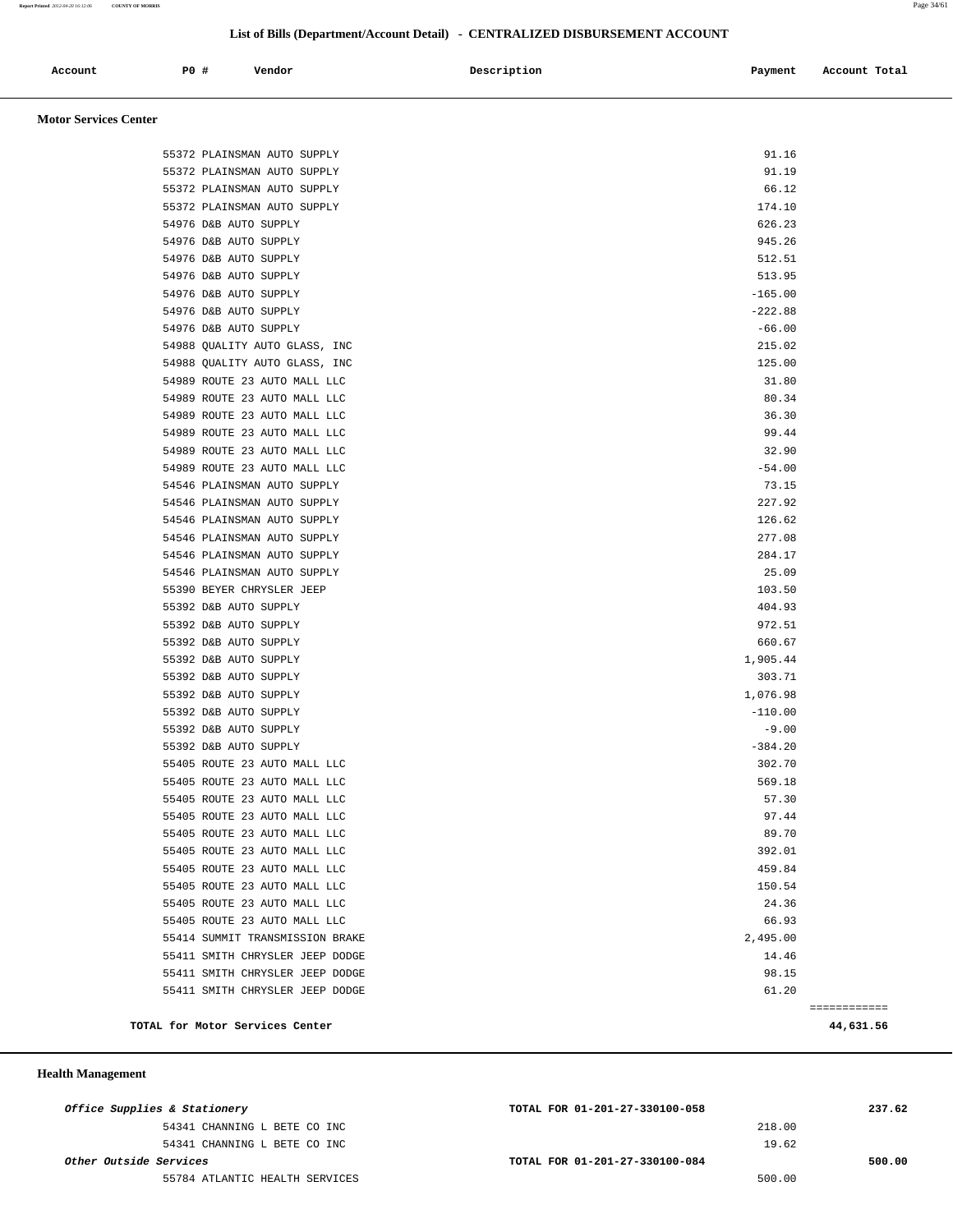## List of Bills (Department/Account Detail) - CENTRALIZED DISBURSEMENT ACCOUNT

| Account | PO # | Vendor | Description | Payment | Account Total |
|---|---|---|---|---|---|

### Motor Services Center

| Account | PO # | Vendor | Description | Payment | Account Total |
|---|---|---|---|---|---|
| | 55372 | PLAINSMAN AUTO SUPPLY | | 91.16 | |
| | 55372 | PLAINSMAN AUTO SUPPLY | | 91.19 | |
| | 55372 | PLAINSMAN AUTO SUPPLY | | 66.12 | |
| | 55372 | PLAINSMAN AUTO SUPPLY | | 174.10 | |
| | 54976 | D&B AUTO SUPPLY | | 626.23 | |
| | 54976 | D&B AUTO SUPPLY | | 945.26 | |
| | 54976 | D&B AUTO SUPPLY | | 512.51 | |
| | 54976 | D&B AUTO SUPPLY | | 513.95 | |
| | 54976 | D&B AUTO SUPPLY | | -165.00 | |
| | 54976 | D&B AUTO SUPPLY | | -222.88 | |
| | 54976 | D&B AUTO SUPPLY | | -66.00 | |
| | 54988 | QUALITY AUTO GLASS, INC | | 215.02 | |
| | 54988 | QUALITY AUTO GLASS, INC | | 125.00 | |
| | 54989 | ROUTE 23 AUTO MALL LLC | | 31.80 | |
| | 54989 | ROUTE 23 AUTO MALL LLC | | 80.34 | |
| | 54989 | ROUTE 23 AUTO MALL LLC | | 36.30 | |
| | 54989 | ROUTE 23 AUTO MALL LLC | | 99.44 | |
| | 54989 | ROUTE 23 AUTO MALL LLC | | 32.90 | |
| | 54989 | ROUTE 23 AUTO MALL LLC | | -54.00 | |
| | 54546 | PLAINSMAN AUTO SUPPLY | | 73.15 | |
| | 54546 | PLAINSMAN AUTO SUPPLY | | 227.92 | |
| | 54546 | PLAINSMAN AUTO SUPPLY | | 126.62 | |
| | 54546 | PLAINSMAN AUTO SUPPLY | | 277.08 | |
| | 54546 | PLAINSMAN AUTO SUPPLY | | 284.17 | |
| | 54546 | PLAINSMAN AUTO SUPPLY | | 25.09 | |
| | 55390 | BEYER CHRYSLER JEEP | | 103.50 | |
| | 55392 | D&B AUTO SUPPLY | | 404.93 | |
| | 55392 | D&B AUTO SUPPLY | | 972.51 | |
| | 55392 | D&B AUTO SUPPLY | | 660.67 | |
| | 55392 | D&B AUTO SUPPLY | | 1,905.44 | |
| | 55392 | D&B AUTO SUPPLY | | 303.71 | |
| | 55392 | D&B AUTO SUPPLY | | 1,076.98 | |
| | 55392 | D&B AUTO SUPPLY | | -110.00 | |
| | 55392 | D&B AUTO SUPPLY | | -9.00 | |
| | 55392 | D&B AUTO SUPPLY | | -384.20 | |
| | 55405 | ROUTE 23 AUTO MALL LLC | | 302.70 | |
| | 55405 | ROUTE 23 AUTO MALL LLC | | 569.18 | |
| | 55405 | ROUTE 23 AUTO MALL LLC | | 57.30 | |
| | 55405 | ROUTE 23 AUTO MALL LLC | | 97.44 | |
| | 55405 | ROUTE 23 AUTO MALL LLC | | 89.70 | |
| | 55405 | ROUTE 23 AUTO MALL LLC | | 392.01 | |
| | 55405 | ROUTE 23 AUTO MALL LLC | | 459.84 | |
| | 55405 | ROUTE 23 AUTO MALL LLC | | 150.54 | |
| | 55405 | ROUTE 23 AUTO MALL LLC | | 24.36 | |
| | 55405 | ROUTE 23 AUTO MALL LLC | | 66.93 | |
| | 55414 | SUMMIT TRANSMISSION BRAKE | | 2,495.00 | |
| | 55411 | SMITH CHRYSLER JEEP DODGE | | 14.46 | |
| | 55411 | SMITH CHRYSLER JEEP DODGE | | 98.15 | |
| | 55411 | SMITH CHRYSLER JEEP DODGE | | 61.20 | |
| | | **TOTAL for Motor Services Center** | | | **44,631.56** |

### Health Management

| Account | PO # | Vendor | Description | Payment | Account Total |
|---|---|---|---|---|---|
| ***Office Supplies & Stationery*** | | | **TOTAL FOR 01-201-27-330100-058** | | **237.62** |
| | 54341 | CHANNING L BETE CO INC | | 218.00 | |
| | 54341 | CHANNING L BETE CO INC | | 19.62 | |
| ***Other Outside Services*** | | | **TOTAL FOR 01-201-27-330100-084** | | **500.00** |
| | 55784 | ATLANTIC HEALTH SERVICES | | 500.00 | |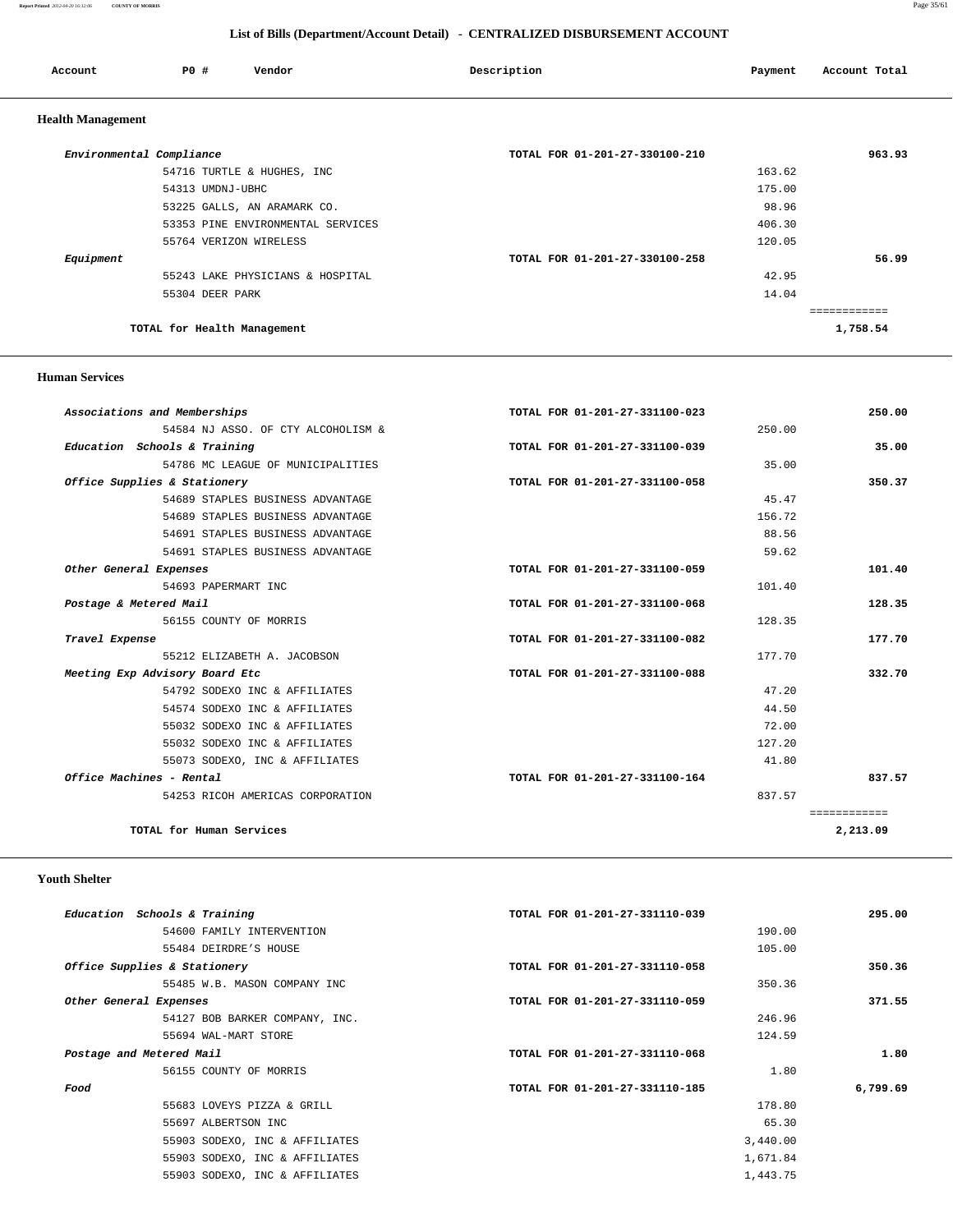## List of Bills (Department/Account Detail) - CENTRALIZED DISBURSEMENT ACCOUNT

| Account | PO # | Vendor | Description | Payment | Account Total |
|---|---|---|---|---|---|

### Health Management

| Account | PO # | Vendor | Description | Payment | Account Total |
|---|---|---|---|---|---|
| *Environmental Compliance* | | | TOTAL FOR 01-201-27-330100-210 | | 963.93 |
| | 54716 | TURTLE & HUGHES, INC | | 163.62 | |
| | 54313 | UMDNJ-UBHC | | 175.00 | |
| | 53225 | GALLS, AN ARAMARK CO. | | 98.96 | |
| | 53353 | PINE ENVIRONMENTAL SERVICES | | 406.30 | |
| | 55764 | VERIZON WIRELESS | | 120.05 | |
| *Equipment* | | | TOTAL FOR 01-201-27-330100-258 | | 56.99 |
| | 55243 | LAKE PHYSICIANS & HOSPITAL | | 42.95 | |
| | 55304 | DEER PARK | | 14.04 | |
| **TOTAL for Health Management** | | | | | **1,758.54** |

### Human Services

| Account | PO # | Vendor | Description | Payment | Account Total |
|---|---|---|---|---|---|
| *Associations and Memberships* | | | TOTAL FOR 01-201-27-331100-023 | | 250.00 |
| | 54584 | NJ ASSO. OF CTY ALCOHOLISM & | | 250.00 | |
| *Education Schools & Training* | | | TOTAL FOR 01-201-27-331100-039 | | 35.00 |
| | 54786 | MC LEAGUE OF MUNICIPALITIES | | 35.00 | |
| *Office Supplies & Stationery* | | | TOTAL FOR 01-201-27-331100-058 | | 350.37 |
| | 54689 | STAPLES BUSINESS ADVANTAGE | | 45.47 | |
| | 54689 | STAPLES BUSINESS ADVANTAGE | | 156.72 | |
| | 54691 | STAPLES BUSINESS ADVANTAGE | | 88.56 | |
| | 54691 | STAPLES BUSINESS ADVANTAGE | | 59.62 | |
| *Other General Expenses* | | | TOTAL FOR 01-201-27-331100-059 | | 101.40 |
| | 54693 | PAPERMART INC | | 101.40 | |
| *Postage & Metered Mail* | | | TOTAL FOR 01-201-27-331100-068 | | 128.35 |
| | 56155 | COUNTY OF MORRIS | | 128.35 | |
| *Travel Expense* | | | TOTAL FOR 01-201-27-331100-082 | | 177.70 |
| | 55212 | ELIZABETH A. JACOBSON | | 177.70 | |
| *Meeting Exp Advisory Board Etc* | | | TOTAL FOR 01-201-27-331100-088 | | 332.70 |
| | 54792 | SODEXO INC & AFFILIATES | | 47.20 | |
| | 54574 | SODEXO INC & AFFILIATES | | 44.50 | |
| | 55032 | SODEXO INC & AFFILIATES | | 72.00 | |
| | 55032 | SODEXO INC & AFFILIATES | | 127.20 | |
| | 55073 | SODEXO, INC & AFFILIATES | | 41.80 | |
| *Office Machines - Rental* | | | TOTAL FOR 01-201-27-331100-164 | | 837.57 |
| | 54253 | RICOH AMERICAS CORPORATION | | 837.57 | |
| **TOTAL for Human Services** | | | | | **2,213.09** |

### Youth Shelter

| Account | PO # | Vendor | Description | Payment | Account Total |
|---|---|---|---|---|---|
| *Education Schools & Training* | | | TOTAL FOR 01-201-27-331110-039 | | 295.00 |
| | 54600 | FAMILY INTERVENTION | | 190.00 | |
| | 55484 | DEIRDRE'S HOUSE | | 105.00 | |
| *Office Supplies & Stationery* | | | TOTAL FOR 01-201-27-331110-058 | | 350.36 |
| | 55485 | W.B. MASON COMPANY INC | | 350.36 | |
| *Other General Expenses* | | | TOTAL FOR 01-201-27-331110-059 | | 371.55 |
| | 54127 | BOB BARKER COMPANY, INC. | | 246.96 | |
| | 55694 | WAL-MART STORE | | 124.59 | |
| *Postage and Metered Mail* | | | TOTAL FOR 01-201-27-331110-068 | | 1.80 |
| | 56155 | COUNTY OF MORRIS | | 1.80 | |
| *Food* | | | TOTAL FOR 01-201-27-331110-185 | | 6,799.69 |
| | 55683 | LOVEYS PIZZA & GRILL | | 178.80 | |
| | 55697 | ALBERTSON INC | | 65.30 | |
| | 55903 | SODEXO, INC & AFFILIATES | | 3,440.00 | |
| | 55903 | SODEXO, INC & AFFILIATES | | 1,671.84 | |
| | 55903 | SODEXO, INC & AFFILIATES | | 1,443.75 | |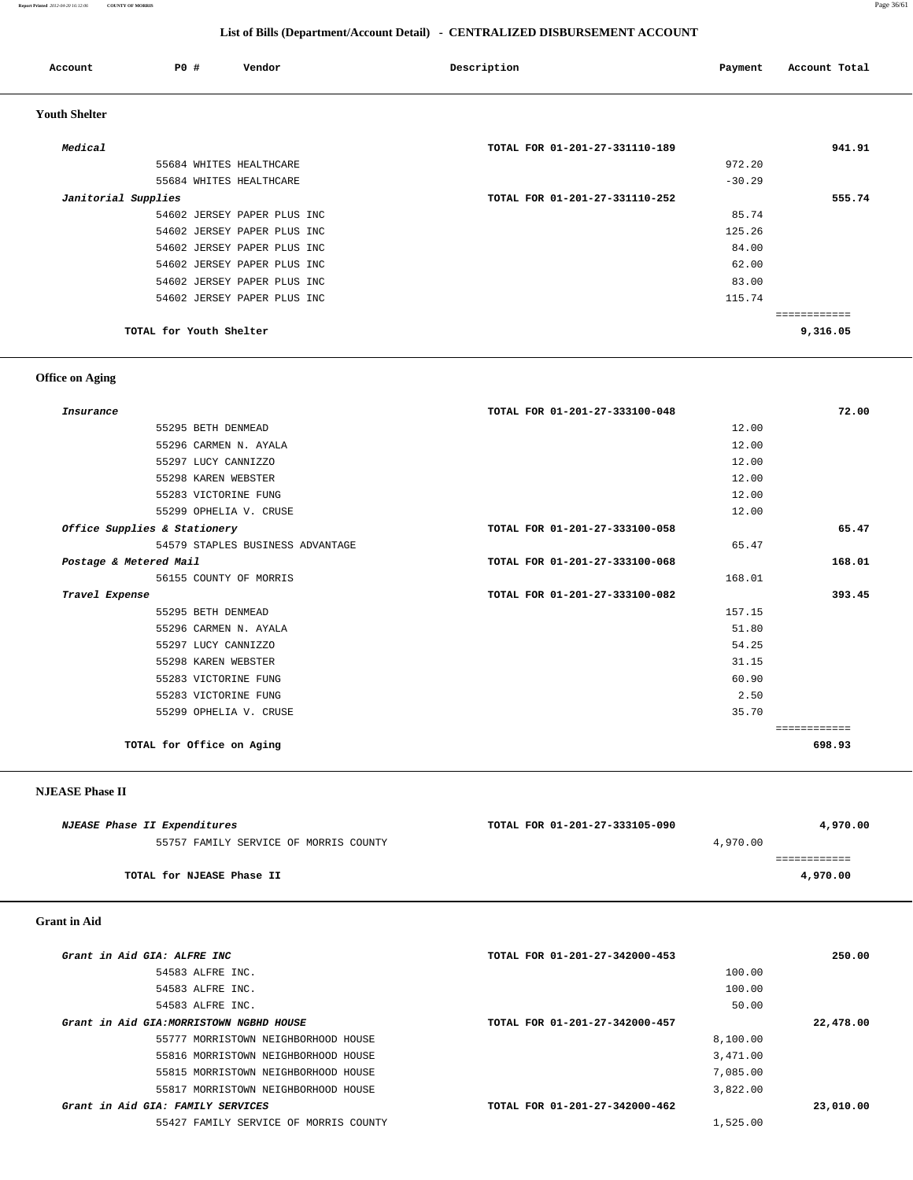## List of Bills (Department/Account Detail) - CENTRALIZED DISBURSEMENT ACCOUNT

| Account | PO # | Vendor | Description | Payment | Account Total |
|---|---|---|---|---|---|

### Youth Shelter

| Account | PO # | Vendor | Description | Payment | Account Total |
|---|---|---|---|---|---|
| *Medical* | | | TOTAL FOR 01-201-27-331110-189 | | 941.91 |
| | 55684 | WHITES HEALTHCARE | | 972.20 | |
| | 55684 | WHITES HEALTHCARE | | -30.29 | |
| *Janitorial Supplies* | | | TOTAL FOR 01-201-27-331110-252 | | 555.74 |
| | 54602 | JERSEY PAPER PLUS INC | | 85.74 | |
| | 54602 | JERSEY PAPER PLUS INC | | 125.26 | |
| | 54602 | JERSEY PAPER PLUS INC | | 84.00 | |
| | 54602 | JERSEY PAPER PLUS INC | | 62.00 | |
| | 54602 | JERSEY PAPER PLUS INC | | 83.00 | |
| | 54602 | JERSEY PAPER PLUS INC | | 115.74 | |
| | | **TOTAL for Youth Shelter** | | | **9,316.05** |

### Office on Aging

| Account | PO # | Vendor | Description | Payment | Account Total |
|---|---|---|---|---|---|
| *Insurance* | | | TOTAL FOR 01-201-27-333100-048 | | 72.00 |
| | 55295 | BETH DENMEAD | | 12.00 | |
| | 55296 | CARMEN N. AYALA | | 12.00 | |
| | 55297 | LUCY CANNIZZO | | 12.00 | |
| | 55298 | KAREN WEBSTER | | 12.00 | |
| | 55283 | VICTORINE FUNG | | 12.00 | |
| | 55299 | OPHELIA V. CRUSE | | 12.00 | |
| *Office Supplies & Stationery* | | | TOTAL FOR 01-201-27-333100-058 | | 65.47 |
| | 54579 | STAPLES BUSINESS ADVANTAGE | | 65.47 | |
| *Postage & Metered Mail* | | | TOTAL FOR 01-201-27-333100-068 | | 168.01 |
| | 56155 | COUNTY OF MORRIS | | 168.01 | |
| *Travel Expense* | | | TOTAL FOR 01-201-27-333100-082 | | 393.45 |
| | 55295 | BETH DENMEAD | | 157.15 | |
| | 55296 | CARMEN N. AYALA | | 51.80 | |
| | 55297 | LUCY CANNIZZO | | 54.25 | |
| | 55298 | KAREN WEBSTER | | 31.15 | |
| | 55283 | VICTORINE FUNG | | 60.90 | |
| | 55283 | VICTORINE FUNG | | 2.50 | |
| | 55299 | OPHELIA V. CRUSE | | 35.70 | |
| | | **TOTAL for Office on Aging** | | | **698.93** |

### NJEASE Phase II

| Account | PO # | Vendor | Description | Payment | Account Total |
|---|---|---|---|---|---|
| *NJEASE Phase II Expenditures* | | | TOTAL FOR 01-201-27-333105-090 | | 4,970.00 |
| | 55757 | FAMILY SERVICE OF MORRIS COUNTY | | 4,970.00 | |
| | | **TOTAL for NJEASE Phase II** | | | **4,970.00** |

### Grant in Aid

| Account | PO # | Vendor | Description | Payment | Account Total |
|---|---|---|---|---|---|
| *Grant in Aid GIA: ALFRE INC* | | | TOTAL FOR 01-201-27-342000-453 | | 250.00 |
| | 54583 | ALFRE INC. | | 100.00 | |
| | 54583 | ALFRE INC. | | 100.00 | |
| | 54583 | ALFRE INC. | | 50.00 | |
| *Grant in Aid GIA:MORRISTOWN NGBHD HOUSE* | | | TOTAL FOR 01-201-27-342000-457 | | 22,478.00 |
| | 55777 | MORRISTOWN NEIGHBORHOOD HOUSE | | 8,100.00 | |
| | 55816 | MORRISTOWN NEIGHBORHOOD HOUSE | | 3,471.00 | |
| | 55815 | MORRISTOWN NEIGHBORHOOD HOUSE | | 7,085.00 | |
| | 55817 | MORRISTOWN NEIGHBORHOOD HOUSE | | 3,822.00 | |
| *Grant in Aid GIA: FAMILY SERVICES* | | | TOTAL FOR 01-201-27-342000-462 | | 23,010.00 |
| | 55427 | FAMILY SERVICE OF MORRIS COUNTY | | 1,525.00 | |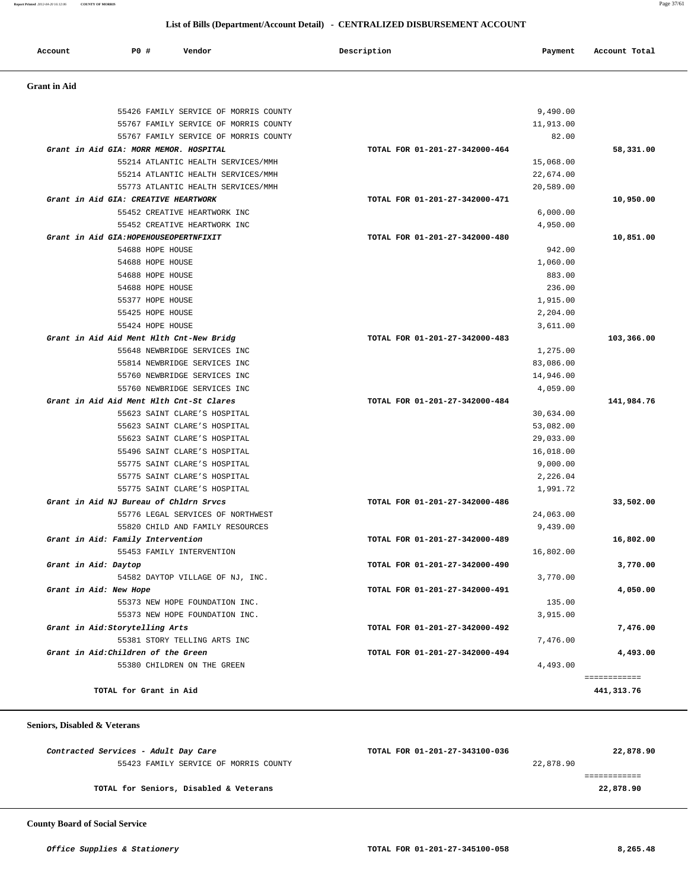## List of Bills (Department/Account Detail) - CENTRALIZED DISBURSEMENT ACCOUNT

| Account | PO # | Vendor | Description | Payment | Account Total |
|---|---|---|---|---|---|

### Grant in Aid

| Account | PO # | Vendor | Description | Payment | Account Total |
|---|---|---|---|---|---|
| | 55426 | FAMILY SERVICE OF MORRIS COUNTY | | 9,490.00 | |
| | 55767 | FAMILY SERVICE OF MORRIS COUNTY | | 11,913.00 | |
| | 55767 | FAMILY SERVICE OF MORRIS COUNTY | | 82.00 | |
| *Grant in Aid GIA: MORR MEMOR. HOSPITAL* | | | TOTAL FOR 01-201-27-342000-464 | | 58,331.00 |
| | 55214 | ATLANTIC HEALTH SERVICES/MMH | | 15,068.00 | |
| | 55214 | ATLANTIC HEALTH SERVICES/MMH | | 22,674.00 | |
| | 55773 | ATLANTIC HEALTH SERVICES/MMH | | 20,589.00 | |
| *Grant in Aid GIA: CREATIVE HEARTWORK* | | | TOTAL FOR 01-201-27-342000-471 | | 10,950.00 |
| | 55452 | CREATIVE HEARTWORK INC | | 6,000.00 | |
| | 55452 | CREATIVE HEARTWORK INC | | 4,950.00 | |
| *Grant in Aid GIA:HOPEHOUSEOPERTNFIXIT* | | | TOTAL FOR 01-201-27-342000-480 | | 10,851.00 |
| | 54688 | HOPE HOUSE | | 942.00 | |
| | 54688 | HOPE HOUSE | | 1,060.00 | |
| | 54688 | HOPE HOUSE | | 883.00 | |
| | 54688 | HOPE HOUSE | | 236.00 | |
| | 55377 | HOPE HOUSE | | 1,915.00 | |
| | 55425 | HOPE HOUSE | | 2,204.00 | |
| | 55424 | HOPE HOUSE | | 3,611.00 | |
| *Grant in Aid Aid Ment Hlth Cnt-New Bridg* | | | TOTAL FOR 01-201-27-342000-483 | | 103,366.00 |
| | 55648 | NEWBRIDGE SERVICES INC | | 1,275.00 | |
| | 55814 | NEWBRIDGE SERVICES INC | | 83,086.00 | |
| | 55760 | NEWBRIDGE SERVICES INC | | 14,946.00 | |
| | 55760 | NEWBRIDGE SERVICES INC | | 4,059.00 | |
| *Grant in Aid Aid Ment Hlth Cnt-St Clares* | | | TOTAL FOR 01-201-27-342000-484 | | 141,984.76 |
| | 55623 | SAINT CLARE'S HOSPITAL | | 30,634.00 | |
| | 55623 | SAINT CLARE'S HOSPITAL | | 53,082.00 | |
| | 55623 | SAINT CLARE'S HOSPITAL | | 29,033.00 | |
| | 55496 | SAINT CLARE'S HOSPITAL | | 16,018.00 | |
| | 55775 | SAINT CLARE'S HOSPITAL | | 9,000.00 | |
| | 55775 | SAINT CLARE'S HOSPITAL | | 2,226.04 | |
| | 55775 | SAINT CLARE'S HOSPITAL | | 1,991.72 | |
| *Grant in Aid NJ Bureau of Chldrn Srvcs* | | | TOTAL FOR 01-201-27-342000-486 | | 33,502.00 |
| | 55776 | LEGAL SERVICES OF NORTHWEST | | 24,063.00 | |
| | 55820 | CHILD AND FAMILY RESOURCES | | 9,439.00 | |
| *Grant in Aid: Family Intervention* | | | TOTAL FOR 01-201-27-342000-489 | | 16,802.00 |
| | 55453 | FAMILY INTERVENTION | | 16,802.00 | |
| *Grant in Aid: Daytop* | | | TOTAL FOR 01-201-27-342000-490 | | 3,770.00 |
| | 54582 | DAYTOP VILLAGE OF NJ, INC. | | 3,770.00 | |
| *Grant in Aid: New Hope* | | | TOTAL FOR 01-201-27-342000-491 | | 4,050.00 |
| | 55373 | NEW HOPE FOUNDATION INC. | | 135.00 | |
| | 55373 | NEW HOPE FOUNDATION INC. | | 3,915.00 | |
| *Grant in Aid:Storytelling Arts* | | | TOTAL FOR 01-201-27-342000-492 | | 7,476.00 |
| | 55381 | STORY TELLING ARTS INC | | 7,476.00 | |
| *Grant in Aid:Children of the Green* | | | TOTAL FOR 01-201-27-342000-494 | | 4,493.00 |
| | 55380 | CHILDREN ON THE GREEN | | 4,493.00 | |
| **TOTAL for Grant in Aid** | | | | | 441,313.76 |

### Seniors, Disabled & Veterans

| Account | PO # | Vendor | Description | Payment | Account Total |
|---|---|---|---|---|---|
| *Contracted Services - Adult Day Care* | | | TOTAL FOR 01-201-27-343100-036 | | 22,878.90 |
| | 55423 | FAMILY SERVICE OF MORRIS COUNTY | | 22,878.90 | |
| **TOTAL for Seniors, Disabled & Veterans** | | | | | 22,878.90 |

### County Board of Social Service

| Account | PO # | Vendor | Description | Payment | Account Total |
|---|---|---|---|---|---|
| *Office Supplies & Stationery* | | | TOTAL FOR 01-201-27-345100-058 | | 8,265.48 |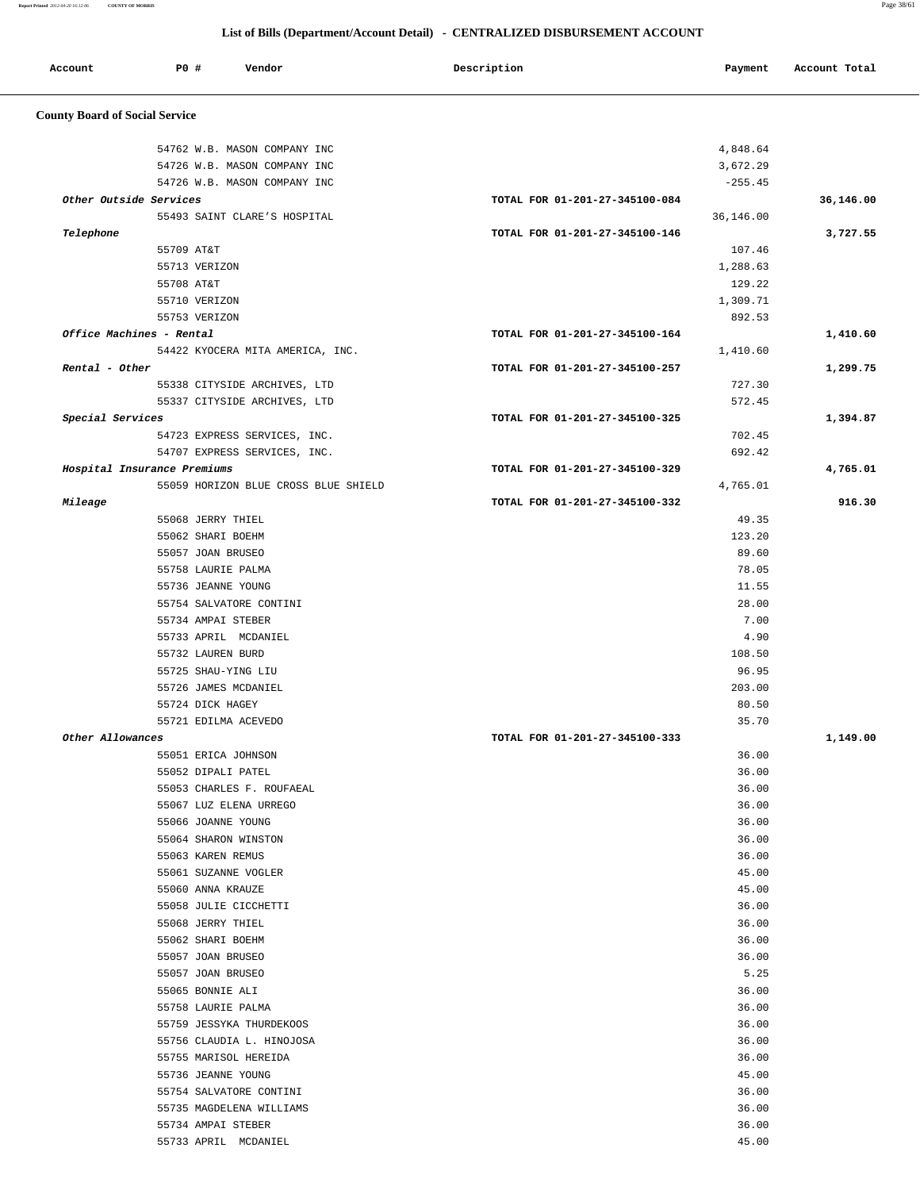## List of Bills (Department/Account Detail) - CENTRALIZED DISBURSEMENT ACCOUNT

| Account | PO # | Vendor | Description | Payment | Account Total |
|---|---|---|---|---|---|

### County Board of Social Service

| Account | PO # | Vendor | Description | Payment | Account Total |
|---|---|---|---|---|---|
| | 54762 | W.B. MASON COMPANY INC | | 4,848.64 | |
| | 54726 | W.B. MASON COMPANY INC | | 3,672.29 | |
| | 54726 | W.B. MASON COMPANY INC | | -255.45 | |
| *Other Outside Services* | | | TOTAL FOR 01-201-27-345100-084 | | 36,146.00 |
| | 55493 | SAINT CLARE'S HOSPITAL | | 36,146.00 | |
| *Telephone* | | | TOTAL FOR 01-201-27-345100-146 | | 3,727.55 |
| | 55709 | AT&T | | 107.46 | |
| | 55713 | VERIZON | | 1,288.63 | |
| | 55708 | AT&T | | 129.22 | |
| | 55710 | VERIZON | | 1,309.71 | |
| | 55753 | VERIZON | | 892.53 | |
| *Office Machines - Rental* | | | TOTAL FOR 01-201-27-345100-164 | | 1,410.60 |
| | 54422 | KYOCERA MITA AMERICA, INC. | | 1,410.60 | |
| *Rental - Other* | | | TOTAL FOR 01-201-27-345100-257 | | 1,299.75 |
| | 55338 | CITYSIDE ARCHIVES, LTD | | 727.30 | |
| | 55337 | CITYSIDE ARCHIVES, LTD | | 572.45 | |
| *Special Services* | | | TOTAL FOR 01-201-27-345100-325 | | 1,394.87 |
| | 54723 | EXPRESS SERVICES, INC. | | 702.45 | |
| | 54707 | EXPRESS SERVICES, INC. | | 692.42 | |
| *Hospital Insurance Premiums* | | | TOTAL FOR 01-201-27-345100-329 | | 4,765.01 |
| | 55059 | HORIZON BLUE CROSS BLUE SHIELD | | 4,765.01 | |
| *Mileage* | | | TOTAL FOR 01-201-27-345100-332 | | 916.30 |
| | 55068 | JERRY THIEL | | 49.35 | |
| | 55062 | SHARI BOEHM | | 123.20 | |
| | 55057 | JOAN BRUSEO | | 89.60 | |
| | 55758 | LAURIE PALMA | | 78.05 | |
| | 55736 | JEANNE YOUNG | | 11.55 | |
| | 55754 | SALVATORE CONTINI | | 28.00 | |
| | 55734 | AMPAI STEBER | | 7.00 | |
| | 55733 | APRIL MCDANIEL | | 4.90 | |
| | 55732 | LAUREN BURD | | 108.50 | |
| | 55725 | SHAU-YING LIU | | 96.95 | |
| | 55726 | JAMES MCDANIEL | | 203.00 | |
| | 55724 | DICK HAGEY | | 80.50 | |
| | 55721 | EDILMA ACEVEDO | | 35.70 | |
| *Other Allowances* | | | TOTAL FOR 01-201-27-345100-333 | | 1,149.00 |
| | 55051 | ERICA JOHNSON | | 36.00 | |
| | 55052 | DIPALI PATEL | | 36.00 | |
| | 55053 | CHARLES F. ROUFAEAL | | 36.00 | |
| | 55067 | LUZ ELENA URREGO | | 36.00 | |
| | 55066 | JOANNE YOUNG | | 36.00 | |
| | 55064 | SHARON WINSTON | | 36.00 | |
| | 55063 | KAREN REMUS | | 36.00 | |
| | 55061 | SUZANNE VOGLER | | 45.00 | |
| | 55060 | ANNA KRAUZE | | 45.00 | |
| | 55058 | JULIE CICCHETTI | | 36.00 | |
| | 55068 | JERRY THIEL | | 36.00 | |
| | 55062 | SHARI BOEHM | | 36.00 | |
| | 55057 | JOAN BRUSEO | | 36.00 | |
| | 55057 | JOAN BRUSEO | | 5.25 | |
| | 55065 | BONNIE ALI | | 36.00 | |
| | 55758 | LAURIE PALMA | | 36.00 | |
| | 55759 | JESSYKA THURDEKOOS | | 36.00 | |
| | 55756 | CLAUDIA L. HINOJOSA | | 36.00 | |
| | 55755 | MARISOL HEREIDA | | 36.00 | |
| | 55736 | JEANNE YOUNG | | 45.00 | |
| | 55754 | SALVATORE CONTINI | | 36.00 | |
| | 55735 | MAGDELENA WILLIAMS | | 36.00 | |
| | 55734 | AMPAI STEBER | | 36.00 | |
| | 55733 | APRIL MCDANIEL | | 45.00 | |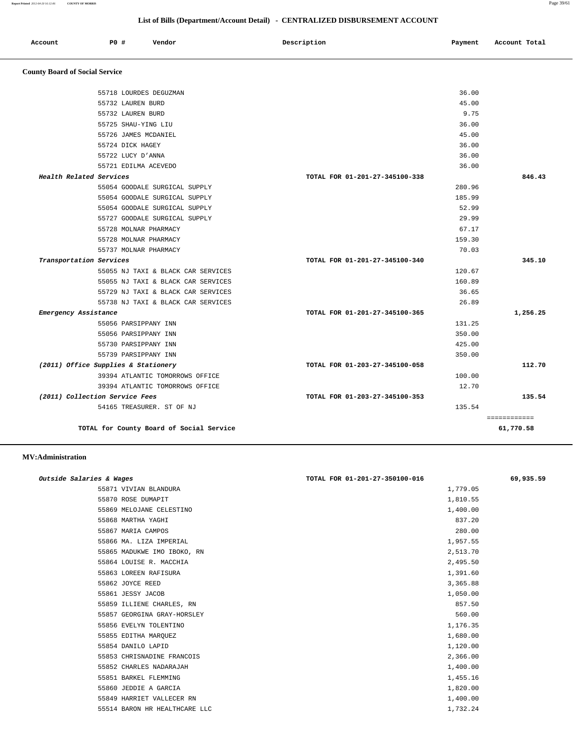## List of Bills (Department/Account Detail) - CENTRALIZED DISBURSEMENT ACCOUNT

| Account | PO # | Vendor | Description | Payment | Account Total |
|---|---|---|---|---|---|

### County Board of Social Service

| Account | PO # | Vendor | Description | Payment | Account Total |
|---|---|---|---|---|---|
| | 55718 | LOURDES DEGUZMAN | | 36.00 | |
| | 55732 | LAUREN BURD | | 45.00 | |
| | 55732 | LAUREN BURD | | 9.75 | |
| | 55725 | SHAU-YING LIU | | 36.00 | |
| | 55726 | JAMES MCDANIEL | | 45.00 | |
| | 55724 | DICK HAGEY | | 36.00 | |
| | 55722 | LUCY D'ANNA | | 36.00 | |
| | 55721 | EDILMA ACEVEDO | | 36.00 | |
| *Health Related Services* | | | TOTAL FOR 01-201-27-345100-338 | | 846.43 |
| | 55054 | GOODALE SURGICAL SUPPLY | | 280.96 | |
| | 55054 | GOODALE SURGICAL SUPPLY | | 185.99 | |
| | 55054 | GOODALE SURGICAL SUPPLY | | 52.99 | |
| | 55727 | GOODALE SURGICAL SUPPLY | | 29.99 | |
| | 55728 | MOLNAR PHARMACY | | 67.17 | |
| | 55728 | MOLNAR PHARMACY | | 159.30 | |
| | 55737 | MOLNAR PHARMACY | | 70.03 | |
| *Transportation Services* | | | TOTAL FOR 01-201-27-345100-340 | | 345.10 |
| | 55055 | NJ TAXI & BLACK CAR SERVICES | | 120.67 | |
| | 55055 | NJ TAXI & BLACK CAR SERVICES | | 160.89 | |
| | 55729 | NJ TAXI & BLACK CAR SERVICES | | 36.65 | |
| | 55738 | NJ TAXI & BLACK CAR SERVICES | | 26.89 | |
| *Emergency Assistance* | | | TOTAL FOR 01-201-27-345100-365 | | 1,256.25 |
| | 55056 | PARSIPPANY INN | | 131.25 | |
| | 55056 | PARSIPPANY INN | | 350.00 | |
| | 55730 | PARSIPPANY INN | | 425.00 | |
| | 55739 | PARSIPPANY INN | | 350.00 | |
| *(2011) Office Supplies & Stationery* | | | TOTAL FOR 01-203-27-345100-058 | | 112.70 |
| | 39394 | ATLANTIC TOMORROWS OFFICE | | 100.00 | |
| | 39394 | ATLANTIC TOMORROWS OFFICE | | 12.70 | |
| *(2011) Collection Service Fees* | | | TOTAL FOR 01-203-27-345100-353 | | 135.54 |
| | 54165 | TREASURER. ST OF NJ | | 135.54 | |
| | | **TOTAL for County Board of Social Service** | | | **61,770.58** |

### MV:Administration

| Account | PO # | Vendor | Description | Payment | Account Total |
|---|---|---|---|---|---|
| *Outside Salaries & Wages* | | | TOTAL FOR 01-201-27-350100-016 | | 69,935.59 |
| | 55871 | VIVIAN BLANDURA | | 1,779.05 | |
| | 55870 | ROSE DUMAPIT | | 1,810.55 | |
| | 55869 | MELOJANE CELESTINO | | 1,400.00 | |
| | 55868 | MARTHA YAGHI | | 837.20 | |
| | 55867 | MARIA CAMPOS | | 280.00 | |
| | 55866 | MA. LIZA IMPERIAL | | 1,957.55 | |
| | 55865 | MADUKWE IMO IBOKO, RN | | 2,513.70 | |
| | 55864 | LOUISE R. MACCHIA | | 2,495.50 | |
| | 55863 | LOREEN RAFISURA | | 1,391.60 | |
| | 55862 | JOYCE REED | | 3,365.88 | |
| | 55861 | JESSY JACOB | | 1,050.00 | |
| | 55859 | ILLIENE CHARLES, RN | | 857.50 | |
| | 55857 | GEORGINA GRAY-HORSLEY | | 560.00 | |
| | 55856 | EVELYN TOLENTINO | | 1,176.35 | |
| | 55855 | EDITHA MARQUEZ | | 1,680.00 | |
| | 55854 | DANILO LAPID | | 1,120.00 | |
| | 55853 | CHRISNADINE FRANCOIS | | 2,366.00 | |
| | 55852 | CHARLES NADARAJAH | | 1,400.00 | |
| | 55851 | BARKEL FLEMMING | | 1,455.16 | |
| | 55860 | JEDDIE A GARCIA | | 1,820.00 | |
| | 55849 | HARRIET VALLECER RN | | 1,400.00 | |
| | 55514 | BARON HR HEALTHCARE LLC | | 1,732.24 | |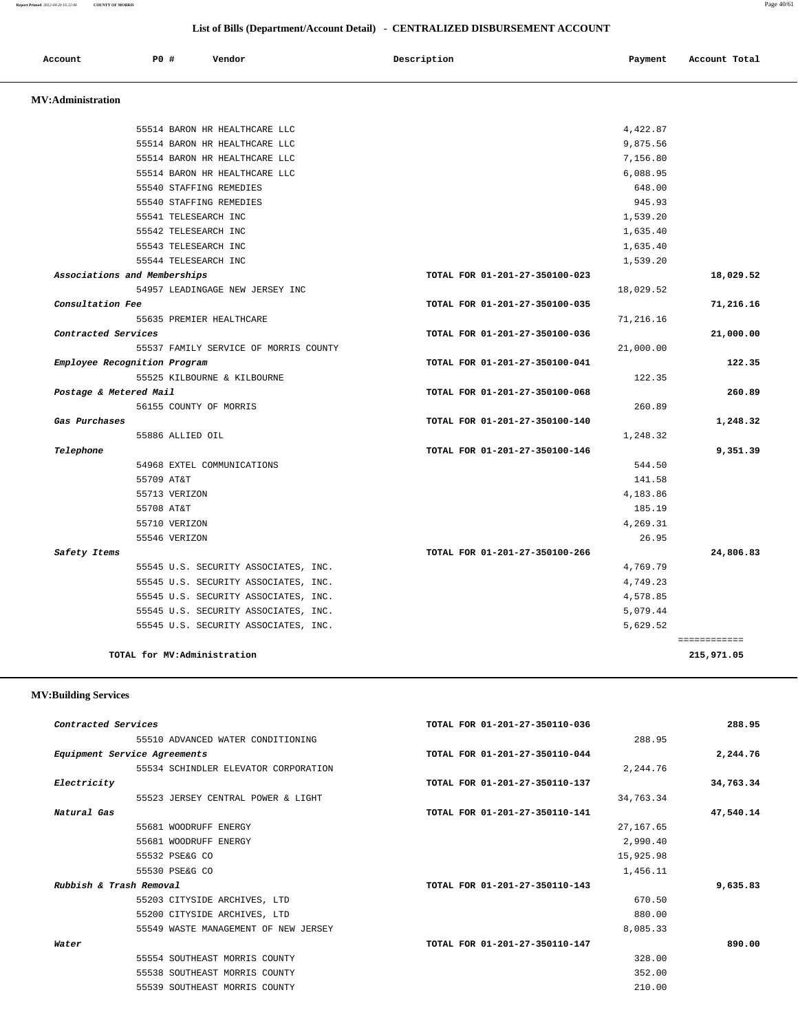## List of Bills (Department/Account Detail) - CENTRALIZED DISBURSEMENT ACCOUNT

| Account | PO # | Vendor | Description | Payment | Account Total |
|---|---|---|---|---|---|

### MV:Administration

| Account | PO # | Vendor | Description | Payment | Account Total |
|---|---|---|---|---|---|
| | 55514 | BARON HR HEALTHCARE LLC | | 4,422.87 | |
| | 55514 | BARON HR HEALTHCARE LLC | | 9,875.56 | |
| | 55514 | BARON HR HEALTHCARE LLC | | 7,156.80 | |
| | 55514 | BARON HR HEALTHCARE LLC | | 6,088.95 | |
| | 55540 | STAFFING REMEDIES | | 648.00 | |
| | 55540 | STAFFING REMEDIES | | 945.93 | |
| | 55541 | TELESEARCH INC | | 1,539.20 | |
| | 55542 | TELESEARCH INC | | 1,635.40 | |
| | 55543 | TELESEARCH INC | | 1,635.40 | |
| | 55544 | TELESEARCH INC | | 1,539.20 | |
| *Associations and Memberships* | | | TOTAL FOR 01-201-27-350100-023 | | 18,029.52 |
| | 54957 | LEADINGAGE NEW JERSEY INC | | 18,029.52 | |
| *Consultation Fee* | | | TOTAL FOR 01-201-27-350100-035 | | 71,216.16 |
| | 55635 | PREMIER HEALTHCARE | | 71,216.16 | |
| *Contracted Services* | | | TOTAL FOR 01-201-27-350100-036 | | 21,000.00 |
| | 55537 | FAMILY SERVICE OF MORRIS COUNTY | | 21,000.00 | |
| *Employee Recognition Program* | | | TOTAL FOR 01-201-27-350100-041 | | 122.35 |
| | 55525 | KILBOURNE & KILBOURNE | | 122.35 | |
| *Postage & Metered Mail* | | | TOTAL FOR 01-201-27-350100-068 | | 260.89 |
| | 56155 | COUNTY OF MORRIS | | 260.89 | |
| *Gas Purchases* | | | TOTAL FOR 01-201-27-350100-140 | | 1,248.32 |
| | 55886 | ALLIED OIL | | 1,248.32 | |
| *Telephone* | | | TOTAL FOR 01-201-27-350100-146 | | 9,351.39 |
| | 54968 | EXTEL COMMUNICATIONS | | 544.50 | |
| | 55709 | AT&T | | 141.58 | |
| | 55713 | VERIZON | | 4,183.86 | |
| | 55708 | AT&T | | 185.19 | |
| | 55710 | VERIZON | | 4,269.31 | |
| | 55546 | VERIZON | | 26.95 | |
| *Safety Items* | | | TOTAL FOR 01-201-27-350100-266 | | 24,806.83 |
| | 55545 | U.S. SECURITY ASSOCIATES, INC. | | 4,769.79 | |
| | 55545 | U.S. SECURITY ASSOCIATES, INC. | | 4,749.23 | |
| | 55545 | U.S. SECURITY ASSOCIATES, INC. | | 4,578.85 | |
| | 55545 | U.S. SECURITY ASSOCIATES, INC. | | 5,079.44 | |
| | 55545 | U.S. SECURITY ASSOCIATES, INC. | | 5,629.52 | |
| | | | | | ============ |
| **TOTAL for MV:Administration** | | | | | **215,971.05** |

### MV:Building Services

| Account | PO # | Vendor | Description | Payment | Account Total |
|---|---|---|---|---|---|
| *Contracted Services* | | | TOTAL FOR 01-201-27-350110-036 | | 288.95 |
| | 55510 | ADVANCED WATER CONDITIONING | | 288.95 | |
| *Equipment Service Agreements* | | | TOTAL FOR 01-201-27-350110-044 | | 2,244.76 |
| | 55534 | SCHINDLER ELEVATOR CORPORATION | | 2,244.76 | |
| *Electricity* | | | TOTAL FOR 01-201-27-350110-137 | | 34,763.34 |
| | 55523 | JERSEY CENTRAL POWER & LIGHT | | 34,763.34 | |
| *Natural Gas* | | | TOTAL FOR 01-201-27-350110-141 | | 47,540.14 |
| | 55681 | WOODRUFF ENERGY | | 27,167.65 | |
| | 55681 | WOODRUFF ENERGY | | 2,990.40 | |
| | 55532 | PSE&G CO | | 15,925.98 | |
| | 55530 | PSE&G CO | | 1,456.11 | |
| *Rubbish & Trash Removal* | | | TOTAL FOR 01-201-27-350110-143 | | 9,635.83 |
| | 55203 | CITYSIDE ARCHIVES, LTD | | 670.50 | |
| | 55200 | CITYSIDE ARCHIVES, LTD | | 880.00 | |
| | 55549 | WASTE MANAGEMENT OF NEW JERSEY | | 8,085.33 | |
| *Water* | | | TOTAL FOR 01-201-27-350110-147 | | 890.00 |
| | 55554 | SOUTHEAST MORRIS COUNTY | | 328.00 | |
| | 55538 | SOUTHEAST MORRIS COUNTY | | 352.00 | |
| | 55539 | SOUTHEAST MORRIS COUNTY | | 210.00 | |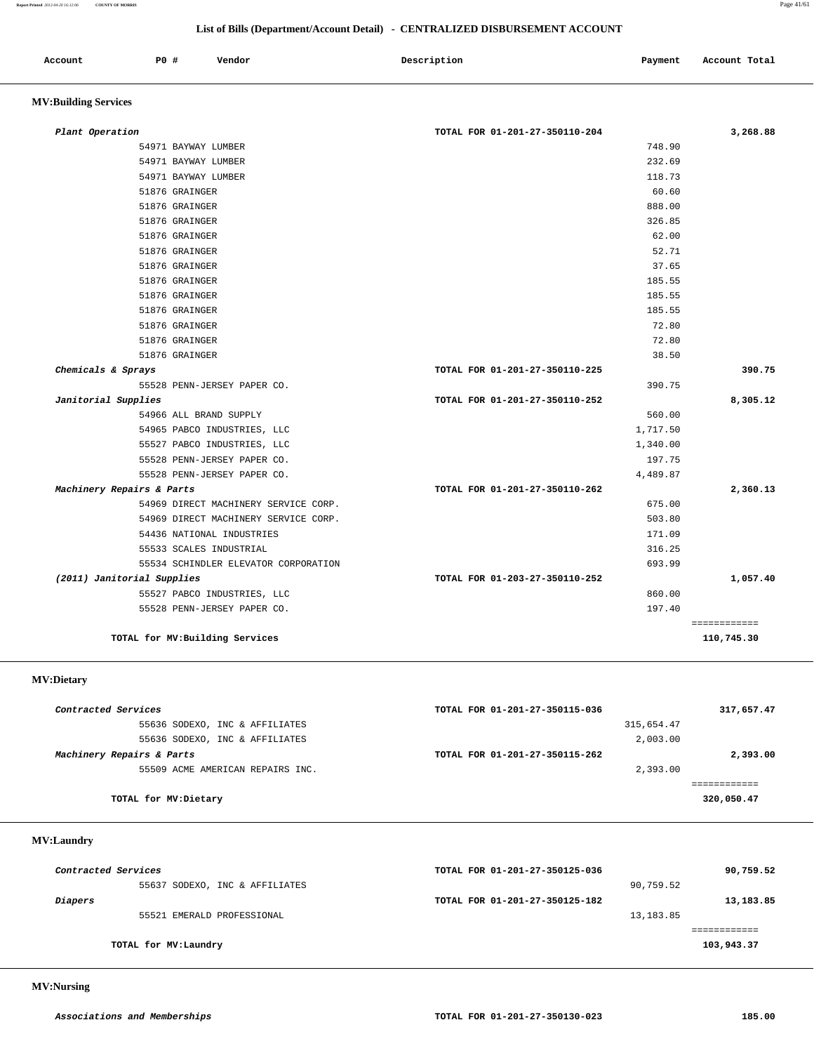## List of Bills (Department/Account Detail) - CENTRALIZED DISBURSEMENT ACCOUNT

| Account | PO # | Vendor | Description | Payment | Account Total |
|---|---|---|---|---|---|

### MV:Building Services

| Account | PO # | Vendor | Description | Payment | Account Total |
|---|---|---|---|---|---|
| *Plant Operation* | | | TOTAL FOR 01-201-27-350110-204 | | 3,268.88 |
| | 54971 | BAYWAY LUMBER | | 748.90 | |
| | 54971 | BAYWAY LUMBER | | 232.69 | |
| | 54971 | BAYWAY LUMBER | | 118.73 | |
| | 51876 | GRAINGER | | 60.60 | |
| | 51876 | GRAINGER | | 888.00 | |
| | 51876 | GRAINGER | | 326.85 | |
| | 51876 | GRAINGER | | 62.00 | |
| | 51876 | GRAINGER | | 52.71 | |
| | 51876 | GRAINGER | | 37.65 | |
| | 51876 | GRAINGER | | 185.55 | |
| | 51876 | GRAINGER | | 185.55 | |
| | 51876 | GRAINGER | | 185.55 | |
| | 51876 | GRAINGER | | 72.80 | |
| | 51876 | GRAINGER | | 72.80 | |
| | 51876 | GRAINGER | | 38.50 | |
| *Chemicals & Sprays* | | | TOTAL FOR 01-201-27-350110-225 | | 390.75 |
| | 55528 | PENN-JERSEY PAPER CO. | | 390.75 | |
| *Janitorial Supplies* | | | TOTAL FOR 01-201-27-350110-252 | | 8,305.12 |
| | 54966 | ALL BRAND SUPPLY | | 560.00 | |
| | 54965 | PABCO INDUSTRIES, LLC | | 1,717.50 | |
| | 55527 | PABCO INDUSTRIES, LLC | | 1,340.00 | |
| | 55528 | PENN-JERSEY PAPER CO. | | 197.75 | |
| | 55528 | PENN-JERSEY PAPER CO. | | 4,489.87 | |
| *Machinery Repairs & Parts* | | | TOTAL FOR 01-201-27-350110-262 | | 2,360.13 |
| | 54969 | DIRECT MACHINERY SERVICE CORP. | | 675.00 | |
| | 54969 | DIRECT MACHINERY SERVICE CORP. | | 503.80 | |
| | 54436 | NATIONAL INDUSTRIES | | 171.09 | |
| | 55533 | SCALES INDUSTRIAL | | 316.25 | |
| | 55534 | SCHINDLER ELEVATOR CORPORATION | | 693.99 | |
| *(2011) Janitorial Supplies* | | | TOTAL FOR 01-203-27-350110-252 | | 1,057.40 |
| | 55527 | PABCO INDUSTRIES, LLC | | 860.00 | |
| | 55528 | PENN-JERSEY PAPER CO. | | 197.40 | |
| | | **TOTAL for MV:Building Services** | | | **110,745.30** |

### MV:Dietary

| Account | PO # | Vendor | Description | Payment | Account Total |
|---|---|---|---|---|---|
| *Contracted Services* | | | TOTAL FOR 01-201-27-350115-036 | | 317,657.47 |
| | 55636 | SODEXO, INC & AFFILIATES | | 315,654.47 | |
| | 55636 | SODEXO, INC & AFFILIATES | | 2,003.00 | |
| *Machinery Repairs & Parts* | | | TOTAL FOR 01-201-27-350115-262 | | 2,393.00 |
| | 55509 | ACME AMERICAN REPAIRS INC. | | 2,393.00 | |
| | | **TOTAL for MV:Dietary** | | | **320,050.47** |

### MV:Laundry

| Account | PO # | Vendor | Description | Payment | Account Total |
|---|---|---|---|---|---|
| *Contracted Services* | | | TOTAL FOR 01-201-27-350125-036 | | 90,759.52 |
| | 55637 | SODEXO, INC & AFFILIATES | | 90,759.52 | |
| *Diapers* | | | TOTAL FOR 01-201-27-350125-182 | | 13,183.85 |
| | 55521 | EMERALD PROFESSIONAL | | 13,183.85 | |
| | | **TOTAL for MV:Laundry** | | | **103,943.37** |

### MV:Nursing

| Account | PO # | Vendor | Description | Payment | Account Total |
|---|---|---|---|---|---|
| *Associations and Memberships* | | | TOTAL FOR 01-201-27-350130-023 | | 185.00 |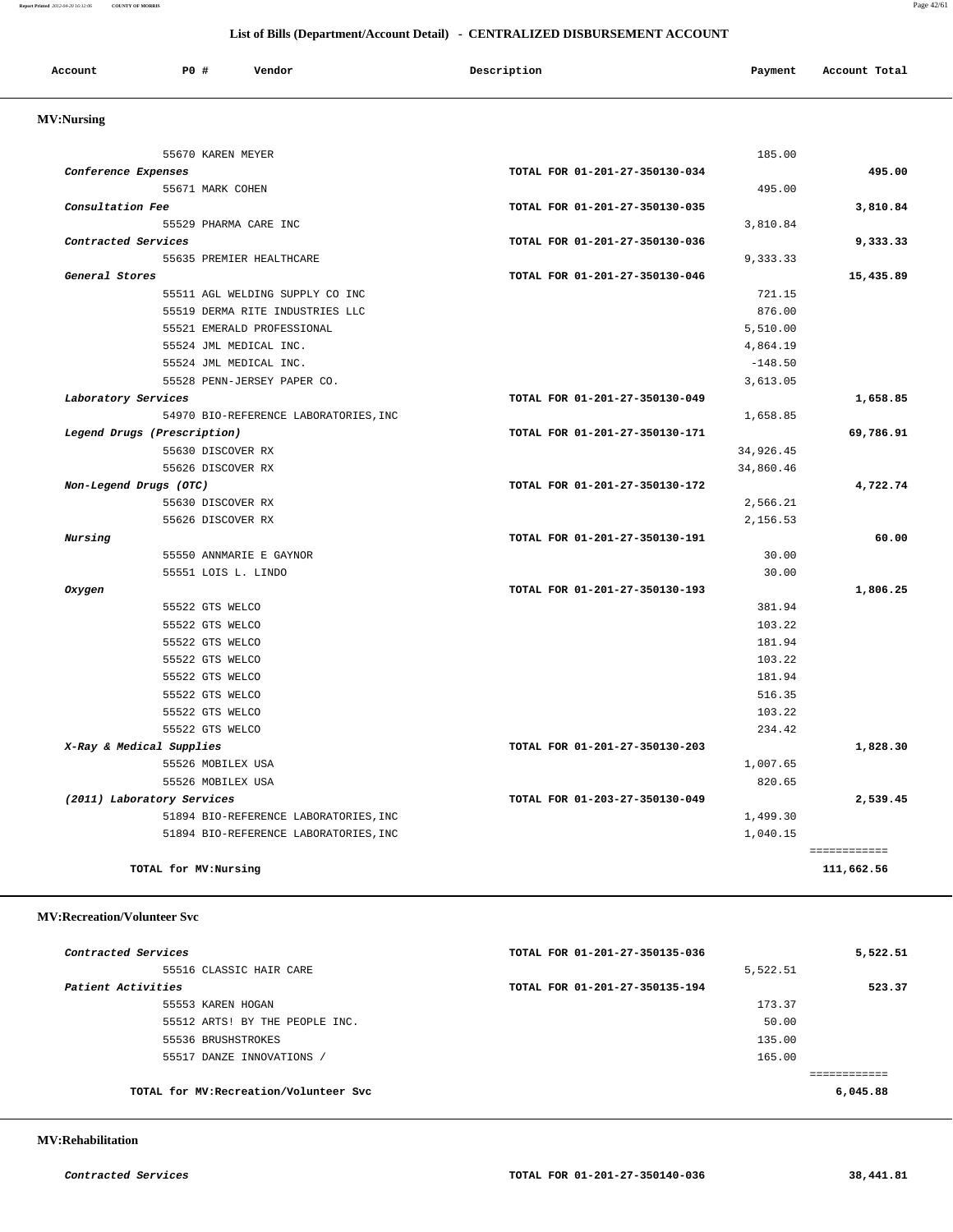## List of Bills (Department/Account Detail) - CENTRALIZED DISBURSEMENT ACCOUNT

| Account | PO # | Vendor | Description | Payment | Account Total |
|---|---|---|---|---|---|

### MV:Nursing

| Account | PO # | Vendor | Description | Payment | Account Total |
|---|---|---|---|---|---|
| | 55670 | KAREN MEYER | | 185.00 | |
| *Conference Expenses* | | | TOTAL FOR 01-201-27-350130-034 | | **495.00** |
| | 55671 | MARK COHEN | | 495.00 | |
| *Consultation Fee* | | | TOTAL FOR 01-201-27-350130-035 | | **3,810.84** |
| | 55529 | PHARMA CARE INC | | 3,810.84 | |
| *Contracted Services* | | | TOTAL FOR 01-201-27-350130-036 | | **9,333.33** |
| | 55635 | PREMIER HEALTHCARE | | 9,333.33 | |
| *General Stores* | | | TOTAL FOR 01-201-27-350130-046 | | **15,435.89** |
| | 55511 | AGL WELDING SUPPLY CO INC | | 721.15 | |
| | 55519 | DERMA RITE INDUSTRIES LLC | | 876.00 | |
| | 55521 | EMERALD PROFESSIONAL | | 5,510.00 | |
| | 55524 | JML MEDICAL INC. | | 4,864.19 | |
| | 55524 | JML MEDICAL INC. | | -148.50 | |
| | 55528 | PENN-JERSEY PAPER CO. | | 3,613.05 | |
| *Laboratory Services* | | | TOTAL FOR 01-201-27-350130-049 | | **1,658.85** |
| | 54970 | BIO-REFERENCE LABORATORIES,INC | | 1,658.85 | |
| *Legend Drugs (Prescription)* | | | TOTAL FOR 01-201-27-350130-171 | | **69,786.91** |
| | 55630 | DISCOVER RX | | 34,926.45 | |
| | 55626 | DISCOVER RX | | 34,860.46 | |
| *Non-Legend Drugs (OTC)* | | | TOTAL FOR 01-201-27-350130-172 | | **4,722.74** |
| | 55630 | DISCOVER RX | | 2,566.21 | |
| | 55626 | DISCOVER RX | | 2,156.53 | |
| *Nursing* | | | TOTAL FOR 01-201-27-350130-191 | | **60.00** |
| | 55550 | ANNMARIE E GAYNOR | | 30.00 | |
| | 55551 | LOIS L. LINDO | | 30.00 | |
| *Oxygen* | | | TOTAL FOR 01-201-27-350130-193 | | **1,806.25** |
| | 55522 | GTS WELCO | | 381.94 | |
| | 55522 | GTS WELCO | | 103.22 | |
| | 55522 | GTS WELCO | | 181.94 | |
| | 55522 | GTS WELCO | | 103.22 | |
| | 55522 | GTS WELCO | | 181.94 | |
| | 55522 | GTS WELCO | | 516.35 | |
| | 55522 | GTS WELCO | | 103.22 | |
| | 55522 | GTS WELCO | | 234.42 | |
| *X-Ray & Medical Supplies* | | | TOTAL FOR 01-201-27-350130-203 | | **1,828.30** |
| | 55526 | MOBILEX USA | | 1,007.65 | |
| | 55526 | MOBILEX USA | | 820.65 | |
| *(2011) Laboratory Services* | | | TOTAL FOR 01-203-27-350130-049 | | **2,539.45** |
| | 51894 | BIO-REFERENCE LABORATORIES,INC | | 1,499.30 | |
| | 51894 | BIO-REFERENCE LABORATORIES,INC | | 1,040.15 | |
| **TOTAL for MV:Nursing** | | | | | **111,662.56** |

### MV:Recreation/Volunteer Svc

| Account | PO # | Vendor | Description | Payment | Account Total |
|---|---|---|---|---|---|
| *Contracted Services* | | | TOTAL FOR 01-201-27-350135-036 | | **5,522.51** |
| | 55516 | CLASSIC HAIR CARE | | 5,522.51 | |
| *Patient Activities* | | | TOTAL FOR 01-201-27-350135-194 | | **523.37** |
| | 55553 | KAREN HOGAN | | 173.37 | |
| | 55512 | ARTS! BY THE PEOPLE INC. | | 50.00 | |
| | 55536 | BRUSHSTROKES | | 135.00 | |
| | 55517 | DANZE INNOVATIONS / | | 165.00 | |
| **TOTAL for MV:Recreation/Volunteer Svc** | | | | | **6,045.88** |

### MV:Rehabilitation

| Account | PO # | Vendor | Description | Payment | Account Total |
|---|---|---|---|---|---|
| *Contracted Services* | | | TOTAL FOR 01-201-27-350140-036 | | **38,441.81** |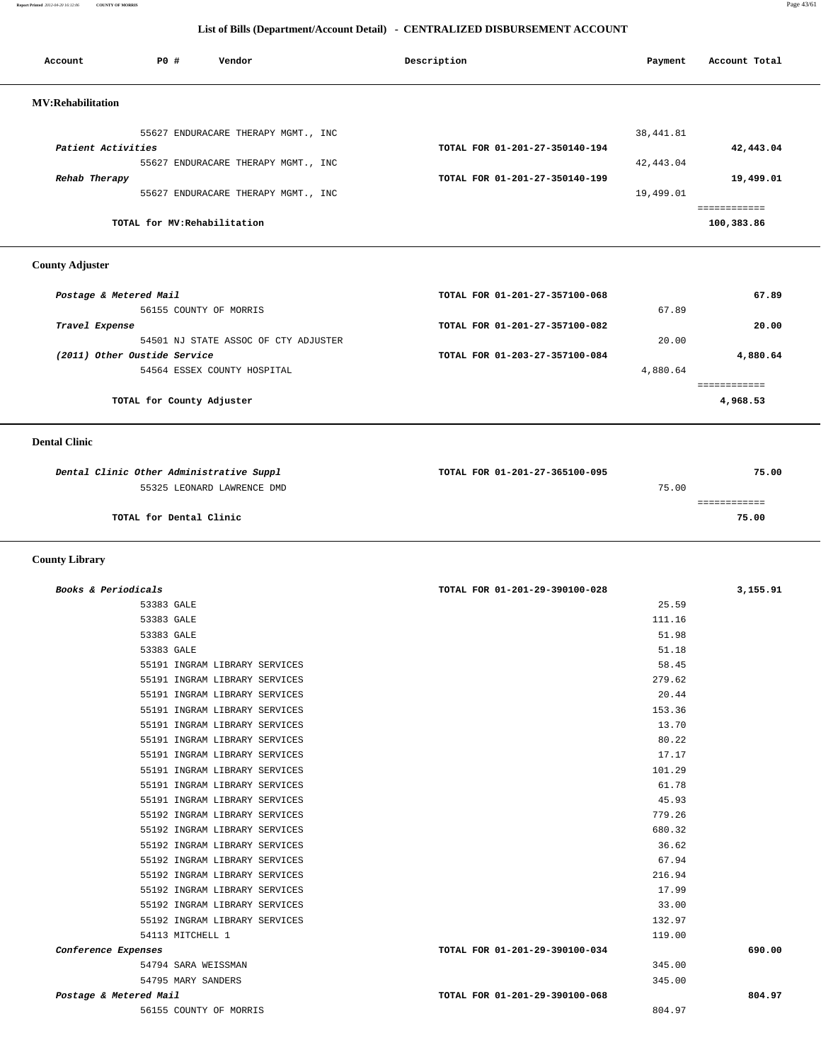## List of Bills (Department/Account Detail) - CENTRALIZED DISBURSEMENT ACCOUNT

| Account | PO # | Vendor | Description | Payment | Account Total |
|---|---|---|---|---|---|

### MV:Rehabilitation

| Account | PO # | Vendor | Description | Payment | Account Total |
|---|---|---|---|---|---|
| | 55627 | ENDURACARE THERAPY MGMT., INC | | 38,441.81 | |
| *Patient Activities* | | | TOTAL FOR 01-201-27-350140-194 | | 42,443.04 |
| | 55627 | ENDURACARE THERAPY MGMT., INC | | 42,443.04 | |
| *Rehab Therapy* | | | TOTAL FOR 01-201-27-350140-199 | | 19,499.01 |
| | 55627 | ENDURACARE THERAPY MGMT., INC | | 19,499.01 | |
| | | TOTAL for MV:Rehabilitation | | | 100,383.86 |

### County Adjuster

| Account | PO # | Vendor | Description | Payment | Account Total |
|---|---|---|---|---|---|
| *Postage & Metered Mail* | | | TOTAL FOR 01-201-27-357100-068 | | 67.89 |
| | 56155 | COUNTY OF MORRIS | | 67.89 | |
| *Travel Expense* | | | TOTAL FOR 01-201-27-357100-082 | | 20.00 |
| | 54501 | NJ STATE ASSOC OF CTY ADJUSTER | | 20.00 | |
| *(2011) Other Oustide Service* | | | TOTAL FOR 01-203-27-357100-084 | | 4,880.64 |
| | 54564 | ESSEX COUNTY HOSPITAL | | 4,880.64 | |
| | | TOTAL for County Adjuster | | | 4,968.53 |

### Dental Clinic

| Account | PO # | Vendor | Description | Payment | Account Total |
|---|---|---|---|---|---|
| *Dental Clinic Other Administrative Suppl* | | | TOTAL FOR 01-201-27-365100-095 | | 75.00 |
| | 55325 | LEONARD LAWRENCE DMD | | 75.00 | |
| | | TOTAL for Dental Clinic | | | 75.00 |

### County Library

| Account | PO # | Vendor | Description | Payment | Account Total |
|---|---|---|---|---|---|
| *Books & Periodicals* | | | TOTAL FOR 01-201-29-390100-028 | | 3,155.91 |
| | 53383 | GALE | | 25.59 | |
| | 53383 | GALE | | 111.16 | |
| | 53383 | GALE | | 51.98 | |
| | 53383 | GALE | | 51.18 | |
| | 55191 | INGRAM LIBRARY SERVICES | | 58.45 | |
| | 55191 | INGRAM LIBRARY SERVICES | | 279.62 | |
| | 55191 | INGRAM LIBRARY SERVICES | | 20.44 | |
| | 55191 | INGRAM LIBRARY SERVICES | | 153.36 | |
| | 55191 | INGRAM LIBRARY SERVICES | | 13.70 | |
| | 55191 | INGRAM LIBRARY SERVICES | | 80.22 | |
| | 55191 | INGRAM LIBRARY SERVICES | | 17.17 | |
| | 55191 | INGRAM LIBRARY SERVICES | | 101.29 | |
| | 55191 | INGRAM LIBRARY SERVICES | | 61.78 | |
| | 55191 | INGRAM LIBRARY SERVICES | | 45.93 | |
| | 55192 | INGRAM LIBRARY SERVICES | | 779.26 | |
| | 55192 | INGRAM LIBRARY SERVICES | | 680.32 | |
| | 55192 | INGRAM LIBRARY SERVICES | | 36.62 | |
| | 55192 | INGRAM LIBRARY SERVICES | | 67.94 | |
| | 55192 | INGRAM LIBRARY SERVICES | | 216.94 | |
| | 55192 | INGRAM LIBRARY SERVICES | | 17.99 | |
| | 55192 | INGRAM LIBRARY SERVICES | | 33.00 | |
| | 55192 | INGRAM LIBRARY SERVICES | | 132.97 | |
| | 54113 | MITCHELL 1 | | 119.00 | |
| *Conference Expenses* | | | TOTAL FOR 01-201-29-390100-034 | | 690.00 |
| | 54794 | SARA WEISSMAN | | 345.00 | |
| | 54795 | MARY SANDERS | | 345.00 | |
| *Postage & Metered Mail* | | | TOTAL FOR 01-201-29-390100-068 | | 804.97 |
| | 56155 | COUNTY OF MORRIS | | 804.97 | |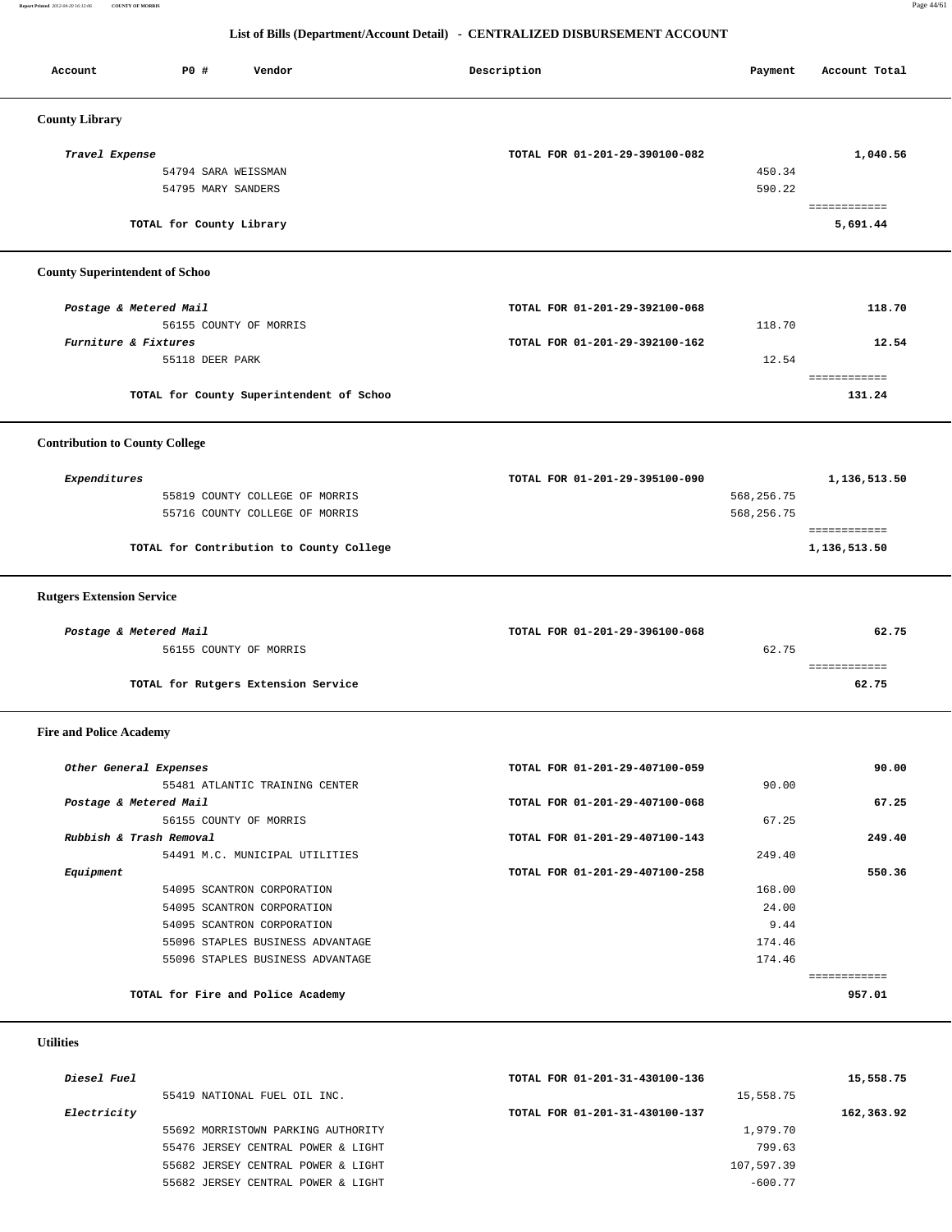## List of Bills (Department/Account Detail) - CENTRALIZED DISBURSEMENT ACCOUNT

| Account | PO # | Vendor | Description | Payment | Account Total |
|---|---|---|---|---|---|

### County Library

| Account | PO # | Vendor | Description | Payment | Account Total |
|---|---|---|---|---|---|
| *Travel Expense* | | | TOTAL FOR 01-201-29-390100-082 | | 1,040.56 |
| | 54794 | SARA WEISSMAN | | 450.34 | |
| | 54795 | MARY SANDERS | | 590.22 | |
| | | **TOTAL for County Library** | | | **5,691.44** |

### County Superintendent of Schoo

| Account | PO # | Vendor | Description | Payment | Account Total |
|---|---|---|---|---|---|
| *Postage & Metered Mail* | | | TOTAL FOR 01-201-29-392100-068 | | 118.70 |
| | 56155 | COUNTY OF MORRIS | | 118.70 | |
| *Furniture & Fixtures* | | | TOTAL FOR 01-201-29-392100-162 | | 12.54 |
| | 55118 | DEER PARK | | 12.54 | |
| | | **TOTAL for County Superintendent of Schoo** | | | **131.24** |

### Contribution to County College

| Account | PO # | Vendor | Description | Payment | Account Total |
|---|---|---|---|---|---|
| *Expenditures* | | | TOTAL FOR 01-201-29-395100-090 | | 1,136,513.50 |
| | 55819 | COUNTY COLLEGE OF MORRIS | | 568,256.75 | |
| | 55716 | COUNTY COLLEGE OF MORRIS | | 568,256.75 | |
| | | **TOTAL for Contribution to County College** | | | **1,136,513.50** |

### Rutgers Extension Service

| Account | PO # | Vendor | Description | Payment | Account Total |
|---|---|---|---|---|---|
| *Postage & Metered Mail* | | | TOTAL FOR 01-201-29-396100-068 | | 62.75 |
| | 56155 | COUNTY OF MORRIS | | 62.75 | |
| | | **TOTAL for Rutgers Extension Service** | | | **62.75** |

### Fire and Police Academy

| Account | PO # | Vendor | Description | Payment | Account Total |
|---|---|---|---|---|---|
| *Other General Expenses* | | | TOTAL FOR 01-201-29-407100-059 | | 90.00 |
| | 55481 | ATLANTIC TRAINING CENTER | | 90.00 | |
| *Postage & Metered Mail* | | | TOTAL FOR 01-201-29-407100-068 | | 67.25 |
| | 56155 | COUNTY OF MORRIS | | 67.25 | |
| *Rubbish & Trash Removal* | | | TOTAL FOR 01-201-29-407100-143 | | 249.40 |
| | 54491 | M.C. MUNICIPAL UTILITIES | | 249.40 | |
| *Equipment* | | | TOTAL FOR 01-201-29-407100-258 | | 550.36 |
| | 54095 | SCANTRON CORPORATION | | 168.00 | |
| | 54095 | SCANTRON CORPORATION | | 24.00 | |
| | 54095 | SCANTRON CORPORATION | | 9.44 | |
| | 55096 | STAPLES BUSINESS ADVANTAGE | | 174.46 | |
| | 55096 | STAPLES BUSINESS ADVANTAGE | | 174.46 | |
| | | **TOTAL for Fire and Police Academy** | | | **957.01** |

### Utilities

| Account | PO # | Vendor | Description | Payment | Account Total |
|---|---|---|---|---|---|
| *Diesel Fuel* | | | TOTAL FOR 01-201-31-430100-136 | | 15,558.75 |
| | 55419 | NATIONAL FUEL OIL INC. | | 15,558.75 | |
| *Electricity* | | | TOTAL FOR 01-201-31-430100-137 | | 162,363.92 |
| | 55692 | MORRISTOWN PARKING AUTHORITY | | 1,979.70 | |
| | 55476 | JERSEY CENTRAL POWER & LIGHT | | 799.63 | |
| | 55682 | JERSEY CENTRAL POWER & LIGHT | | 107,597.39 | |
| | 55682 | JERSEY CENTRAL POWER & LIGHT | | -600.77 | |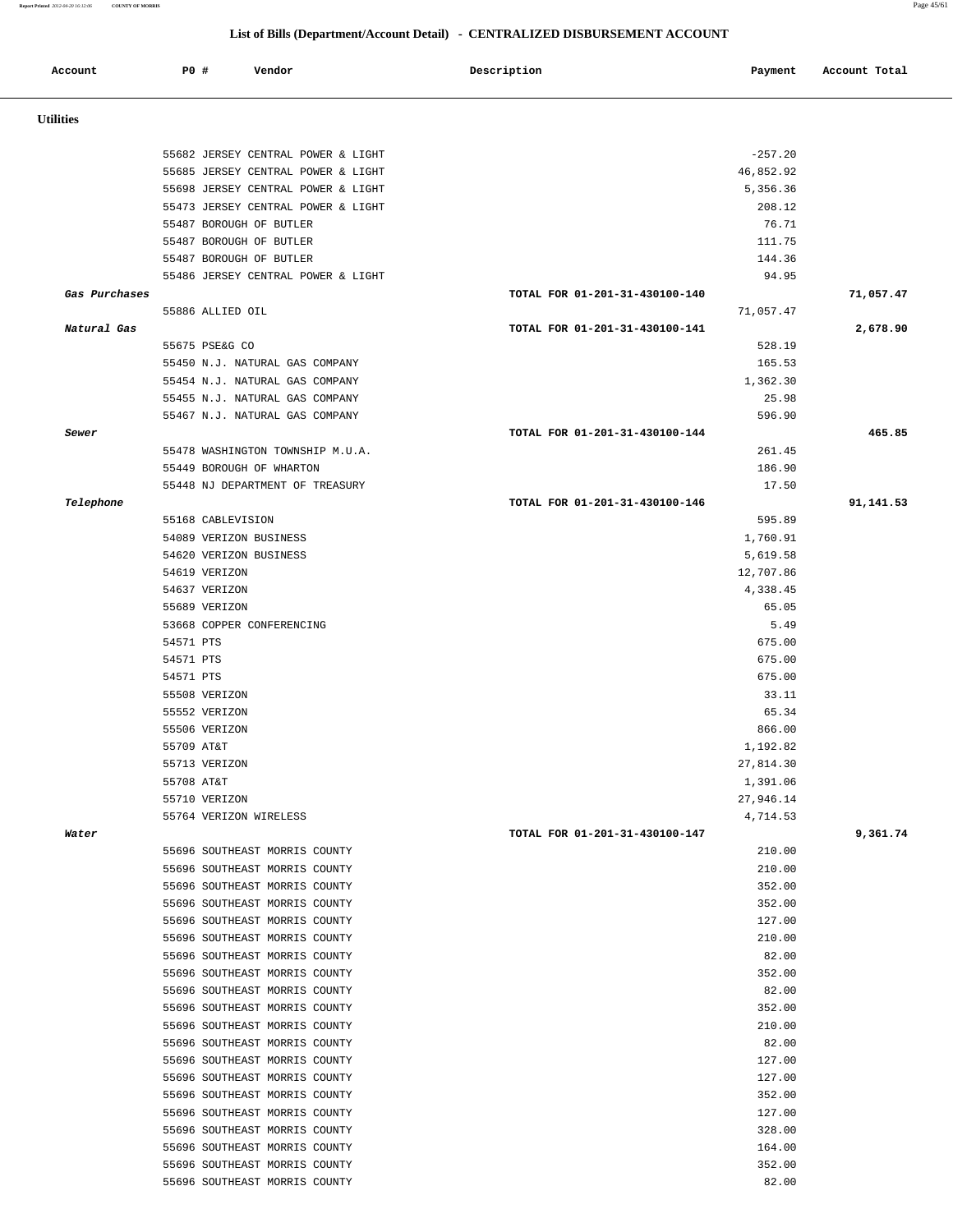## List of Bills (Department/Account Detail) - CENTRALIZED DISBURSEMENT ACCOUNT

| Account | PO # | Vendor | Description | Payment | Account Total |
|---|---|---|---|---|---|
| **Utilities** | | | | | |
| | 55682 | JERSEY CENTRAL POWER & LIGHT | | -257.20 | |
| | 55685 | JERSEY CENTRAL POWER & LIGHT | | 46,852.92 | |
| | 55698 | JERSEY CENTRAL POWER & LIGHT | | 5,356.36 | |
| | 55473 | JERSEY CENTRAL POWER & LIGHT | | 208.12 | |
| | 55487 | BOROUGH OF BUTLER | | 76.71 | |
| | 55487 | BOROUGH OF BUTLER | | 111.75 | |
| | 55487 | BOROUGH OF BUTLER | | 144.36 | |
| | 55486 | JERSEY CENTRAL POWER & LIGHT | | 94.95 | |
| *Gas Purchases* | | | TOTAL FOR 01-201-31-430100-140 | | 71,057.47 |
| | 55886 | ALLIED OIL | | 71,057.47 | |
| *Natural Gas* | | | TOTAL FOR 01-201-31-430100-141 | | 2,678.90 |
| | 55675 | PSE&G CO | | 528.19 | |
| | 55450 | N.J. NATURAL GAS COMPANY | | 165.53 | |
| | 55454 | N.J. NATURAL GAS COMPANY | | 1,362.30 | |
| | 55455 | N.J. NATURAL GAS COMPANY | | 25.98 | |
| | 55467 | N.J. NATURAL GAS COMPANY | | 596.90 | |
| *Sewer* | | | TOTAL FOR 01-201-31-430100-144 | | 465.85 |
| | 55478 | WASHINGTON TOWNSHIP M.U.A. | | 261.45 | |
| | 55449 | BOROUGH OF WHARTON | | 186.90 | |
| | 55448 | NJ DEPARTMENT OF TREASURY | | 17.50 | |
| *Telephone* | | | TOTAL FOR 01-201-31-430100-146 | | 91,141.53 |
| | 55168 | CABLEVISION | | 595.89 | |
| | 54089 | VERIZON BUSINESS | | 1,760.91 | |
| | 54620 | VERIZON BUSINESS | | 5,619.58 | |
| | 54619 | VERIZON | | 12,707.86 | |
| | 54637 | VERIZON | | 4,338.45 | |
| | 55689 | VERIZON | | 65.05 | |
| | 53668 | COPPER CONFERENCING | | 5.49 | |
| | 54571 | PTS | | 675.00 | |
| | 54571 | PTS | | 675.00 | |
| | 54571 | PTS | | 675.00 | |
| | 55508 | VERIZON | | 33.11 | |
| | 55552 | VERIZON | | 65.34 | |
| | 55506 | VERIZON | | 866.00 | |
| | 55709 | AT&T | | 1,192.82 | |
| | 55713 | VERIZON | | 27,814.30 | |
| | 55708 | AT&T | | 1,391.06 | |
| | 55710 | VERIZON | | 27,946.14 | |
| | 55764 | VERIZON WIRELESS | | 4,714.53 | |
| *Water* | | | TOTAL FOR 01-201-31-430100-147 | | 9,361.74 |
| | 55696 | SOUTHEAST MORRIS COUNTY | | 210.00 | |
| | 55696 | SOUTHEAST MORRIS COUNTY | | 210.00 | |
| | 55696 | SOUTHEAST MORRIS COUNTY | | 352.00 | |
| | 55696 | SOUTHEAST MORRIS COUNTY | | 352.00 | |
| | 55696 | SOUTHEAST MORRIS COUNTY | | 127.00 | |
| | 55696 | SOUTHEAST MORRIS COUNTY | | 210.00 | |
| | 55696 | SOUTHEAST MORRIS COUNTY | | 82.00 | |
| | 55696 | SOUTHEAST MORRIS COUNTY | | 352.00 | |
| | 55696 | SOUTHEAST MORRIS COUNTY | | 82.00 | |
| | 55696 | SOUTHEAST MORRIS COUNTY | | 352.00 | |
| | 55696 | SOUTHEAST MORRIS COUNTY | | 210.00 | |
| | 55696 | SOUTHEAST MORRIS COUNTY | | 82.00 | |
| | 55696 | SOUTHEAST MORRIS COUNTY | | 127.00 | |
| | 55696 | SOUTHEAST MORRIS COUNTY | | 127.00 | |
| | 55696 | SOUTHEAST MORRIS COUNTY | | 352.00 | |
| | 55696 | SOUTHEAST MORRIS COUNTY | | 127.00 | |
| | 55696 | SOUTHEAST MORRIS COUNTY | | 328.00 | |
| | 55696 | SOUTHEAST MORRIS COUNTY | | 164.00 | |
| | 55696 | SOUTHEAST MORRIS COUNTY | | 352.00 | |
| | 55696 | SOUTHEAST MORRIS COUNTY | | 82.00 | |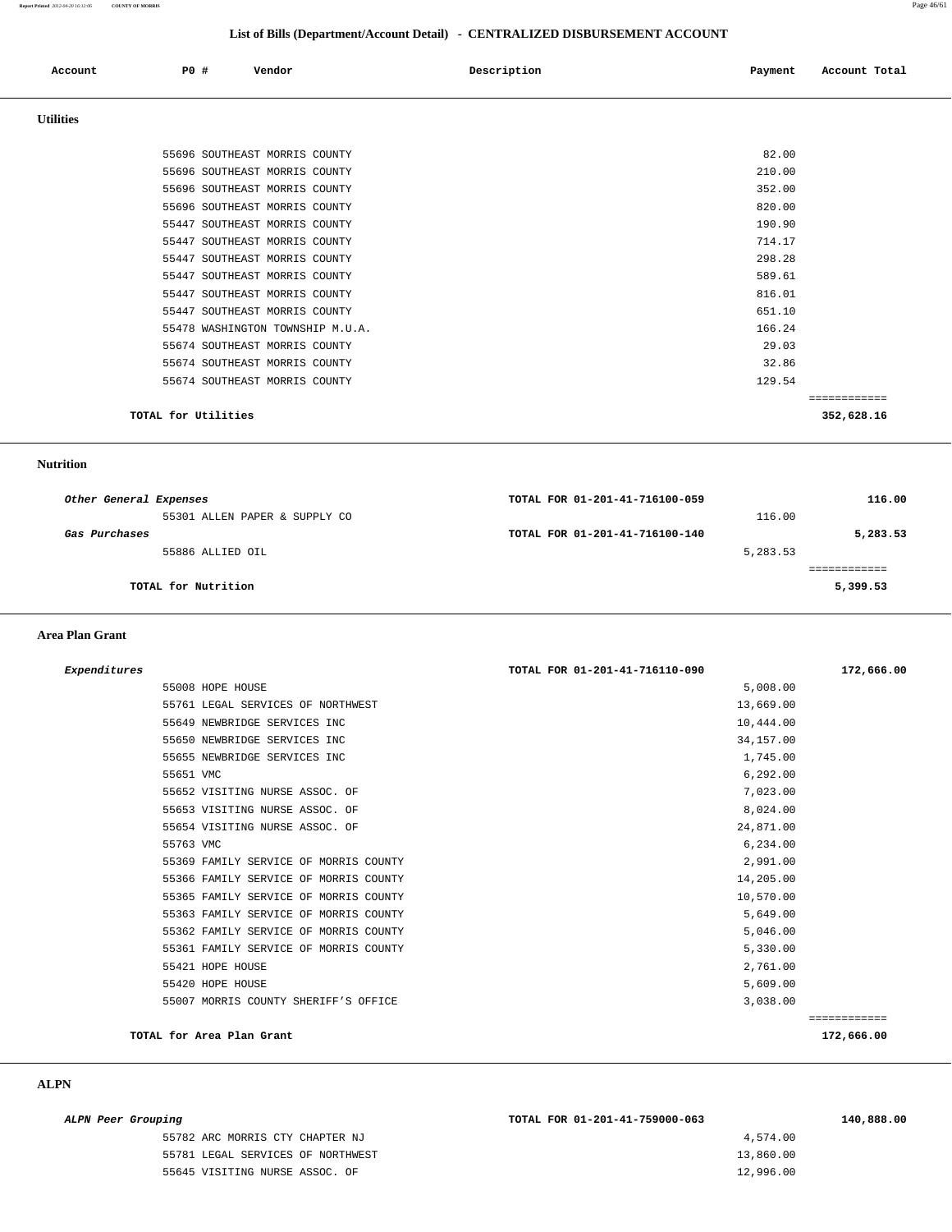## List of Bills (Department/Account Detail) - CENTRALIZED DISBURSEMENT ACCOUNT

| Account | PO # | Vendor | Description | Payment | Account Total |
|---|---|---|---|---|---|

### Utilities

| Account | PO # | Vendor | Description | Payment | Account Total |
|---|---|---|---|---|---|
| | 55696 | SOUTHEAST MORRIS COUNTY | | 82.00 | |
| | 55696 | SOUTHEAST MORRIS COUNTY | | 210.00 | |
| | 55696 | SOUTHEAST MORRIS COUNTY | | 352.00 | |
| | 55696 | SOUTHEAST MORRIS COUNTY | | 820.00 | |
| | 55447 | SOUTHEAST MORRIS COUNTY | | 190.90 | |
| | 55447 | SOUTHEAST MORRIS COUNTY | | 714.17 | |
| | 55447 | SOUTHEAST MORRIS COUNTY | | 298.28 | |
| | 55447 | SOUTHEAST MORRIS COUNTY | | 589.61 | |
| | 55447 | SOUTHEAST MORRIS COUNTY | | 816.01 | |
| | 55447 | SOUTHEAST MORRIS COUNTY | | 651.10 | |
| | 55478 | WASHINGTON TOWNSHIP M.U.A. | | 166.24 | |
| | 55674 | SOUTHEAST MORRIS COUNTY | | 29.03 | |
| | 55674 | SOUTHEAST MORRIS COUNTY | | 32.86 | |
| | 55674 | SOUTHEAST MORRIS COUNTY | | 129.54 | |
| **TOTAL for Utilities** | | | | | **352,628.16** |

### Nutrition

| Account | PO # | Vendor | Description | Payment | Account Total |
|---|---|---|---|---|---|
| ***Other General Expenses*** | | | TOTAL FOR 01-201-41-716100-059 | | **116.00** |
| | 55301 | ALLEN PAPER & SUPPLY CO | | 116.00 | |
| ***Gas Purchases*** | | | TOTAL FOR 01-201-41-716100-140 | | **5,283.53** |
| | 55886 | ALLIED OIL | | 5,283.53 | |
| **TOTAL for Nutrition** | | | | | **5,399.53** |

### Area Plan Grant

| Account | PO # | Vendor | Description | Payment | Account Total |
|---|---|---|---|---|---|
| ***Expenditures*** | | | TOTAL FOR 01-201-41-716110-090 | | **172,666.00** |
| | 55008 | HOPE HOUSE | | 5,008.00 | |
| | 55761 | LEGAL SERVICES OF NORTHWEST | | 13,669.00 | |
| | 55649 | NEWBRIDGE SERVICES INC | | 10,444.00 | |
| | 55650 | NEWBRIDGE SERVICES INC | | 34,157.00 | |
| | 55655 | NEWBRIDGE SERVICES INC | | 1,745.00 | |
| | 55651 | VMC | | 6,292.00 | |
| | 55652 | VISITING NURSE ASSOC. OF | | 7,023.00 | |
| | 55653 | VISITING NURSE ASSOC. OF | | 8,024.00 | |
| | 55654 | VISITING NURSE ASSOC. OF | | 24,871.00 | |
| | 55763 | VMC | | 6,234.00 | |
| | 55369 | FAMILY SERVICE OF MORRIS COUNTY | | 2,991.00 | |
| | 55366 | FAMILY SERVICE OF MORRIS COUNTY | | 14,205.00 | |
| | 55365 | FAMILY SERVICE OF MORRIS COUNTY | | 10,570.00 | |
| | 55363 | FAMILY SERVICE OF MORRIS COUNTY | | 5,649.00 | |
| | 55362 | FAMILY SERVICE OF MORRIS COUNTY | | 5,046.00 | |
| | 55361 | FAMILY SERVICE OF MORRIS COUNTY | | 5,330.00 | |
| | 55421 | HOPE HOUSE | | 2,761.00 | |
| | 55420 | HOPE HOUSE | | 5,609.00 | |
| | 55007 | MORRIS COUNTY SHERIFF'S OFFICE | | 3,038.00 | |
| **TOTAL for Area Plan Grant** | | | | | **172,666.00** |

### ALPN

| Account | PO # | Vendor | Description | Payment | Account Total |
|---|---|---|---|---|---|
| ***ALPN Peer Grouping*** | | | TOTAL FOR 01-201-41-759000-063 | | **140,888.00** |
| | 55782 | ARC MORRIS CTY CHAPTER NJ | | 4,574.00 | |
| | 55781 | LEGAL SERVICES OF NORTHWEST | | 13,860.00 | |
| | 55645 | VISITING NURSE ASSOC. OF | | 12,996.00 | |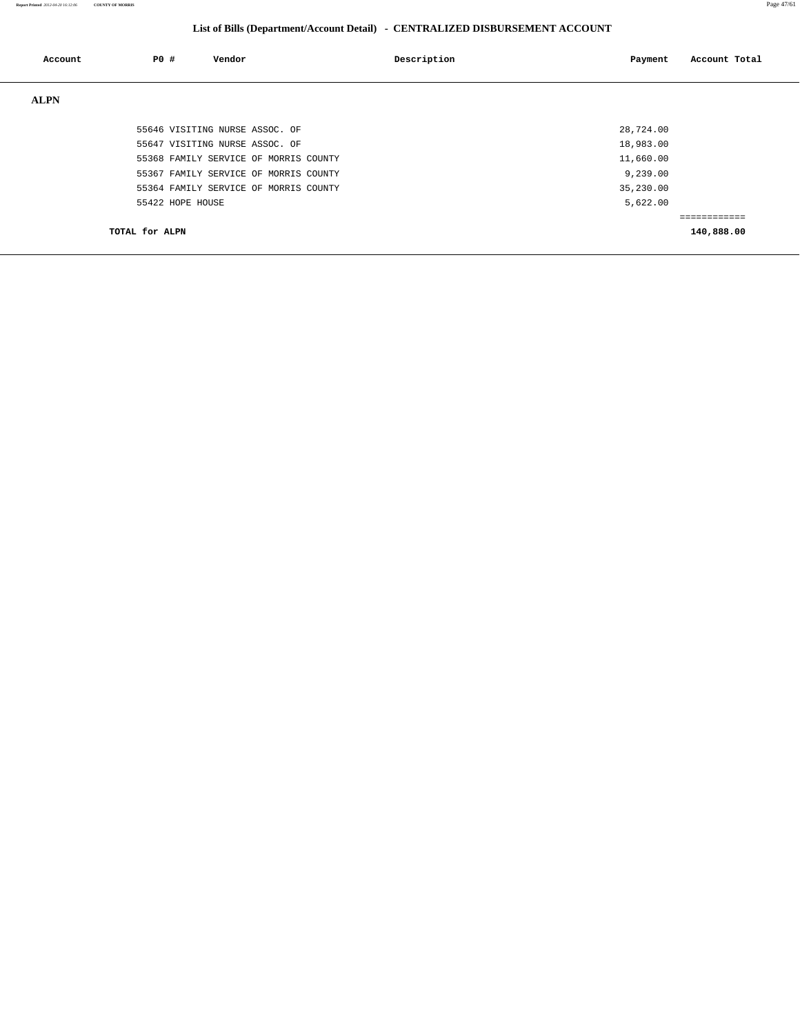## List of Bills (Department/Account Detail) - CENTRALIZED DISBURSEMENT ACCOUNT

| Account | PO # | Vendor | Description | Payment | Account Total |
|---|---|---|---|---|---|
| **ALPN** | | | | | |
| | 55646 | VISITING NURSE ASSOC. OF | | 28,724.00 | |
| | 55647 | VISITING NURSE ASSOC. OF | | 18,983.00 | |
| | 55368 | FAMILY SERVICE OF MORRIS COUNTY | | 11,660.00 | |
| | 55367 | FAMILY SERVICE OF MORRIS COUNTY | | 9,239.00 | |
| | 55364 | FAMILY SERVICE OF MORRIS COUNTY | | 35,230.00 | |
| | 55422 | HOPE HOUSE | | 5,622.00 | |
| | | | | | ============ |
| | **TOTAL for ALPN** | | | | **140,888.00** |